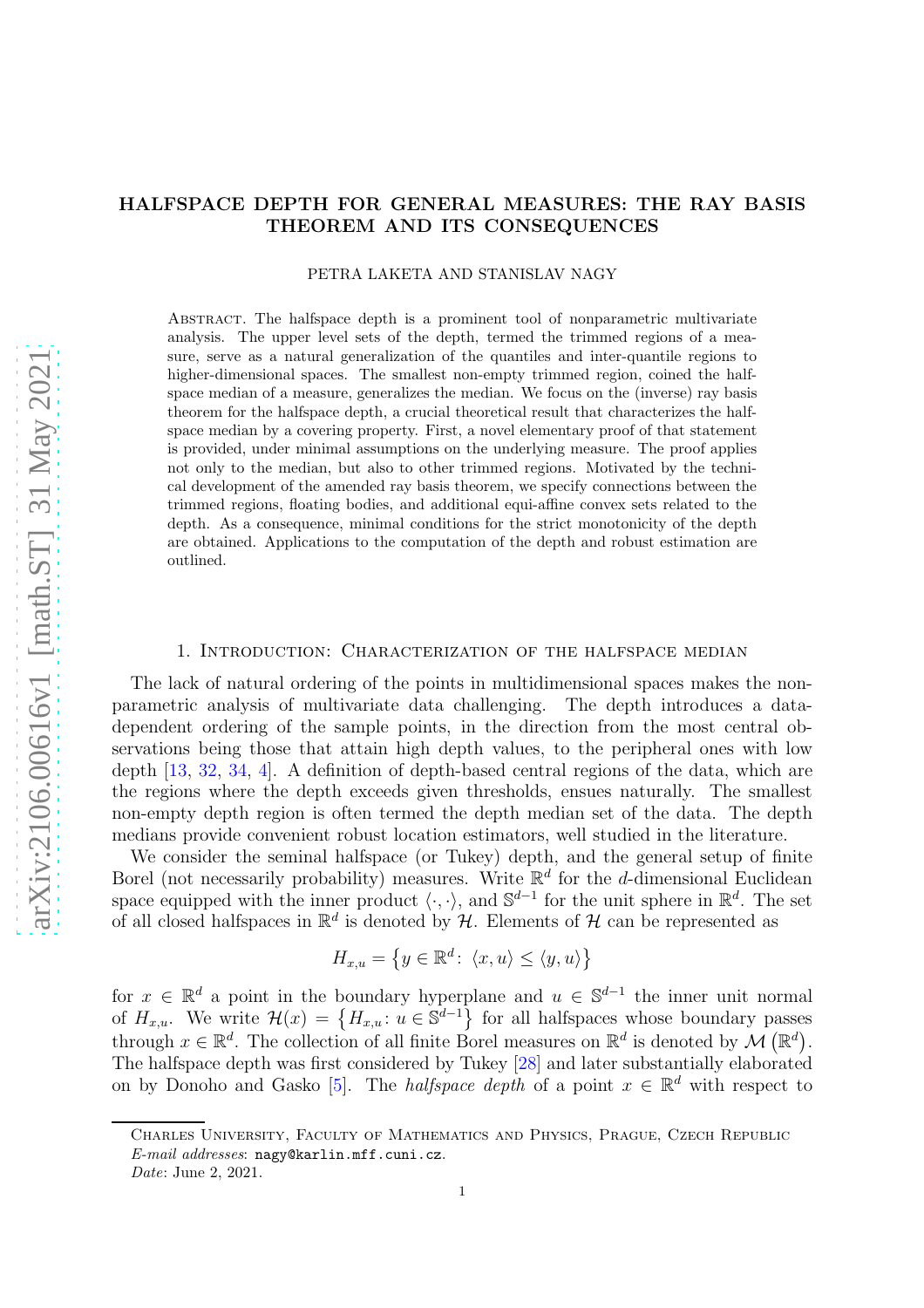# HALFSPACE DEPTH FOR GENERAL MEASURES: THE RAY BASIS THEOREM AND ITS CONSEQUENCES

PETRA LAKETA AND STANISLAV NAGY

Abstract. The halfspace depth is a prominent tool of nonparametric multivariate analysis. The upper level sets of the depth, termed the trimmed regions of a measure, serve as a natural generalization of the quantiles and inter-quantile regions to higher-dimensional spaces. The smallest non-empty trimmed region, coined the halfspace median of a measure, generalizes the median. We focus on the (inverse) ray basis theorem for the halfspace depth, a crucial theoretical result that characterizes the halfspace median by a covering property. First, a novel elementary proof of that statement is provided, under minimal assumptions on the underlying measure. The proof applies not only to the median, but also to other trimmed regions. Motivated by the technical development of the amended ray basis theorem, we specify connections between the trimmed regions, floating bodies, and additional equi-affine convex sets related to the depth. As a consequence, minimal conditions for the strict monotonicity of the depth are obtained. Applications to the computation of the depth and robust estimation are outlined.

## 1. Introduction: Characterization of the halfspace median

The lack of natural ordering of the points in multidimensional spaces makes the nonparametric analysis of multivariate data challenging. The depth introduces a data-dependent ordering of the sample points, in the direction from the most central observations being those that attain high depth values, to the peripheral ones with low depth [13, 32, 34, 4]. A definition of depth-based central regions of the data, which are the regions where the depth exceeds given thresholds, ensues naturally. The smallest non-empty depth region is often termed the depth median set of the data. The depth medians provide convenient robust location estimators, well studied in the literature.

We consider the seminal halfspace (or Tukey) depth, and the general setup of finite Borel (not necessarily probability) measures. Write $\mathbb{R}^d$ for the $d$-dimensional Euclidean space equipped with the inner product $\langle \cdot, \cdot \rangle$, and $\mathbb{S}^{d-1}$ for the unit sphere in $\mathbb{R}^d$. The set of all closed halfspaces in $\mathbb{R}^d$ is denoted by $\mathcal{H}$. Elements of $\mathcal{H}$ can be represented as

$$H_{x,u} = \left\{ y \in \mathbb{R}^d \colon \langle x, u \rangle \leq \langle y, u \rangle \right\}$$

for $x \in \mathbb{R}^d$ a point in the boundary hyperplane and $u \in \mathbb{S}^{d-1}$ the inner unit normal of $H_{x,u}$. We write $\mathcal{H}(x) = \left\{ H_{x,u} \colon u \in \mathbb{S}^{d-1} \right\}$ for all halfspaces whose boundary passes through $x \in \mathbb{R}^d$. The collection of all finite Borel measures on $\mathbb{R}^d$ is denoted by $\mathcal{M}\left(\mathbb{R}^d\right)$. The halfspace depth was first considered by Tukey [28] and later substantially elaborated on by Donoho and Gasko [5]. The *halfspace depth* of a point $x \in \mathbb{R}^d$ with respect to

Charles University, Faculty of Mathematics and Physics, Prague, Czech Republic
*E-mail addresses*: nagy@karlin.mff.cuni.cz.
*Date*: June 2, 2021.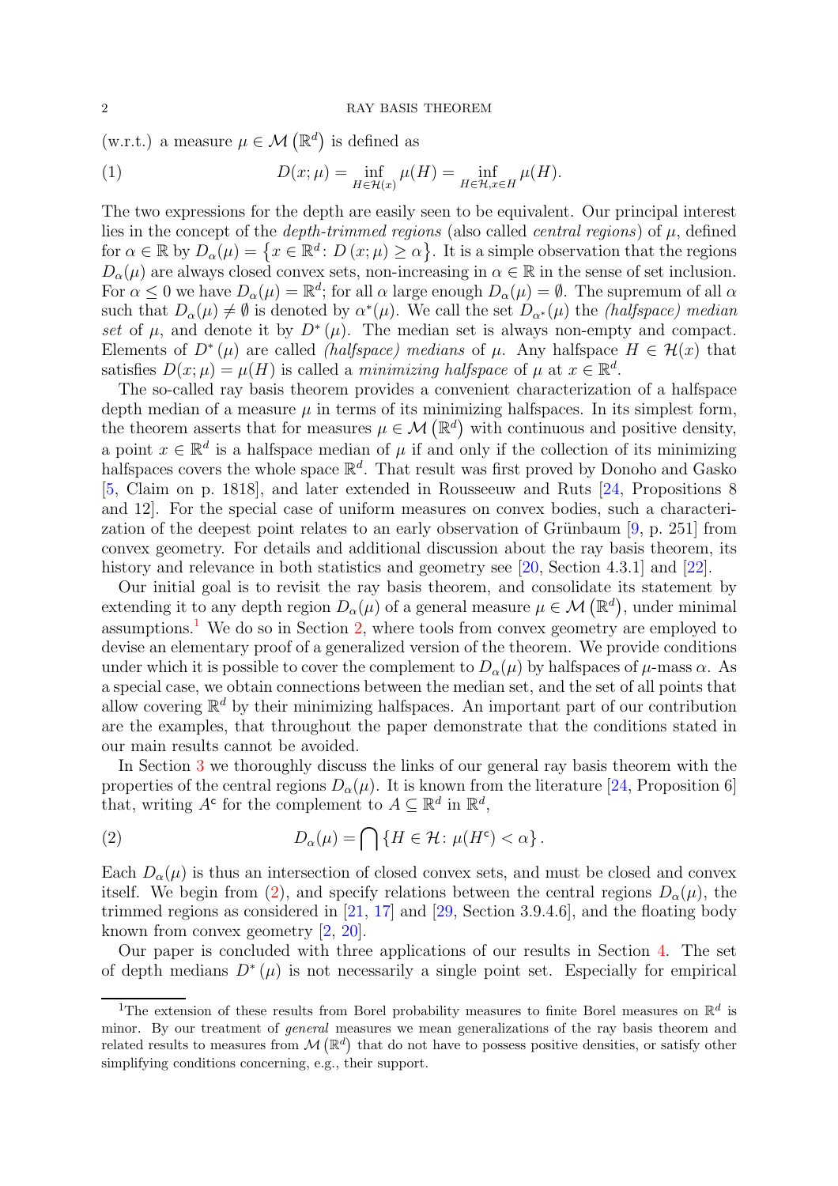(w.r.t.) a measure $\mu \in \mathcal{M}(\mathbb{R}^d)$ is defined as

$$D(x;\mu) = \inf_{H \in \mathcal{H}(x)} \mu(H) = \inf_{H \in \mathcal{H}, x \in H} \mu(H). \tag{1}$$

The two expressions for the depth are easily seen to be equivalent. Our principal interest lies in the concept of the *depth-trimmed regions* (also called *central regions*) of $\mu$, defined for $\alpha \in \mathbb{R}$ by $D_\alpha(\mu) = \{x \in \mathbb{R}^d : D(x;\mu) \geq \alpha\}$. It is a simple observation that the regions $D_\alpha(\mu)$ are always closed convex sets, non-increasing in $\alpha \in \mathbb{R}$ in the sense of set inclusion. For $\alpha \leq 0$ we have $D_\alpha(\mu) = \mathbb{R}^d$; for all $\alpha$ large enough $D_\alpha(\mu) = \emptyset$. The supremum of all $\alpha$ such that $D_\alpha(\mu) \neq \emptyset$ is denoted by $\alpha^*(\mu)$. We call the set $D_{\alpha^*}(\mu)$ the *(halfspace) median set* of $\mu$, and denote it by $D^*(\mu)$. The median set is always non-empty and compact. Elements of $D^*(\mu)$ are called *(halfspace) medians* of $\mu$. Any halfspace $H \in \mathcal{H}(x)$ that satisfies $D(x;\mu) = \mu(H)$ is called a *minimizing halfspace* of $\mu$ at $x \in \mathbb{R}^d$.

The so-called ray basis theorem provides a convenient characterization of a halfspace depth median of a measure $\mu$ in terms of its minimizing halfspaces. In its simplest form, the theorem asserts that for measures $\mu \in \mathcal{M}(\mathbb{R}^d)$ with continuous and positive density, a point $x \in \mathbb{R}^d$ is a halfspace median of $\mu$ if and only if the collection of its minimizing halfspaces covers the whole space $\mathbb{R}^d$. That result was first proved by Donoho and Gasko [5, Claim on p. 1818], and later extended in Rousseeuw and Ruts [24, Propositions 8 and 12]. For the special case of uniform measures on convex bodies, such a characterization of the deepest point relates to an early observation of Grünbaum [9, p. 251] from convex geometry. For details and additional discussion about the ray basis theorem, its history and relevance in both statistics and geometry see [20, Section 4.3.1] and [22].

Our initial goal is to revisit the ray basis theorem, and consolidate its statement by extending it to any depth region $D_\alpha(\mu)$ of a general measure $\mu \in \mathcal{M}(\mathbb{R}^d)$, under minimal assumptions.[1] We do so in Section 2, where tools from convex geometry are employed to devise an elementary proof of a generalized version of the theorem. We provide conditions under which it is possible to cover the complement to $D_\alpha(\mu)$ by halfspaces of $\mu$-mass $\alpha$. As a special case, we obtain connections between the median set, and the set of all points that allow covering $\mathbb{R}^d$ by their minimizing halfspaces. An important part of our contribution are the examples, that throughout the paper demonstrate that the conditions stated in our main results cannot be avoided.

In Section 3 we thoroughly discuss the links of our general ray basis theorem with the properties of the central regions $D_\alpha(\mu)$. It is known from the literature [24, Proposition 6] that, writing $A^{\mathsf{c}}$ for the complement to $A \subseteq \mathbb{R}^d$ in $\mathbb{R}^d$,

$$D_\alpha(\mu) = \bigcap \{H \in \mathcal{H} : \mu(H^{\mathsf{c}}) < \alpha\}. \tag{2}$$

Each $D_\alpha(\mu)$ is thus an intersection of closed convex sets, and must be closed and convex itself. We begin from (2), and specify relations between the central regions $D_\alpha(\mu)$, the trimmed regions as considered in [21, 17] and [29, Section 3.9.4.6], and the floating body known from convex geometry [2, 20].

Our paper is concluded with three applications of our results in Section 4. The set of depth medians $D^*(\mu)$ is not necessarily a single point set. Especially for empirical

[1] The extension of these results from Borel probability measures to finite Borel measures on $\mathbb{R}^d$ is minor. By our treatment of *general* measures we mean generalizations of the ray basis theorem and related results to measures from $\mathcal{M}(\mathbb{R}^d)$ that do not have to possess positive densities, or satisfy other simplifying conditions concerning, e.g., their support.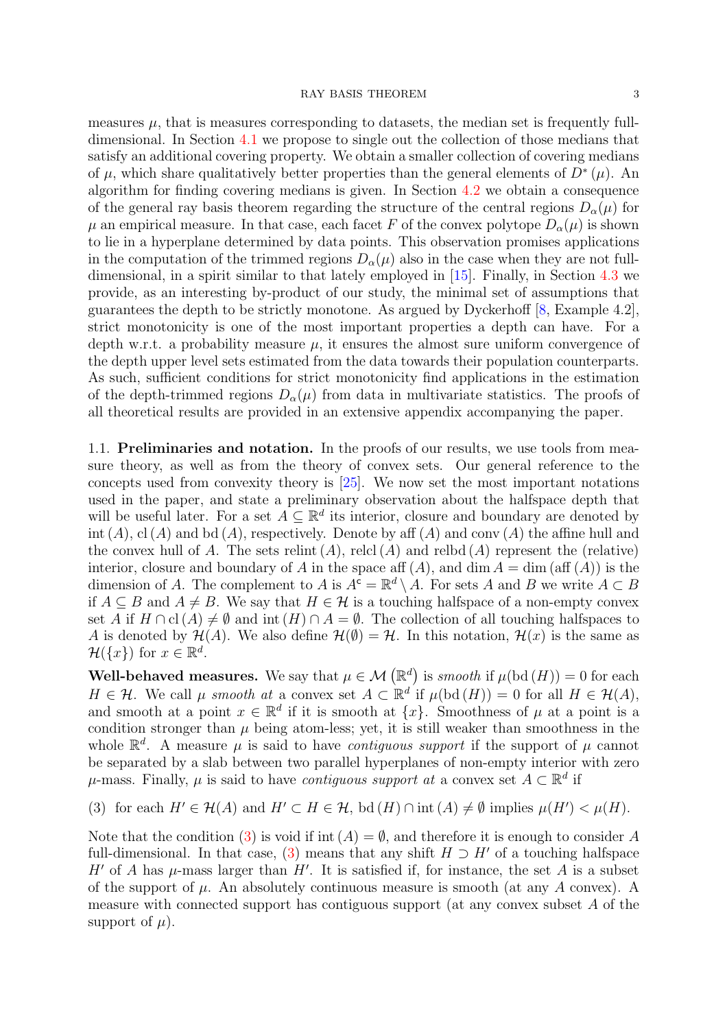measures $\mu$, that is measures corresponding to datasets, the median set is frequently full-dimensional. In Section 4.1 we propose to single out the collection of those medians that satisfy an additional covering property. We obtain a smaller collection of covering medians of $\mu$, which share qualitatively better properties than the general elements of $D^*(\mu)$. An algorithm for finding covering medians is given. In Section 4.2 we obtain a consequence of the general ray basis theorem regarding the structure of the central regions $D_\alpha(\mu)$ for $\mu$ an empirical measure. In that case, each facet $F$ of the convex polytope $D_\alpha(\mu)$ is shown to lie in a hyperplane determined by data points. This observation promises applications in the computation of the trimmed regions $D_\alpha(\mu)$ also in the case when they are not full-dimensional, in a spirit similar to that lately employed in [15]. Finally, in Section 4.3 we provide, as an interesting by-product of our study, the minimal set of assumptions that guarantees the depth to be strictly monotone. As argued by Dyckerhoff [8, Example 4.2], strict monotonicity is one of the most important properties a depth can have. For a depth w.r.t. a probability measure $\mu$, it ensures the almost sure uniform convergence of the depth upper level sets estimated from the data towards their population counterparts. As such, sufficient conditions for strict monotonicity find applications in the estimation of the depth-trimmed regions $D_\alpha(\mu)$ from data in multivariate statistics. The proofs of all theoretical results are provided in an extensive appendix accompanying the paper.

## 1.1. Preliminaries and notation.

In the proofs of our results, we use tools from measure theory, as well as from the theory of convex sets. Our general reference to the concepts used from convexity theory is [25]. We now set the most important notations used in the paper, and state a preliminary observation about the halfspace depth that will be useful later. For a set $A \subseteq \mathbb{R}^d$ its interior, closure and boundary are denoted by $\operatorname{int}(A)$, $\operatorname{cl}(A)$ and $\operatorname{bd}(A)$, respectively. Denote by $\operatorname{aff}(A)$ and $\operatorname{conv}(A)$ the affine hull and the convex hull of $A$. The sets $\operatorname{relint}(A)$, $\operatorname{relcl}(A)$ and $\operatorname{relbd}(A)$ represent the (relative) interior, closure and boundary of $A$ in the space $\operatorname{aff}(A)$, and $\dim A = \dim(\operatorname{aff}(A))$ is the dimension of $A$. The complement to $A$ is $A^{\mathsf{c}} = \mathbb{R}^d \setminus A$. For sets $A$ and $B$ we write $A \subset B$ if $A \subseteq B$ and $A \neq B$. We say that $H \in \mathcal{H}$ is a touching halfspace of a non-empty convex set $A$ if $H \cap \operatorname{cl}(A) \neq \emptyset$ and $\operatorname{int}(H) \cap A = \emptyset$. The collection of all touching halfspaces to $A$ is denoted by $\mathcal{H}(A)$. We also define $\mathcal{H}(\emptyset) = \mathcal{H}$. In this notation, $\mathcal{H}(x)$ is the same as $\mathcal{H}(\{x\})$ for $x \in \mathbb{R}^d$.

**Well-behaved measures.** We say that $\mu \in \mathcal{M}\left(\mathbb{R}^d\right)$ is *smooth* if $\mu(\operatorname{bd}(H)) = 0$ for each $H \in \mathcal{H}$. We call $\mu$ *smooth at* a convex set $A \subset \mathbb{R}^d$ if $\mu(\operatorname{bd}(H)) = 0$ for all $H \in \mathcal{H}(A)$, and smooth at a point $x \in \mathbb{R}^d$ if it is smooth at $\{x\}$. Smoothness of $\mu$ at a point is a condition stronger than $\mu$ being atom-less; yet, it is still weaker than smoothness in the whole $\mathbb{R}^d$. A measure $\mu$ is said to have *contiguous support* if the support of $\mu$ cannot be separated by a slab between two parallel hyperplanes of non-empty interior with zero $\mu$-mass. Finally, $\mu$ is said to have *contiguous support at* a convex set $A \subset \mathbb{R}^d$ if

(3) for each $H' \in \mathcal{H}(A)$ and $H' \subset H \in \mathcal{H}$, $\operatorname{bd}(H) \cap \operatorname{int}(A) \neq \emptyset$ implies $\mu(H') < \mu(H)$.

Note that the condition (3) is void if $\operatorname{int}(A) = \emptyset$, and therefore it is enough to consider $A$ full-dimensional. In that case, (3) means that any shift $H \supset H'$ of a touching halfspace $H'$ of $A$ has $\mu$-mass larger than $H'$. It is satisfied if, for instance, the set $A$ is a subset of the support of $\mu$. An absolutely continuous measure is smooth (at any $A$ convex). A measure with connected support has contiguous support (at any convex subset $A$ of the support of $\mu$).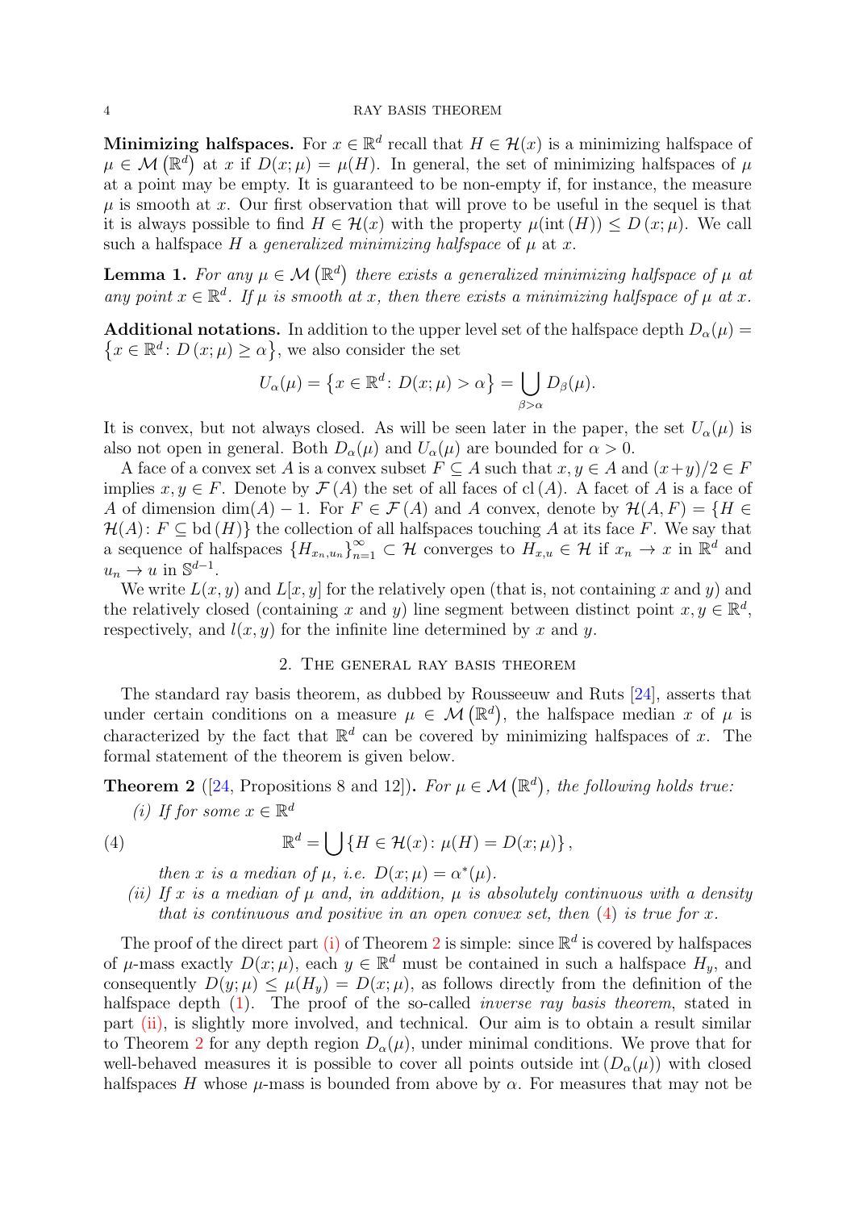**Minimizing halfspaces.** For $x \in \mathbb{R}^d$ recall that $H \in \mathcal{H}(x)$ is a minimizing halfspace of $\mu \in \mathcal{M}(\mathbb{R}^d)$ at $x$ if $D(x;\mu) = \mu(H)$. In general, the set of minimizing halfspaces of $\mu$ at a point may be empty. It is guaranteed to be non-empty if, for instance, the measure $\mu$ is smooth at $x$. Our first observation that will prove to be useful in the sequel is that it is always possible to find $H \in \mathcal{H}(x)$ with the property $\mu(\mathrm{int}(H)) \leq D(x;\mu)$. We call such a halfspace $H$ a *generalized minimizing halfspace* of $\mu$ at $x$.

**Lemma 1.** *For any $\mu \in \mathcal{M}(\mathbb{R}^d)$ there exists a generalized minimizing halfspace of $\mu$ at any point $x \in \mathbb{R}^d$. If $\mu$ is smooth at $x$, then there exists a minimizing halfspace of $\mu$ at $x$.*

**Additional notations.** In addition to the upper level set of the halfspace depth $D_\alpha(\mu) = \{x \in \mathbb{R}^d : D(x;\mu) \geq \alpha\}$, we also consider the set

$$U_\alpha(\mu) = \{x \in \mathbb{R}^d : D(x;\mu) > \alpha\} = \bigcup_{\beta > \alpha} D_\beta(\mu).$$

It is convex, but not always closed. As will be seen later in the paper, the set $U_\alpha(\mu)$ is also not open in general. Both $D_\alpha(\mu)$ and $U_\alpha(\mu)$ are bounded for $\alpha > 0$.

A face of a convex set $A$ is a convex subset $F \subseteq A$ such that $x, y \in A$ and $(x+y)/2 \in F$ implies $x, y \in F$. Denote by $\mathcal{F}(A)$ the set of all faces of $\mathrm{cl}(A)$. A facet of $A$ is a face of $A$ of dimension $\dim(A) - 1$. For $F \in \mathcal{F}(A)$ and $A$ convex, denote by $\mathcal{H}(A, F) = \{H \in \mathcal{H}(A) : F \subseteq \mathrm{bd}(H)\}$ the collection of all halfspaces touching $A$ at its face $F$. We say that a sequence of halfspaces $\{H_{x_n,u_n}\}_{n=1}^{\infty} \subset \mathcal{H}$ converges to $H_{x,u} \in \mathcal{H}$ if $x_n \to x$ in $\mathbb{R}^d$ and $u_n \to u$ in $\mathbb{S}^{d-1}$.

We write $L(x, y)$ and $L[x, y]$ for the relatively open (that is, not containing $x$ and $y$) and the relatively closed (containing $x$ and $y$) line segment between distinct point $x, y \in \mathbb{R}^d$, respectively, and $l(x, y)$ for the infinite line determined by $x$ and $y$.

## 2. The general ray basis theorem

The standard ray basis theorem, as dubbed by Rousseeuw and Ruts [24], asserts that under certain conditions on a measure $\mu \in \mathcal{M}(\mathbb{R}^d)$, the halfspace median $x$ of $\mu$ is characterized by the fact that $\mathbb{R}^d$ can be covered by minimizing halfspaces of $x$. The formal statement of the theorem is given below.

**Theorem 2** ([24, Propositions 8 and 12])**.** *For $\mu \in \mathcal{M}(\mathbb{R}^d)$, the following holds true:*

*(i) If for some $x \in \mathbb{R}^d$*

$$\mathbb{R}^d = \bigcup \{H \in \mathcal{H}(x) : \mu(H) = D(x;\mu)\}, \tag{4}$$

*then $x$ is a median of $\mu$, i.e. $D(x;\mu) = \alpha^*(\mu)$.*

*(ii) If $x$ is a median of $\mu$ and, in addition, $\mu$ is absolutely continuous with a density that is continuous and positive in an open convex set, then (4) is true for $x$.*

The proof of the direct part (i) of Theorem 2 is simple: since $\mathbb{R}^d$ is covered by halfspaces of $\mu$-mass exactly $D(x;\mu)$, each $y \in \mathbb{R}^d$ must be contained in such a halfspace $H_y$, and consequently $D(y;\mu) \leq \mu(H_y) = D(x;\mu)$, as follows directly from the definition of the halfspace depth (1). The proof of the so-called *inverse ray basis theorem*, stated in part (ii), is slightly more involved, and technical. Our aim is to obtain a result similar to Theorem 2 for any depth region $D_\alpha(\mu)$, under minimal conditions. We prove that for well-behaved measures it is possible to cover all points outside $\mathrm{int}(D_\alpha(\mu))$ with closed halfspaces $H$ whose $\mu$-mass is bounded from above by $\alpha$. For measures that may not be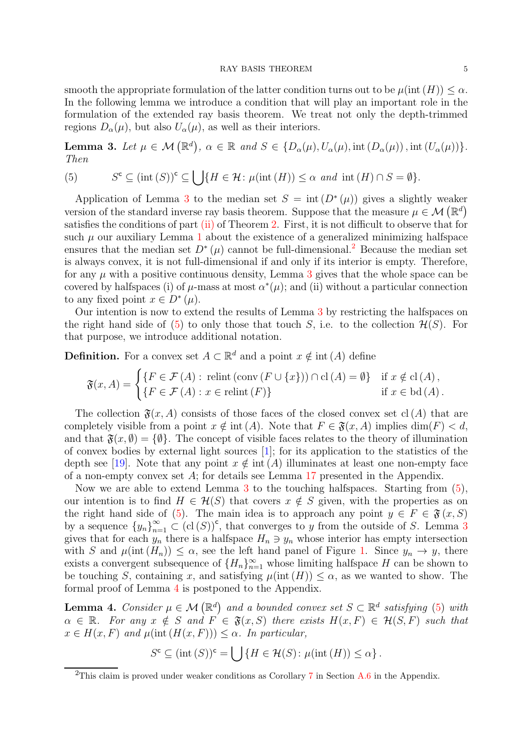smooth the appropriate formulation of the latter condition turns out to be $\mu(\operatorname{int}(H)) \leq \alpha$. In the following lemma we introduce a condition that will play an important role in the formulation of the extended ray basis theorem. We treat not only the depth-trimmed regions $D_\alpha(\mu)$, but also $U_\alpha(\mu)$, as well as their interiors.

**Lemma 3.** *Let $\mu \in \mathcal{M}(\mathbb{R}^d)$, $\alpha \in \mathbb{R}$ and $S \in \{D_\alpha(\mu), U_\alpha(\mu), \operatorname{int}(D_\alpha(\mu)), \operatorname{int}(U_\alpha(\mu))\}$. Then*

$$S^{\mathsf{c}} \subseteq (\operatorname{int}(S))^{\mathsf{c}} \subseteq \bigcup \{H \in \mathcal{H} \colon \mu(\operatorname{int}(H)) \leq \alpha \text{ and } \operatorname{int}(H) \cap S = \emptyset\}. \tag{5}$$

Application of Lemma 3 to the median set $S = \operatorname{int}(D^*(\mu))$ gives a slightly weaker version of the standard inverse ray basis theorem. Suppose that the measure $\mu \in \mathcal{M}(\mathbb{R}^d)$ satisfies the conditions of part (ii) of Theorem 2. First, it is not difficult to observe that for such $\mu$ our auxiliary Lemma 1 about the existence of a generalized minimizing halfspace ensures that the median set $D^*(\mu)$ cannot be full-dimensional.[2] Because the median set is always convex, it is not full-dimensional if and only if its interior is empty. Therefore, for any $\mu$ with a positive continuous density, Lemma 3 gives that the whole space can be covered by halfspaces (i) of $\mu$-mass at most $\alpha^*(\mu)$; and (ii) without a particular connection to any fixed point $x \in D^*(\mu)$.

Our intention is now to extend the results of Lemma 3 by restricting the halfspaces on the right hand side of (5) to only those that touch $S$, i.e. to the collection $\mathcal{H}(S)$. For that purpose, we introduce additional notation.

**Definition.** For a convex set $A \subset \mathbb{R}^d$ and a point $x \notin \operatorname{int}(A)$ define

$$\mathfrak{F}(x, A) = \begin{cases} \{F \in \mathcal{F}(A) : \operatorname{relint}(\operatorname{conv}(F \cup \{x\})) \cap \operatorname{cl}(A) = \emptyset\} & \text{if } x \notin \operatorname{cl}(A), \\ \{F \in \mathcal{F}(A) : x \in \operatorname{relint}(F)\} & \text{if } x \in \operatorname{bd}(A). \end{cases}$$

The collection $\mathfrak{F}(x, A)$ consists of those faces of the closed convex set $\operatorname{cl}(A)$ that are completely visible from a point $x \notin \operatorname{int}(A)$. Note that $F \in \mathfrak{F}(x, A)$ implies $\dim(F) < d$, and that $\mathfrak{F}(x, \emptyset) = \{\emptyset\}$. The concept of visible faces relates to the theory of illumination of convex bodies by external light sources [1]; for its application to the statistics of the depth see [19]. Note that any point $x \notin \operatorname{int}(A)$ illuminates at least one non-empty face of a non-empty convex set $A$; for details see Lemma 17 presented in the Appendix.

Now we are able to extend Lemma 3 to the touching halfspaces. Starting from (5), our intention is to find $H \in \mathcal{H}(S)$ that covers $x \notin S$ given, with the properties as on the right hand side of (5). The main idea is to approach any point $y \in F \in \mathfrak{F}(x, S)$ by a sequence $\{y_n\}_{n=1}^\infty \subset (\operatorname{cl}(S))^{\mathsf{c}}$, that converges to $y$ from the outside of $S$. Lemma 3 gives that for each $y_n$ there is a halfspace $H_n \ni y_n$ whose interior has empty intersection with $S$ and $\mu(\operatorname{int}(H_n)) \leq \alpha$, see the left hand panel of Figure 1. Since $y_n \to y$, there exists a convergent subsequence of $\{H_n\}_{n=1}^\infty$ whose limiting halfspace $H$ can be shown to be touching $S$, containing $x$, and satisfying $\mu(\operatorname{int}(H)) \leq \alpha$, as we wanted to show. The formal proof of Lemma 4 is postponed to the Appendix.

**Lemma 4.** *Consider $\mu \in \mathcal{M}(\mathbb{R}^d)$ and a bounded convex set $S \subset \mathbb{R}^d$ satisfying (5) with $\alpha \in \mathbb{R}$. For any $x \notin S$ and $F \in \mathfrak{F}(x, S)$ there exists $H(x, F) \in \mathcal{H}(S, F)$ such that $x \in H(x, F)$ and $\mu(\operatorname{int}(H(x, F))) \leq \alpha$. In particular,*

$$S^{\mathsf{c}} \subseteq (\operatorname{int}(S))^{\mathsf{c}} = \bigcup \{H \in \mathcal{H}(S) \colon \mu(\operatorname{int}(H)) \leq \alpha\}.$$

---

[2] This claim is proved under weaker conditions as Corollary 7 in Section A.6 in the Appendix.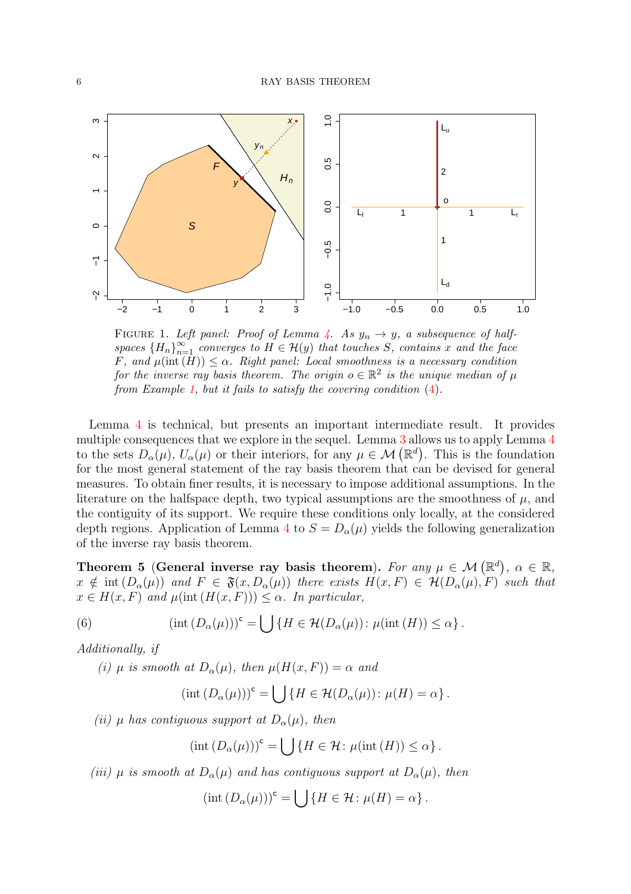FIGURE 1. *Left panel: Proof of Lemma 4. As $y_n \to y$, a subsequence of halfspaces $\{H_n\}_{n=1}^{\infty}$ converges to $H \in \mathcal{H}(y)$ that touches $S$, contains $x$ and the face $F$, and $\mu(\text{int}(H)) \leq \alpha$. Right panel: Local smoothness is a necessary condition for the inverse ray basis theorem. The origin $o \in \mathbb{R}^2$ is the unique median of $\mu$ from Example 1, but it fails to satisfy the covering condition (4).*

Lemma 4 is technical, but presents an important intermediate result. It provides multiple consequences that we explore in the sequel. Lemma 3 allows us to apply Lemma 4 to the sets $D_\alpha(\mu)$, $U_\alpha(\mu)$ or their interiors, for any $\mu \in \mathcal{M}(\mathbb{R}^d)$. This is the foundation for the most general statement of the ray basis theorem that can be devised for general measures. To obtain finer results, it is necessary to impose additional assumptions. In the literature on the halfspace depth, two typical assumptions are the smoothness of $\mu$, and the contiguity of its support. We require these conditions only locally, at the considered depth regions. Application of Lemma 4 to $S = D_\alpha(\mu)$ yields the following generalization of the inverse ray basis theorem.

**Theorem 5 (General inverse ray basis theorem).** *For any $\mu \in \mathcal{M}(\mathbb{R}^d)$, $\alpha \in \mathbb{R}$, $x \notin \text{int}(D_\alpha(\mu))$ and $F \in \mathfrak{F}(x, D_\alpha(\mu))$ there exists $H(x, F) \in \mathcal{H}(D_\alpha(\mu), F)$ such that $x \in H(x, F)$ and $\mu(\text{int}(H(x, F))) \leq \alpha$. In particular,*

$$(\text{int}(D_\alpha(\mu)))^{\mathsf{c}} = \bigcup \{H \in \mathcal{H}(D_\alpha(\mu)) \colon \mu(\text{int}(H)) \leq \alpha\}. \tag{6}$$

*Additionally, if*

*(i) $\mu$ is smooth at $D_\alpha(\mu)$, then $\mu(H(x, F)) = \alpha$ and*

$$(\text{int}(D_\alpha(\mu)))^{\mathsf{c}} = \bigcup \{H \in \mathcal{H}(D_\alpha(\mu)) \colon \mu(H) = \alpha\}.$$

*(ii) $\mu$ has contiguous support at $D_\alpha(\mu)$, then*

$$(\text{int}(D_\alpha(\mu)))^{\mathsf{c}} = \bigcup \{H \in \mathcal{H} \colon \mu(\text{int}(H)) \leq \alpha\}.$$

*(iii) $\mu$ is smooth at $D_\alpha(\mu)$ and has contiguous support at $D_\alpha(\mu)$, then*

$$(\text{int}(D_\alpha(\mu)))^{\mathsf{c}} = \bigcup \{H \in \mathcal{H} \colon \mu(H) = \alpha\}.$$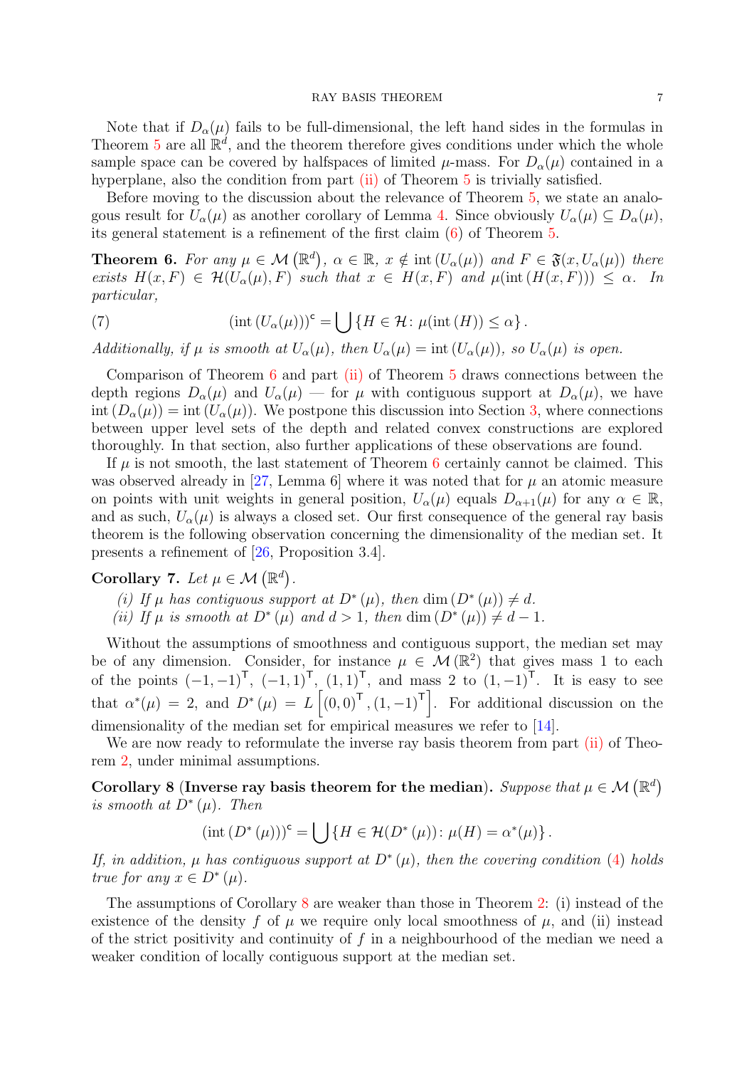Note that if $D_\alpha(\mu)$ fails to be full-dimensional, the left hand sides in the formulas in Theorem 5 are all $\mathbb{R}^d$, and the theorem therefore gives conditions under which the whole sample space can be covered by halfspaces of limited $\mu$-mass. For $D_\alpha(\mu)$ contained in a hyperplane, also the condition from part (ii) of Theorem 5 is trivially satisfied.

Before moving to the discussion about the relevance of Theorem 5, we state an analogous result for $U_\alpha(\mu)$ as another corollary of Lemma 4. Since obviously $U_\alpha(\mu) \subseteq D_\alpha(\mu)$, its general statement is a refinement of the first claim (6) of Theorem 5.

**Theorem 6.** *For any $\mu \in \mathcal{M}\left(\mathbb{R}^d\right)$, $\alpha \in \mathbb{R}$, $x \notin \operatorname{int}\left(U_\alpha(\mu)\right)$ and $F \in \mathfrak{F}(x, U_\alpha(\mu))$ there exists $H(x,F) \in \mathcal{H}(U_\alpha(\mu), F)$ such that $x \in H(x,F)$ and $\mu(\operatorname{int}\left(H(x,F)\right)) \leq \alpha$. In particular,*

$$(\operatorname{int}\left(U_\alpha(\mu)\right))^{\mathsf{c}} = \bigcup \left\{ H \in \mathcal{H} \colon \mu(\operatorname{int}\left(H\right)) \leq \alpha \right\}. \tag{7}$$

*Additionally, if $\mu$ is smooth at $U_\alpha(\mu)$, then $U_\alpha(\mu) = \operatorname{int}\left(U_\alpha(\mu)\right)$, so $U_\alpha(\mu)$ is open.*

Comparison of Theorem 6 and part (ii) of Theorem 5 draws connections between the depth regions $D_\alpha(\mu)$ and $U_\alpha(\mu)$ — for $\mu$ with contiguous support at $D_\alpha(\mu)$, we have $\operatorname{int}\left(D_\alpha(\mu)\right) = \operatorname{int}\left(U_\alpha(\mu)\right)$. We postpone this discussion into Section 3, where connections between upper level sets of the depth and related convex constructions are explored thoroughly. In that section, also further applications of these observations are found.

If $\mu$ is not smooth, the last statement of Theorem 6 certainly cannot be claimed. This was observed already in [27, Lemma 6] where it was noted that for $\mu$ an atomic measure on points with unit weights in general position, $U_\alpha(\mu)$ equals $D_{\alpha+1}(\mu)$ for any $\alpha \in \mathbb{R}$, and as such, $U_\alpha(\mu)$ is always a closed set. Our first consequence of the general ray basis theorem is the following observation concerning the dimensionality of the median set. It presents a refinement of [26, Proposition 3.4].

**Corollary 7.** *Let $\mu \in \mathcal{M}\left(\mathbb{R}^d\right)$.*

- *(i) If $\mu$ has contiguous support at $D^*(\mu)$, then $\dim\left(D^*(\mu)\right) \neq d$.*
- *(ii) If $\mu$ is smooth at $D^*(\mu)$ and $d > 1$, then $\dim\left(D^*(\mu)\right) \neq d-1$.*

Without the assumptions of smoothness and contiguous support, the median set may be of any dimension. Consider, for instance $\mu \in \mathcal{M}(\mathbb{R}^2)$ that gives mass 1 to each of the points $(-1,-1)^{\mathsf{T}}$, $(-1,1)^{\mathsf{T}}$, $(1,1)^{\mathsf{T}}$, and mass 2 to $(1,-1)^{\mathsf{T}}$. It is easy to see that $\alpha^*(\mu) = 2$, and $D^*(\mu) = L\left[(0,0)^{\mathsf{T}}, (1,-1)^{\mathsf{T}}\right]$. For additional discussion on the dimensionality of the median set for empirical measures we refer to [14].

We are now ready to reformulate the inverse ray basis theorem from part (ii) of Theorem 2, under minimal assumptions.

**Corollary 8 (Inverse ray basis theorem for the median).** *Suppose that $\mu \in \mathcal{M}\left(\mathbb{R}^d\right)$ is smooth at $D^*(\mu)$. Then*

$$(\operatorname{int}\left(D^*(\mu)\right))^{\mathsf{c}} = \bigcup \left\{ H \in \mathcal{H}(D^*(\mu)) \colon \mu(H) = \alpha^*(\mu) \right\}.$$

*If, in addition, $\mu$ has contiguous support at $D^*(\mu)$, then the covering condition (4) holds true for any $x \in D^*(\mu)$.*

The assumptions of Corollary 8 are weaker than those in Theorem 2: (i) instead of the existence of the density $f$ of $\mu$ we require only local smoothness of $\mu$, and (ii) instead of the strict positivity and continuity of $f$ in a neighbourhood of the median we need a weaker condition of locally contiguous support at the median set.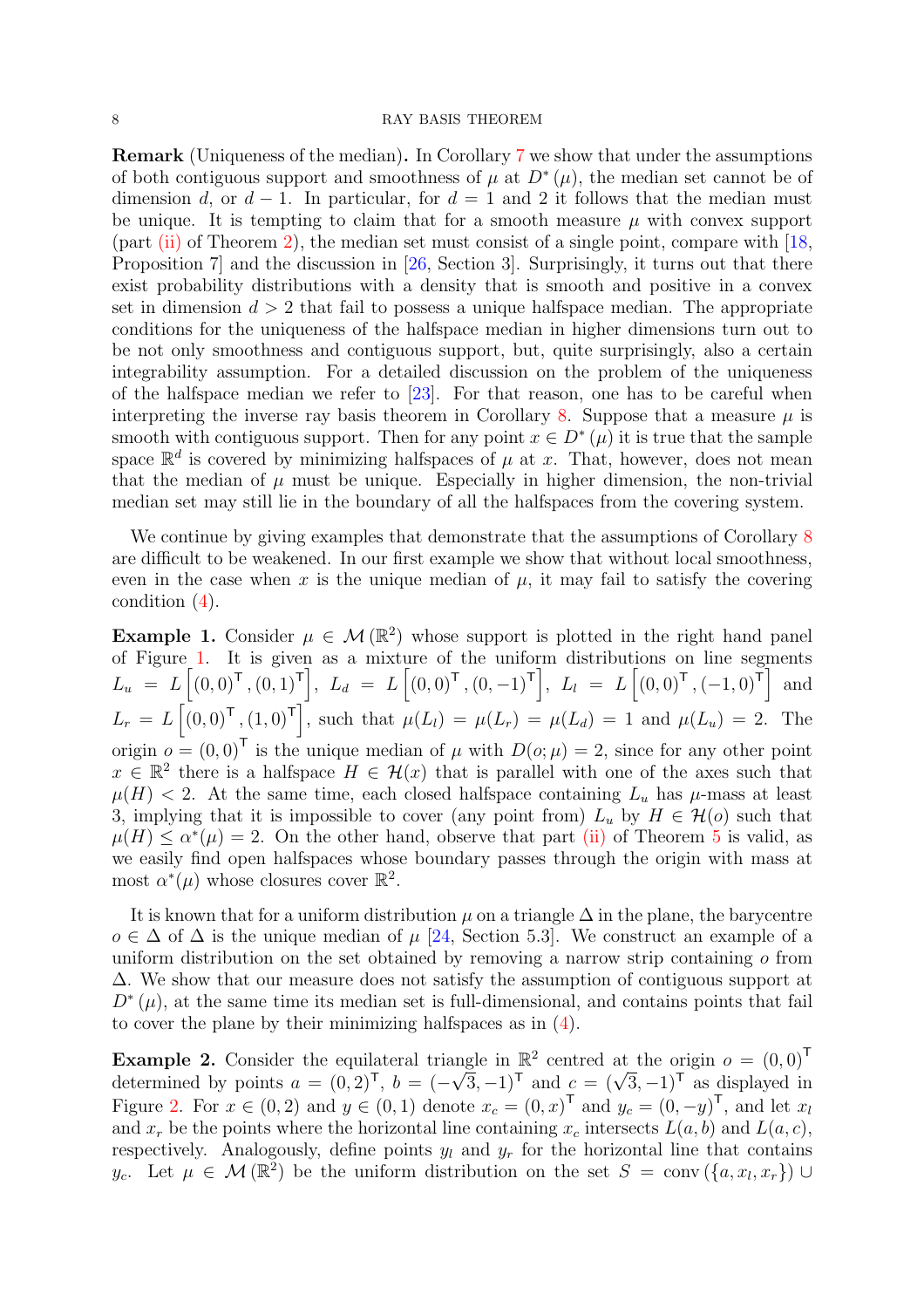**Remark** (Uniqueness of the median)**.** In Corollary 7 we show that under the assumptions of both contiguous support and smoothness of $\mu$ at $D^*(\mu)$, the median set cannot be of dimension $d$, or $d-1$. In particular, for $d = 1$ and 2 it follows that the median must be unique. It is tempting to claim that for a smooth measure $\mu$ with convex support (part (ii) of Theorem 2), the median set must consist of a single point, compare with [18, Proposition 7] and the discussion in [26, Section 3]. Surprisingly, it turns out that there exist probability distributions with a density that is smooth and positive in a convex set in dimension $d > 2$ that fail to possess a unique halfspace median. The appropriate conditions for the uniqueness of the halfspace median in higher dimensions turn out to be not only smoothness and contiguous support, but, quite surprisingly, also a certain integrability assumption. For a detailed discussion on the problem of the uniqueness of the halfspace median we refer to [23]. For that reason, one has to be careful when interpreting the inverse ray basis theorem in Corollary 8. Suppose that a measure $\mu$ is smooth with contiguous support. Then for any point $x \in D^*(\mu)$ it is true that the sample space $\mathbb{R}^d$ is covered by minimizing halfspaces of $\mu$ at $x$. That, however, does not mean that the median of $\mu$ must be unique. Especially in higher dimension, the non-trivial median set may still lie in the boundary of all the halfspaces from the covering system.

We continue by giving examples that demonstrate that the assumptions of Corollary 8 are difficult to be weakened. In our first example we show that without local smoothness, even in the case when $x$ is the unique median of $\mu$, it may fail to satisfy the covering condition (4).

**Example 1.** Consider $\mu \in \mathcal{M}(\mathbb{R}^2)$ whose support is plotted in the right hand panel of Figure 1. It is given as a mixture of the uniform distributions on line segments $L_u = L\left[(0,0)^\mathsf{T}, (0,1)^\mathsf{T}\right]$, $L_d = L\left[(0,0)^\mathsf{T}, (0,-1)^\mathsf{T}\right]$, $L_l = L\left[(0,0)^\mathsf{T}, (-1,0)^\mathsf{T}\right]$ and $L_r = L\left[(0,0)^\mathsf{T}, (1,0)^\mathsf{T}\right]$, such that $\mu(L_l) = \mu(L_r) = \mu(L_d) = 1$ and $\mu(L_u) = 2$. The origin $o = (0,0)^\mathsf{T}$ is the unique median of $\mu$ with $D(o;\mu) = 2$, since for any other point $x \in \mathbb{R}^2$ there is a halfspace $H \in \mathcal{H}(x)$ that is parallel with one of the axes such that $\mu(H) < 2$. At the same time, each closed halfspace containing $L_u$ has $\mu$-mass at least 3, implying that it is impossible to cover (any point from) $L_u$ by $H \in \mathcal{H}(o)$ such that $\mu(H) \leq \alpha^*(\mu) = 2$. On the other hand, observe that part (ii) of Theorem 5 is valid, as we easily find open halfspaces whose boundary passes through the origin with mass at most $\alpha^*(\mu)$ whose closures cover $\mathbb{R}^2$.

It is known that for a uniform distribution $\mu$ on a triangle $\Delta$ in the plane, the barycentre $o \in \Delta$ of $\Delta$ is the unique median of $\mu$ [24, Section 5.3]. We construct an example of a uniform distribution on the set obtained by removing a narrow strip containing $o$ from $\Delta$. We show that our measure does not satisfy the assumption of contiguous support at $D^*(\mu)$, at the same time its median set is full-dimensional, and contains points that fail to cover the plane by their minimizing halfspaces as in (4).

**Example 2.** Consider the equilateral triangle in $\mathbb{R}^2$ centred at the origin $o = (0,0)^\mathsf{T}$ determined by points $a = (0,2)^\mathsf{T}$, $b = (-\sqrt{3},-1)^\mathsf{T}$ and $c = (\sqrt{3},-1)^\mathsf{T}$ as displayed in Figure 2. For $x \in (0,2)$ and $y \in (0,1)$ denote $x_c = (0,x)^\mathsf{T}$ and $y_c = (0,-y)^\mathsf{T}$, and let $x_l$ and $x_r$ be the points where the horizontal line containing $x_c$ intersects $L(a,b)$ and $L(a,c)$, respectively. Analogously, define points $y_l$ and $y_r$ for the horizontal line that contains $y_c$. Let $\mu \in \mathcal{M}(\mathbb{R}^2)$ be the uniform distribution on the set $S = \operatorname{conv}(\{a, x_l, x_r\}) \cup$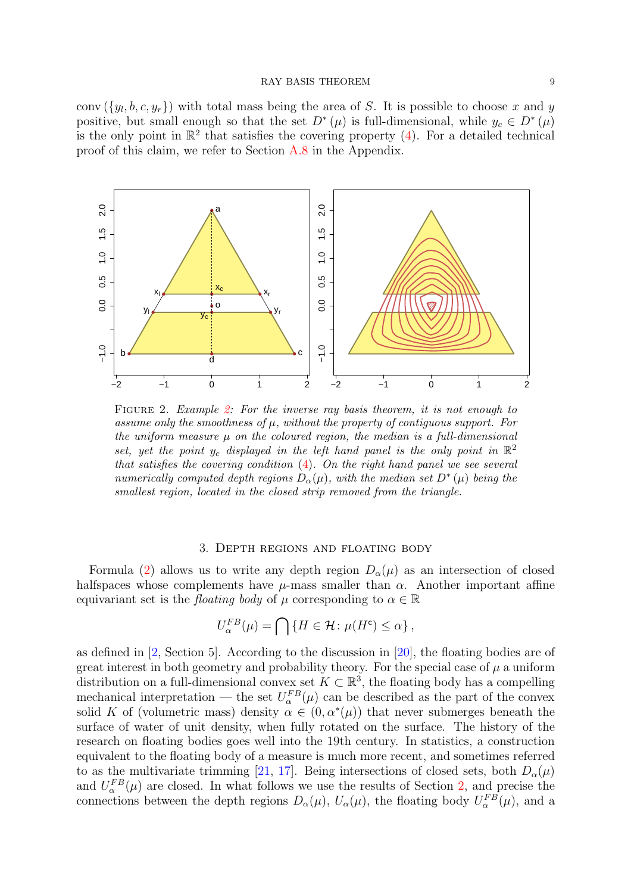conv $(\{y_l, b, c, y_r\})$ with total mass being the area of $S$. It is possible to choose $x$ and $y$ positive, but small enough so that the set $D^*(\mu)$ is full-dimensional, while $y_c \in D^*(\mu)$ is the only point in $\mathbb{R}^2$ that satisfies the covering property (4). For a detailed technical proof of this claim, we refer to Section A.8 in the Appendix.

FIGURE 2. *Example 2: For the inverse ray basis theorem, it is not enough to assume only the smoothness of $\mu$, without the property of contiguous support. For the uniform measure $\mu$ on the coloured region, the median is a full-dimensional set, yet the point $y_c$ displayed in the left hand panel is the only point in $\mathbb{R}^2$ that satisfies the covering condition (4). On the right hand panel we see several numerically computed depth regions $D_\alpha(\mu)$, with the median set $D^*(\mu)$ being the smallest region, located in the closed strip removed from the triangle.*

## 3. Depth regions and floating body

Formula (2) allows us to write any depth region $D_\alpha(\mu)$ as an intersection of closed halfspaces whose complements have $\mu$-mass smaller than $\alpha$. Another important affine equivariant set is the *floating body* of $\mu$ corresponding to $\alpha \in \mathbb{R}$

$$U_\alpha^{FB}(\mu) = \bigcap \{H \in \mathcal{H} \colon \mu(H^c) \leq \alpha\},$$

as defined in [2, Section 5]. According to the discussion in [20], the floating bodies are of great interest in both geometry and probability theory. For the special case of $\mu$ a uniform distribution on a full-dimensional convex set $K \subset \mathbb{R}^3$, the floating body has a compelling mechanical interpretation — the set $U_\alpha^{FB}(\mu)$ can be described as the part of the convex solid $K$ of (volumetric mass) density $\alpha \in (0, \alpha^*(\mu))$ that never submerges beneath the surface of water of unit density, when fully rotated on the surface. The history of the research on floating bodies goes well into the 19th century. In statistics, a construction equivalent to the floating body of a measure is much more recent, and sometimes referred to as the multivariate trimming [21, 17]. Being intersections of closed sets, both $D_\alpha(\mu)$ and $U_\alpha^{FB}(\mu)$ are closed. In what follows we use the results of Section 2, and precise the connections between the depth regions $D_\alpha(\mu)$, $U_\alpha(\mu)$, the floating body $U_\alpha^{FB}(\mu)$, and a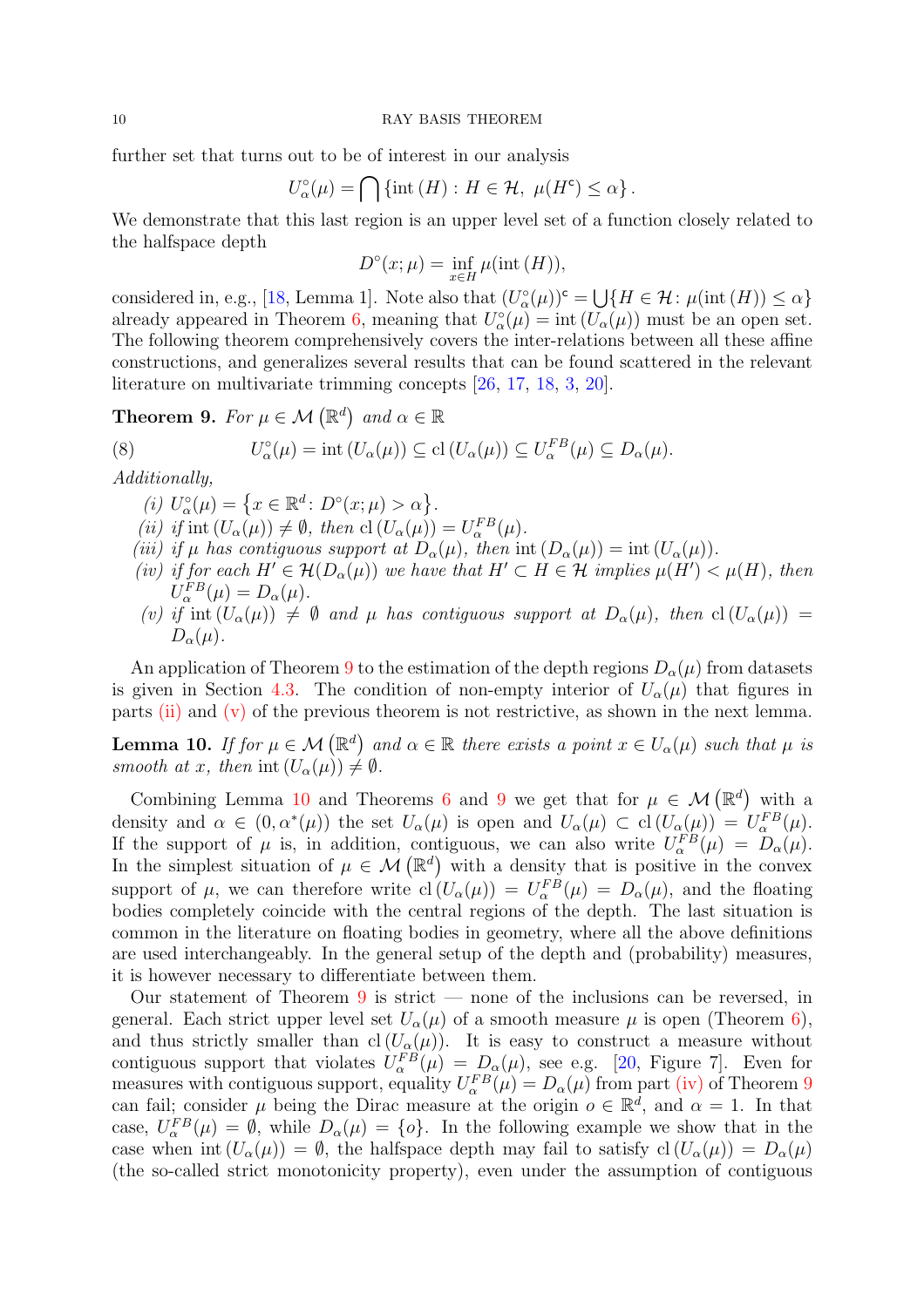further set that turns out to be of interest in our analysis

$$U_\alpha^\circ(\mu) = \bigcap \left\{ \operatorname{int}(H) : H \in \mathcal{H},\ \mu(H^\mathsf{c}) \le \alpha \right\}.$$

We demonstrate that this last region is an upper level set of a function closely related to the halfspace depth

$$D^\circ(x;\mu) = \inf_{x \in H} \mu(\operatorname{int}(H)),$$

considered in, e.g., [18, Lemma 1]. Note also that $(U_\alpha^\circ(\mu))^\mathsf{c} = \bigcup \{ H \in \mathcal{H} \colon \mu(\operatorname{int}(H)) \le \alpha \}$ already appeared in Theorem 6, meaning that $U_\alpha^\circ(\mu) = \operatorname{int}(U_\alpha(\mu))$ must be an open set. The following theorem comprehensively covers the inter-relations between all these affine constructions, and generalizes several results that can be found scattered in the relevant literature on multivariate trimming concepts [26, 17, 18, 3, 20].

**Theorem 9.** *For $\mu \in \mathcal{M}\left(\mathbb{R}^d\right)$ and $\alpha \in \mathbb{R}$*

$$U_\alpha^\circ(\mu) = \operatorname{int}(U_\alpha(\mu)) \subseteq \operatorname{cl}(U_\alpha(\mu)) \subseteq U_\alpha^{FB}(\mu) \subseteq D_\alpha(\mu). \tag{8}$$

*Additionally,*

*(i) $U_\alpha^\circ(\mu) = \left\{ x \in \mathbb{R}^d \colon D^\circ(x;\mu) > \alpha \right\}$.*
*(ii) if $\operatorname{int}(U_\alpha(\mu)) \neq \emptyset$, then $\operatorname{cl}(U_\alpha(\mu)) = U_\alpha^{FB}(\mu)$.*
*(iii) if $\mu$ has contiguous support at $D_\alpha(\mu)$, then $\operatorname{int}(D_\alpha(\mu)) = \operatorname{int}(U_\alpha(\mu))$.*
*(iv) if for each $H' \in \mathcal{H}(D_\alpha(\mu))$ we have that $H' \subset H \in \mathcal{H}$ implies $\mu(H') < \mu(H)$, then $U_\alpha^{FB}(\mu) = D_\alpha(\mu)$.*
*(v) if $\operatorname{int}(U_\alpha(\mu)) \neq \emptyset$ and $\mu$ has contiguous support at $D_\alpha(\mu)$, then $\operatorname{cl}(U_\alpha(\mu)) = D_\alpha(\mu)$.*

An application of Theorem 9 to the estimation of the depth regions $D_\alpha(\mu)$ from datasets is given in Section 4.3. The condition of non-empty interior of $U_\alpha(\mu)$ that figures in parts (ii) and (v) of the previous theorem is not restrictive, as shown in the next lemma.

**Lemma 10.** *If for $\mu \in \mathcal{M}\left(\mathbb{R}^d\right)$ and $\alpha \in \mathbb{R}$ there exists a point $x \in U_\alpha(\mu)$ such that $\mu$ is smooth at $x$, then $\operatorname{int}(U_\alpha(\mu)) \neq \emptyset$.*

Combining Lemma 10 and Theorems 6 and 9 we get that for $\mu \in \mathcal{M}\left(\mathbb{R}^d\right)$ with a density and $\alpha \in (0, \alpha^*(\mu))$ the set $U_\alpha(\mu)$ is open and $U_\alpha(\mu) \subset \operatorname{cl}(U_\alpha(\mu)) = U_\alpha^{FB}(\mu)$. If the support of $\mu$ is, in addition, contiguous, we can also write $U_\alpha^{FB}(\mu) = D_\alpha(\mu)$. In the simplest situation of $\mu \in \mathcal{M}\left(\mathbb{R}^d\right)$ with a density that is positive in the convex support of $\mu$, we can therefore write $\operatorname{cl}(U_\alpha(\mu)) = U_\alpha^{FB}(\mu) = D_\alpha(\mu)$, and the floating bodies completely coincide with the central regions of the depth. The last situation is common in the literature on floating bodies in geometry, where all the above definitions are used interchangeably. In the general setup of the depth and (probability) measures, it is however necessary to differentiate between them.

Our statement of Theorem 9 is strict — none of the inclusions can be reversed, in general. Each strict upper level set $U_\alpha(\mu)$ of a smooth measure $\mu$ is open (Theorem 6), and thus strictly smaller than $\operatorname{cl}(U_\alpha(\mu))$. It is easy to construct a measure without contiguous support that violates $U_\alpha^{FB}(\mu) = D_\alpha(\mu)$, see e.g. [20, Figure 7]. Even for measures with contiguous support, equality $U_\alpha^{FB}(\mu) = D_\alpha(\mu)$ from part (iv) of Theorem 9 can fail; consider $\mu$ being the Dirac measure at the origin $o \in \mathbb{R}^d$, and $\alpha = 1$. In that case, $U_\alpha^{FB}(\mu) = \emptyset$, while $D_\alpha(\mu) = \{o\}$. In the following example we show that in the case when $\operatorname{int}(U_\alpha(\mu)) = \emptyset$, the halfspace depth may fail to satisfy $\operatorname{cl}(U_\alpha(\mu)) = D_\alpha(\mu)$ (the so-called strict monotonicity property), even under the assumption of contiguous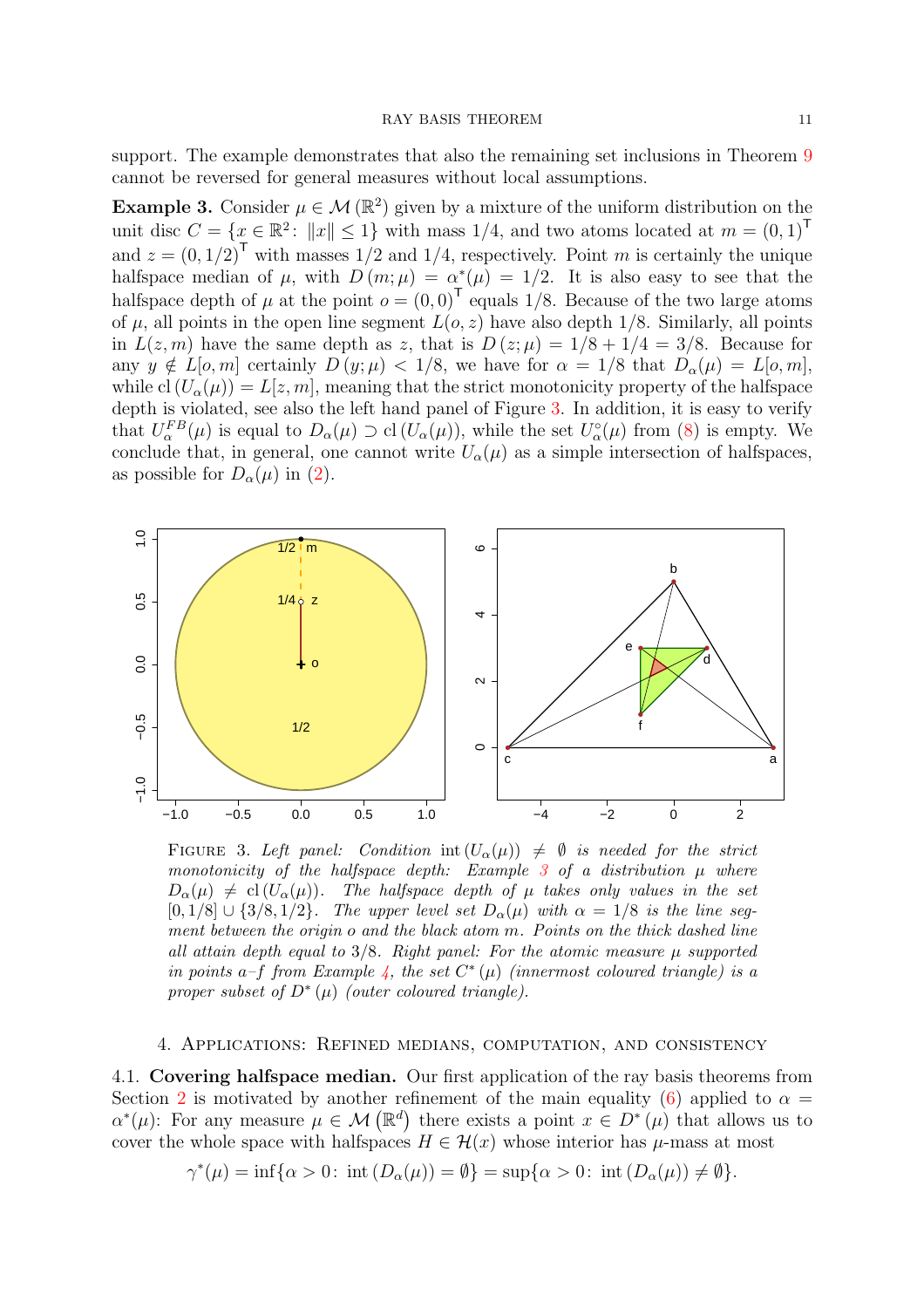support. The example demonstrates that also the remaining set inclusions in Theorem 9 cannot be reversed for general measures without local assumptions.

**Example 3.** Consider $\mu \in \mathcal{M}(\mathbb{R}^2)$ given by a mixture of the uniform distribution on the unit disc $C = \{x \in \mathbb{R}^2 \colon \|x\| \leq 1\}$ with mass $1/4$, and two atoms located at $m = (0,1)^{\mathsf{T}}$ and $z = (0,1/2)^{\mathsf{T}}$ with masses $1/2$ and $1/4$, respectively. Point $m$ is certainly the unique halfspace median of $\mu$, with $D(m;\mu) = \alpha^*(\mu) = 1/2$. It is also easy to see that the halfspace depth of $\mu$ at the point $o = (0,0)^{\mathsf{T}}$ equals $1/8$. Because of the two large atoms of $\mu$, all points in the open line segment $L(o,z)$ have also depth $1/8$. Similarly, all points in $L(z,m)$ have the same depth as $z$, that is $D(z;\mu) = 1/8 + 1/4 = 3/8$. Because for any $y \notin L[o,m]$ certainly $D(y;\mu) < 1/8$, we have for $\alpha = 1/8$ that $D_\alpha(\mu) = L[o,m]$, while $\operatorname{cl}(U_\alpha(\mu)) = L[z,m]$, meaning that the strict monotonicity property of the halfspace depth is violated, see also the left hand panel of Figure 3. In addition, it is easy to verify that $U_\alpha^{FB}(\mu)$ is equal to $D_\alpha(\mu) \supset \operatorname{cl}(U_\alpha(\mu))$, while the set $U_\alpha^\circ(\mu)$ from (8) is empty. We conclude that, in general, one cannot write $U_\alpha(\mu)$ as a simple intersection of halfspaces, as possible for $D_\alpha(\mu)$ in (2).

FIGURE 3. *Left panel: Condition $\operatorname{int}(U_\alpha(\mu)) \neq \emptyset$ is needed for the strict monotonicity of the halfspace depth: Example 3 of a distribution $\mu$ where $D_\alpha(\mu) \neq \operatorname{cl}(U_\alpha(\mu))$. The halfspace depth of $\mu$ takes only values in the set $[0,1/8] \cup \{3/8,1/2\}$. The upper level set $D_\alpha(\mu)$ with $\alpha = 1/8$ is the line segment between the origin $o$ and the black atom $m$. Points on the thick dashed line all attain depth equal to $3/8$. Right panel: For the atomic measure $\mu$ supported in points a–f from Example 4, the set $C^*(\mu)$ (innermost coloured triangle) is a proper subset of $D^*(\mu)$ (outer coloured triangle).*

## 4. Applications: Refined medians, computation, and consistency

4.1. **Covering halfspace median.** Our first application of the ray basis theorems from Section 2 is motivated by another refinement of the main equality (6) applied to $\alpha = \alpha^*(\mu)$: For any measure $\mu \in \mathcal{M}(\mathbb{R}^d)$ there exists a point $x \in D^*(\mu)$ that allows us to cover the whole space with halfspaces $H \in \mathcal{H}(x)$ whose interior has $\mu$-mass at most

$$\gamma^*(\mu) = \inf\{\alpha > 0 \colon \operatorname{int}(D_\alpha(\mu)) = \emptyset\} = \sup\{\alpha > 0 \colon \operatorname{int}(D_\alpha(\mu)) \neq \emptyset\}.$$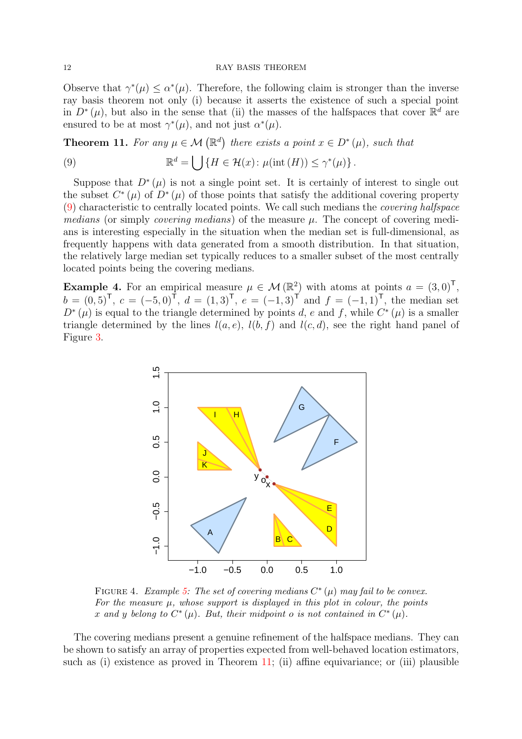Observe that $\gamma^*(\mu) \leq \alpha^*(\mu)$. Therefore, the following claim is stronger than the inverse ray basis theorem not only (i) because it asserts the existence of such a special point in $D^*(\mu)$, but also in the sense that (ii) the masses of the halfspaces that cover $\mathbb{R}^d$ are ensured to be at most $\gamma^*(\mu)$, and not just $\alpha^*(\mu)$.

**Theorem 11.** *For any $\mu \in \mathcal{M}(\mathbb{R}^d)$ there exists a point $x \in D^*(\mu)$, such that*

$$\mathbb{R}^d = \bigcup \{H \in \mathcal{H}(x) \colon \mu(\operatorname{int}(H)) \leq \gamma^*(\mu)\}. \tag{9}$$

Suppose that $D^*(\mu)$ is not a single point set. It is certainly of interest to single out the subset $C^*(\mu)$ of $D^*(\mu)$ of those points that satisfy the additional covering property (9) characteristic to centrally located points. We call such medians the *covering halfspace medians* (or simply *covering medians*) of the measure $\mu$. The concept of covering medians is interesting especially in the situation when the median set is full-dimensional, as frequently happens with data generated from a smooth distribution. In that situation, the relatively large median set typically reduces to a smaller subset of the most centrally located points being the covering medians.

**Example 4.** For an empirical measure $\mu \in \mathcal{M}(\mathbb{R}^2)$ with atoms at points $a = (3,0)^{\mathsf{T}}$, $b = (0,5)^{\mathsf{T}}$, $c = (-5,0)^{\mathsf{T}}$, $d = (1,3)^{\mathsf{T}}$, $e = (-1,3)^{\mathsf{T}}$ and $f = (-1,1)^{\mathsf{T}}$, the median set $D^*(\mu)$ is equal to the triangle determined by points $d$, $e$ and $f$, while $C^*(\mu)$ is a smaller triangle determined by the lines $l(a,e)$, $l(b,f)$ and $l(c,d)$, see the right hand panel of Figure 3.

FIGURE 4. *Example 5: The set of covering medians $C^*(\mu)$ may fail to be convex. For the measure $\mu$, whose support is displayed in this plot in colour, the points $x$ and $y$ belong to $C^*(\mu)$. But, their midpoint $o$ is not contained in $C^*(\mu)$.*

The covering medians present a genuine refinement of the halfspace medians. They can be shown to satisfy an array of properties expected from well-behaved location estimators, such as (i) existence as proved in Theorem 11; (ii) affine equivariance; or (iii) plausible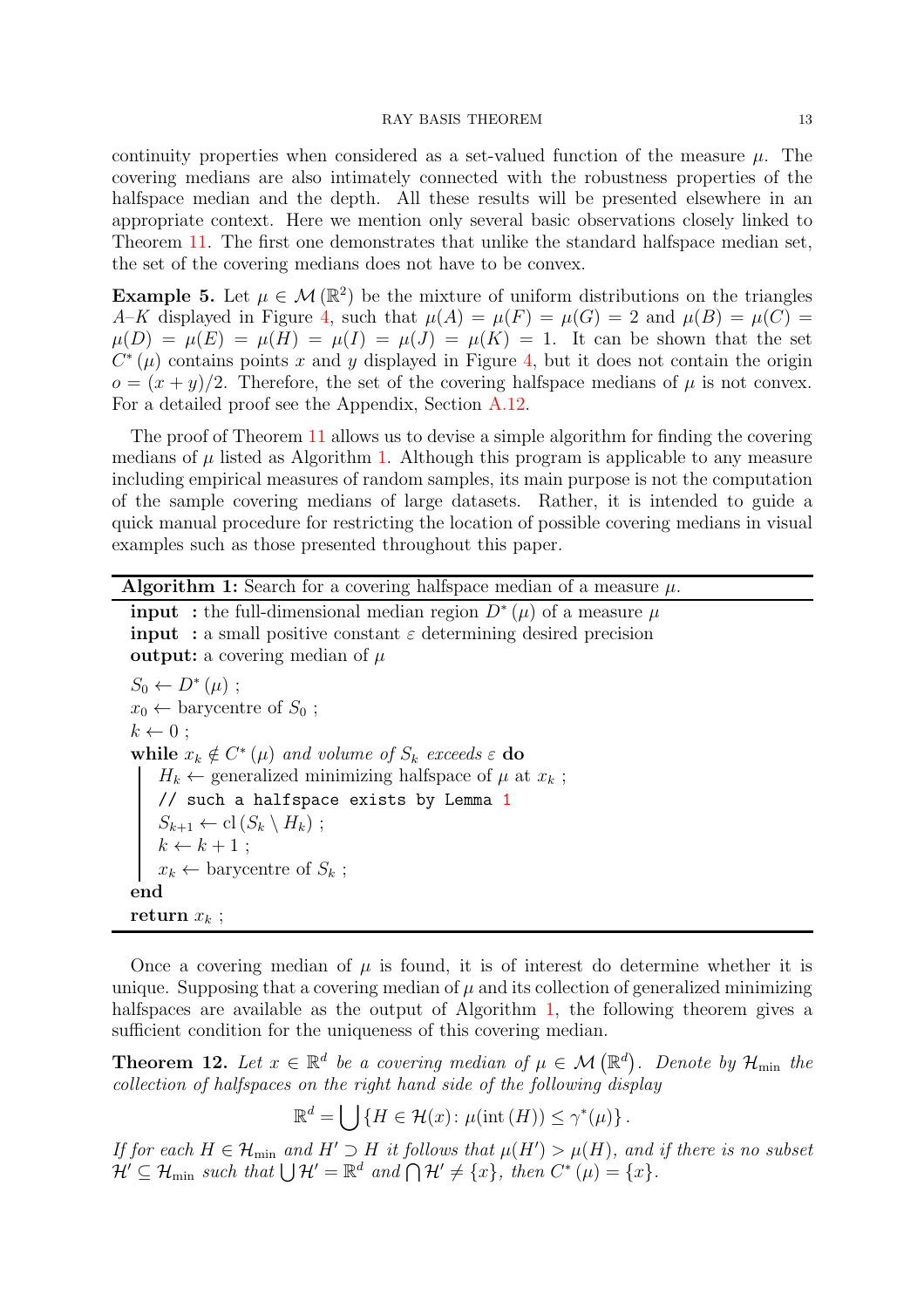continuity properties when considered as a set-valued function of the measure $\mu$. The covering medians are also intimately connected with the robustness properties of the halfspace median and the depth. All these results will be presented elsewhere in an appropriate context. Here we mention only several basic observations closely linked to Theorem 11. The first one demonstrates that unlike the standard halfspace median set, the set of the covering medians does not have to be convex.

**Example 5.** Let $\mu \in \mathcal{M}(\mathbb{R}^2)$ be the mixture of uniform distributions on the triangles $A$–$K$ displayed in Figure 4, such that $\mu(A) = \mu(F) = \mu(G) = 2$ and $\mu(B) = \mu(C) = \mu(D) = \mu(E) = \mu(H) = \mu(I) = \mu(J) = \mu(K) = 1$. It can be shown that the set $C^*(\mu)$ contains points $x$ and $y$ displayed in Figure 4, but it does not contain the origin $o = (x + y)/2$. Therefore, the set of the covering halfspace medians of $\mu$ is not convex. For a detailed proof see the Appendix, Section A.12.

The proof of Theorem 11 allows us to devise a simple algorithm for finding the covering medians of $\mu$ listed as Algorithm 1. Although this program is applicable to any measure including empirical measures of random samples, its main purpose is not the computation of the sample covering medians of large datasets. Rather, it is intended to guide a quick manual procedure for restricting the location of possible covering medians in visual examples such as those presented throughout this paper.

**Algorithm 1:** Search for a covering halfspace median of a measure $\mu$.

**input :** the full-dimensional median region $D^*(\mu)$ of a measure $\mu$
**input :** a small positive constant $\varepsilon$ determining desired precision
**output:** a covering median of $\mu$

$S_0 \leftarrow D^*(\mu)$ ;
$x_0 \leftarrow$ barycentre of $S_0$ ;
$k \leftarrow 0$ ;
**while** *$x_k \notin C^*(\mu)$ and volume of $S_k$ exceeds $\varepsilon$* **do**
  $H_k \leftarrow$ generalized minimizing halfspace of $\mu$ at $x_k$ ;
  `// such a halfspace exists by Lemma 1`
  $S_{k+1} \leftarrow \operatorname{cl}(S_k \setminus H_k)$ ;
  $k \leftarrow k + 1$ ;
  $x_k \leftarrow$ barycentre of $S_k$ ;
**end**
**return** $x_k$ ;

Once a covering median of $\mu$ is found, it is of interest do determine whether it is unique. Supposing that a covering median of $\mu$ and its collection of generalized minimizing halfspaces are available as the output of Algorithm 1, the following theorem gives a sufficient condition for the uniqueness of this covering median.

**Theorem 12.** *Let $x \in \mathbb{R}^d$ be a covering median of $\mu \in \mathcal{M}(\mathbb{R}^d)$. Denote by $\mathcal{H}_{\min}$ the collection of halfspaces on the right hand side of the following display*

$$\mathbb{R}^d = \bigcup \{H \in \mathcal{H}(x) \colon \mu(\operatorname{int}(H)) \leq \gamma^*(\mu)\}.$$

*If for each $H \in \mathcal{H}_{\min}$ and $H' \supset H$ it follows that $\mu(H') > \mu(H)$, and if there is no subset $\mathcal{H}' \subseteq \mathcal{H}_{\min}$ such that $\bigcup \mathcal{H}' = \mathbb{R}^d$ and $\bigcap \mathcal{H}' \neq \{x\}$, then $C^*(\mu) = \{x\}$.*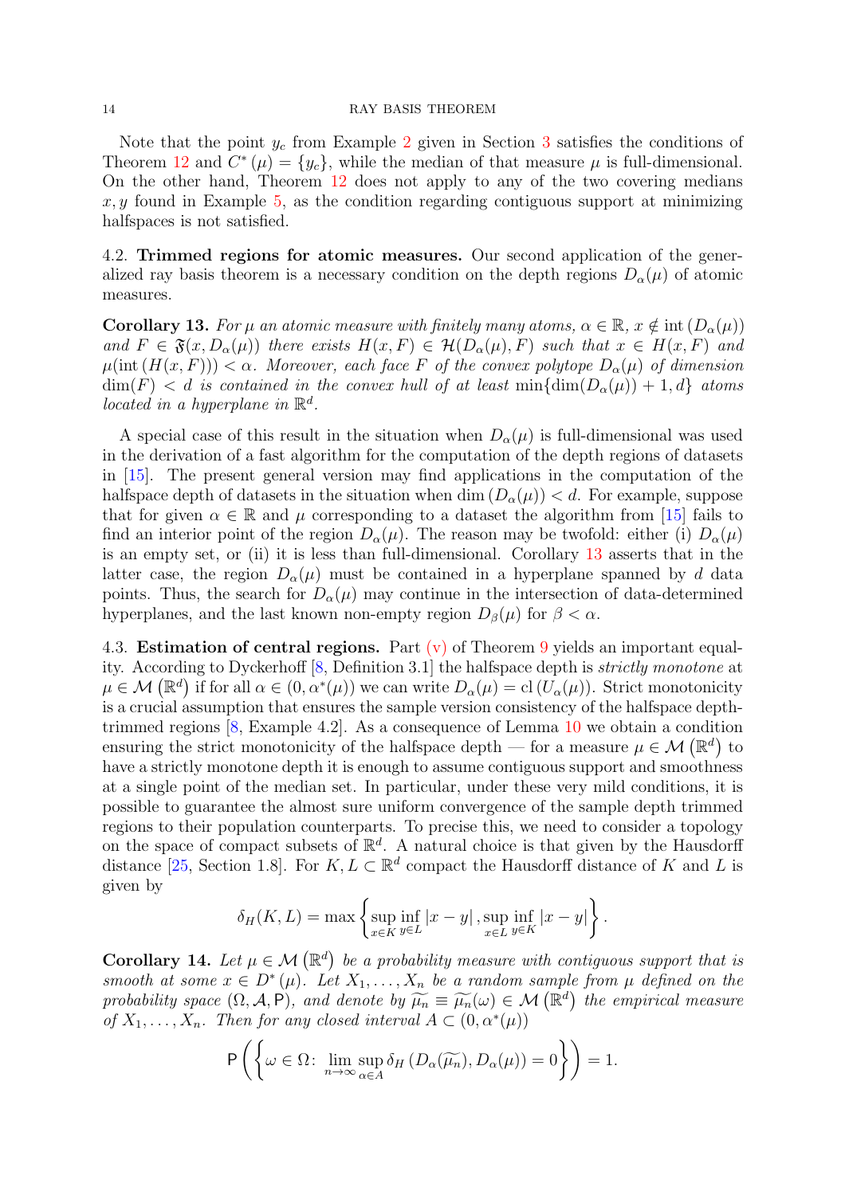Note that the point $y_c$ from Example 2 given in Section 3 satisfies the conditions of Theorem 12 and $C^*(\mu) = \{y_c\}$, while the median of that measure $\mu$ is full-dimensional. On the other hand, Theorem 12 does not apply to any of the two covering medians $x, y$ found in Example 5, as the condition regarding contiguous support at minimizing halfspaces is not satisfied.

**4.2. Trimmed regions for atomic measures.** Our second application of the generalized ray basis theorem is a necessary condition on the depth regions $D_\alpha(\mu)$ of atomic measures.

**Corollary 13.** *For $\mu$ an atomic measure with finitely many atoms, $\alpha \in \mathbb{R}$, $x \notin \operatorname{int}(D_\alpha(\mu))$ and $F \in \mathfrak{F}(x, D_\alpha(\mu))$ there exists $H(x, F) \in \mathcal{H}(D_\alpha(\mu), F)$ such that $x \in H(x, F)$ and $\mu(\operatorname{int}(H(x, F))) < \alpha$. Moreover, each face $F$ of the convex polytope $D_\alpha(\mu)$ of dimension $\dim(F) < d$ is contained in the convex hull of at least $\min\{\dim(D_\alpha(\mu)) + 1, d\}$ atoms located in a hyperplane in $\mathbb{R}^d$.*

A special case of this result in the situation when $D_\alpha(\mu)$ is full-dimensional was used in the derivation of a fast algorithm for the computation of the depth regions of datasets in [15]. The present general version may find applications in the computation of the halfspace depth of datasets in the situation when $\dim(D_\alpha(\mu)) < d$. For example, suppose that for given $\alpha \in \mathbb{R}$ and $\mu$ corresponding to a dataset the algorithm from [15] fails to find an interior point of the region $D_\alpha(\mu)$. The reason may be twofold: either (i) $D_\alpha(\mu)$ is an empty set, or (ii) it is less than full-dimensional. Corollary 13 asserts that in the latter case, the region $D_\alpha(\mu)$ must be contained in a hyperplane spanned by $d$ data points. Thus, the search for $D_\alpha(\mu)$ may continue in the intersection of data-determined hyperplanes, and the last known non-empty region $D_\beta(\mu)$ for $\beta < \alpha$.

**4.3. Estimation of central regions.** Part (v) of Theorem 9 yields an important equality. According to Dyckerhoff [8, Definition 3.1] the halfspace depth is *strictly monotone* at $\mu \in \mathcal{M}(\mathbb{R}^d)$ if for all $\alpha \in (0, \alpha^*(\mu))$ we can write $D_\alpha(\mu) = \operatorname{cl}(U_\alpha(\mu))$. Strict monotonicity is a crucial assumption that ensures the sample version consistency of the halfspace depth-trimmed regions [8, Example 4.2]. As a consequence of Lemma 10 we obtain a condition ensuring the strict monotonicity of the halfspace depth — for a measure $\mu \in \mathcal{M}(\mathbb{R}^d)$ to have a strictly monotone depth it is enough to assume contiguous support and smoothness at a single point of the median set. In particular, under these very mild conditions, it is possible to guarantee the almost sure uniform convergence of the sample depth trimmed regions to their population counterparts. To precise this, we need to consider a topology on the space of compact subsets of $\mathbb{R}^d$. A natural choice is that given by the Hausdorff distance [25, Section 1.8]. For $K, L \subset \mathbb{R}^d$ compact the Hausdorff distance of $K$ and $L$ is given by

$$\delta_H(K, L) = \max\left\{\sup_{x \in K} \inf_{y \in L} |x - y|, \sup_{x \in L} \inf_{y \in K} |x - y|\right\}.$$

**Corollary 14.** *Let $\mu \in \mathcal{M}(\mathbb{R}^d)$ be a probability measure with contiguous support that is smooth at some $x \in D^*(\mu)$. Let $X_1, \dots, X_n$ be a random sample from $\mu$ defined on the probability space $(\Omega, \mathcal{A}, \mathsf{P})$, and denote by $\widetilde{\mu_n} \equiv \widetilde{\mu_n}(\omega) \in \mathcal{M}(\mathbb{R}^d)$ the empirical measure of $X_1, \dots, X_n$. Then for any closed interval $A \subset (0, \alpha^*(\mu))$*

$$\mathsf{P}\left(\left\{\omega \in \Omega \colon \lim_{n \to \infty} \sup_{\alpha \in A} \delta_H\left(D_\alpha(\widetilde{\mu_n}), D_\alpha(\mu)\right) = 0\right\}\right) = 1.$$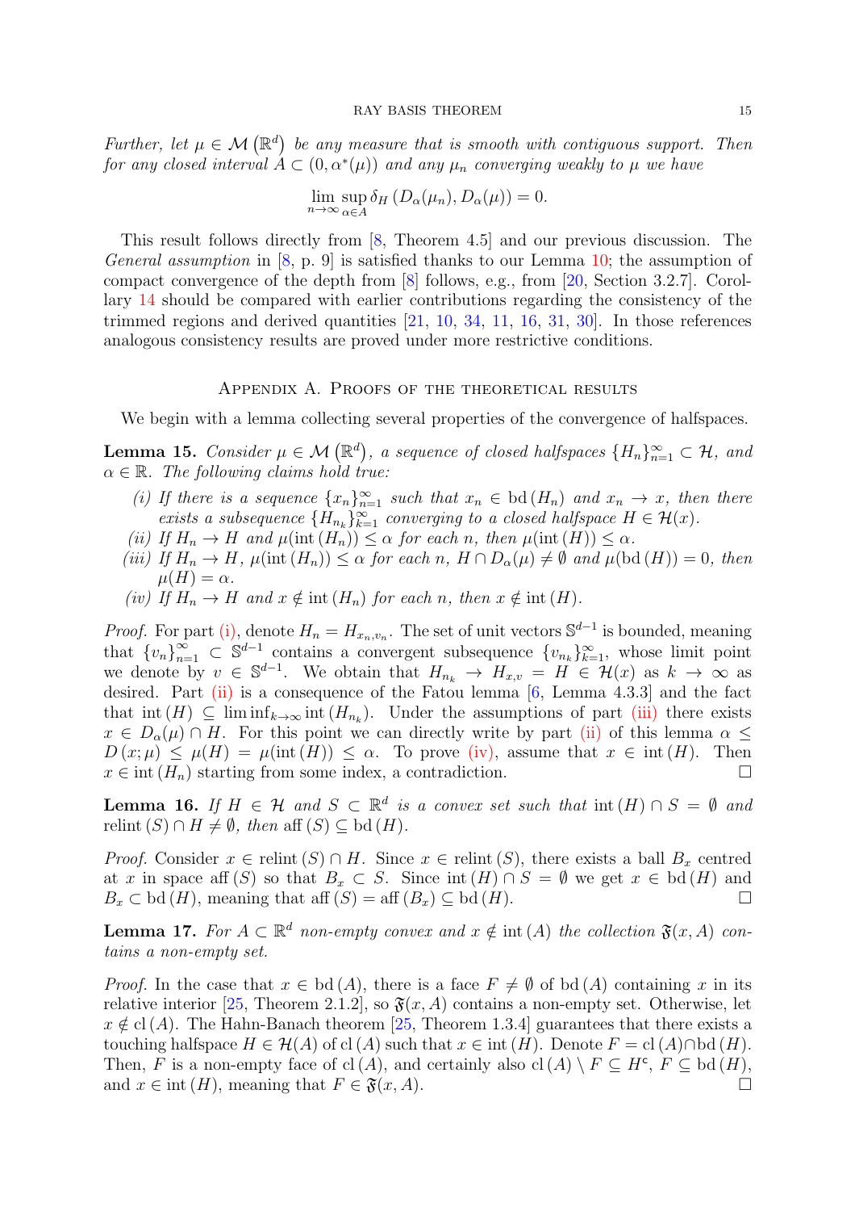*Further, let $\mu \in \mathcal{M}\left(\mathbb{R}^d\right)$ be any measure that is smooth with contiguous support. Then for any closed interval $A \subset (0, \alpha^*(\mu))$ and any $\mu_n$ converging weakly to $\mu$ we have*

$$\lim_{n\to\infty} \sup_{\alpha\in A} \delta_H\left(D_\alpha(\mu_n), D_\alpha(\mu)\right) = 0.$$

This result follows directly from [8, Theorem 4.5] and our previous discussion. The *General assumption* in [8, p. 9] is satisfied thanks to our Lemma 10; the assumption of compact convergence of the depth from [8] follows, e.g., from [20, Section 3.2.7]. Corollary 14 should be compared with earlier contributions regarding the consistency of the trimmed regions and derived quantities [21, 10, 34, 11, 16, 31, 30]. In those references analogous consistency results are proved under more restrictive conditions.

## Appendix A. Proofs of the theoretical results

We begin with a lemma collecting several properties of the convergence of halfspaces.

**Lemma 15.** *Consider $\mu \in \mathcal{M}\left(\mathbb{R}^d\right)$, a sequence of closed halfspaces $\{H_n\}_{n=1}^\infty \subset \mathcal{H}$, and $\alpha \in \mathbb{R}$. The following claims hold true:*

- *(i) If there is a sequence $\{x_n\}_{n=1}^\infty$ such that $x_n \in \operatorname{bd}(H_n)$ and $x_n \to x$, then there exists a subsequence $\{H_{n_k}\}_{k=1}^\infty$ converging to a closed halfspace $H \in \mathcal{H}(x)$.*
- *(ii) If $H_n \to H$ and $\mu(\operatorname{int}(H_n)) \leq \alpha$ for each $n$, then $\mu(\operatorname{int}(H)) \leq \alpha$.*
- *(iii) If $H_n \to H$, $\mu(\operatorname{int}(H_n)) \leq \alpha$ for each $n$, $H \cap D_\alpha(\mu) \neq \emptyset$ and $\mu(\operatorname{bd}(H)) = 0$, then $\mu(H) = \alpha$.*
- *(iv) If $H_n \to H$ and $x \notin \operatorname{int}(H_n)$ for each $n$, then $x \notin \operatorname{int}(H)$.*

*Proof.* For part (i), denote $H_n = H_{x_n, v_n}$. The set of unit vectors $\mathbb{S}^{d-1}$ is bounded, meaning that $\{v_n\}_{n=1}^\infty \subset \mathbb{S}^{d-1}$ contains a convergent subsequence $\{v_{n_k}\}_{k=1}^\infty$, whose limit point we denote by $v \in \mathbb{S}^{d-1}$. We obtain that $H_{n_k} \to H_{x,v} = H \in \mathcal{H}(x)$ as $k \to \infty$ as desired. Part (ii) is a consequence of the Fatou lemma [6, Lemma 4.3.3] and the fact that $\operatorname{int}(H) \subseteq \liminf_{k\to\infty} \operatorname{int}(H_{n_k})$. Under the assumptions of part (iii) there exists $x \in D_\alpha(\mu) \cap H$. For this point we can directly write by part (ii) of this lemma $\alpha \leq D(x; \mu) \leq \mu(H) = \mu(\operatorname{int}(H)) \leq \alpha$. To prove (iv), assume that $x \in \operatorname{int}(H)$. Then $x \in \operatorname{int}(H_n)$ starting from some index, a contradiction. $\square$

**Lemma 16.** *If $H \in \mathcal{H}$ and $S \subset \mathbb{R}^d$ is a convex set such that $\operatorname{int}(H) \cap S = \emptyset$ and $\operatorname{relint}(S) \cap H \neq \emptyset$, then $\operatorname{aff}(S) \subseteq \operatorname{bd}(H)$.*

*Proof.* Consider $x \in \operatorname{relint}(S) \cap H$. Since $x \in \operatorname{relint}(S)$, there exists a ball $B_x$ centred at $x$ in space $\operatorname{aff}(S)$ so that $B_x \subset S$. Since $\operatorname{int}(H) \cap S = \emptyset$ we get $x \in \operatorname{bd}(H)$ and $B_x \subset \operatorname{bd}(H)$, meaning that $\operatorname{aff}(S) = \operatorname{aff}(B_x) \subseteq \operatorname{bd}(H)$. $\square$

**Lemma 17.** *For $A \subset \mathbb{R}^d$ non-empty convex and $x \notin \operatorname{int}(A)$ the collection $\mathfrak{F}(x, A)$ contains a non-empty set.*

*Proof.* In the case that $x \in \operatorname{bd}(A)$, there is a face $F \neq \emptyset$ of $\operatorname{bd}(A)$ containing $x$ in its relative interior [25, Theorem 2.1.2], so $\mathfrak{F}(x, A)$ contains a non-empty set. Otherwise, let $x \notin \operatorname{cl}(A)$. The Hahn-Banach theorem [25, Theorem 1.3.4] guarantees that there exists a touching halfspace $H \in \mathcal{H}(A)$ of $\operatorname{cl}(A)$ such that $x \in \operatorname{int}(H)$. Denote $F = \operatorname{cl}(A) \cap \operatorname{bd}(H)$. Then, $F$ is a non-empty face of $\operatorname{cl}(A)$, and certainly also $\operatorname{cl}(A) \setminus F \subseteq H^{\mathsf{c}}$, $F \subseteq \operatorname{bd}(H)$, and $x \in \operatorname{int}(H)$, meaning that $F \in \mathfrak{F}(x, A)$. $\square$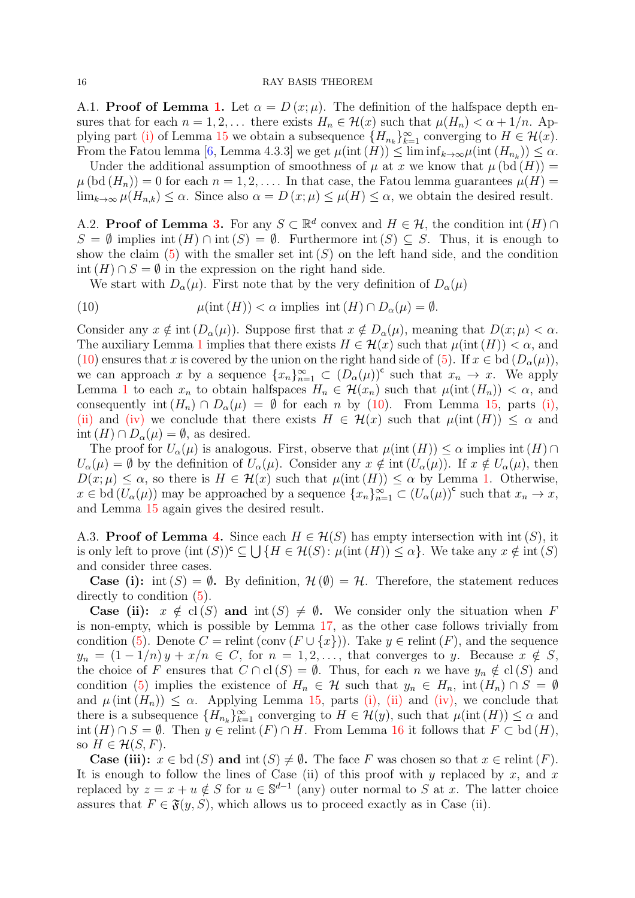A.1. **Proof of Lemma 1.** Let $\alpha = D(x;\mu)$. The definition of the halfspace depth ensures that for each $n = 1, 2, \dots$ there exists $H_n \in \mathcal{H}(x)$ such that $\mu(H_n) < \alpha + 1/n$. Applying part (i) of Lemma 15 we obtain a subsequence $\{H_{n_k}\}_{k=1}^{\infty}$ converging to $H \in \mathcal{H}(x)$. From the Fatou lemma [6, Lemma 4.3.3] we get $\mu(\operatorname{int}(H)) \leq \liminf_{k\to\infty} \mu(\operatorname{int}(H_{n_k})) \leq \alpha$.

Under the additional assumption of smoothness of $\mu$ at $x$ we know that $\mu(\operatorname{bd}(H)) = \mu(\operatorname{bd}(H_n)) = 0$ for each $n = 1, 2, \dots$. In that case, the Fatou lemma guarantees $\mu(H) = \lim_{k\to\infty} \mu(H_{n,k}) \leq \alpha$. Since also $\alpha = D(x;\mu) \leq \mu(H) \leq \alpha$, we obtain the desired result.

A.2. **Proof of Lemma 3.** For any $S \subset \mathbb{R}^d$ convex and $H \in \mathcal{H}$, the condition $\operatorname{int}(H) \cap S = \emptyset$ implies $\operatorname{int}(H) \cap \operatorname{int}(S) = \emptyset$. Furthermore $\operatorname{int}(S) \subseteq S$. Thus, it is enough to show the claim (5) with the smaller set $\operatorname{int}(S)$ on the left hand side, and the condition $\operatorname{int}(H) \cap S = \emptyset$ in the expression on the right hand side.

We start with $D_\alpha(\mu)$. First note that by the very definition of $D_\alpha(\mu)$

$$\mu(\operatorname{int}(H)) < \alpha \text{ implies } \operatorname{int}(H) \cap D_\alpha(\mu) = \emptyset. \tag{10}$$

Consider any $x \notin \operatorname{int}(D_\alpha(\mu))$. Suppose first that $x \notin D_\alpha(\mu)$, meaning that $D(x;\mu) < \alpha$. The auxiliary Lemma 1 implies that there exists $H \in \mathcal{H}(x)$ such that $\mu(\operatorname{int}(H)) < \alpha$, and (10) ensures that $x$ is covered by the union on the right hand side of (5). If $x \in \operatorname{bd}(D_\alpha(\mu))$, we can approach $x$ by a sequence $\{x_n\}_{n=1}^{\infty} \subset (D_\alpha(\mu))^{\mathsf{c}}$ such that $x_n \to x$. We apply Lemma 1 to each $x_n$ to obtain halfspaces $H_n \in \mathcal{H}(x_n)$ such that $\mu(\operatorname{int}(H_n)) < \alpha$, and consequently $\operatorname{int}(H_n) \cap D_\alpha(\mu) = \emptyset$ for each $n$ by (10). From Lemma 15, parts (i), (ii) and (iv) we conclude that there exists $H \in \mathcal{H}(x)$ such that $\mu(\operatorname{int}(H)) \leq \alpha$ and $\operatorname{int}(H) \cap D_\alpha(\mu) = \emptyset$, as desired.

The proof for $U_\alpha(\mu)$ is analogous. First, observe that $\mu(\operatorname{int}(H)) \leq \alpha$ implies $\operatorname{int}(H) \cap U_\alpha(\mu) = \emptyset$ by the definition of $U_\alpha(\mu)$. Consider any $x \notin \operatorname{int}(U_\alpha(\mu))$. If $x \notin U_\alpha(\mu)$, then $D(x;\mu) \leq \alpha$, so there is $H \in \mathcal{H}(x)$ such that $\mu(\operatorname{int}(H)) \leq \alpha$ by Lemma 1. Otherwise, $x \in \operatorname{bd}(U_\alpha(\mu))$ may be approached by a sequence $\{x_n\}_{n=1}^{\infty} \subset (U_\alpha(\mu))^{\mathsf{c}}$ such that $x_n \to x$, and Lemma 15 again gives the desired result.

A.3. **Proof of Lemma 4.** Since each $H \in \mathcal{H}(S)$ has empty intersection with $\operatorname{int}(S)$, it is only left to prove $(\operatorname{int}(S))^{\mathsf{c}} \subseteq \bigcup \{H \in \mathcal{H}(S) : \mu(\operatorname{int}(H)) \leq \alpha\}$. We take any $x \notin \operatorname{int}(S)$ and consider three cases.

**Case (i):** $\operatorname{int}(S) = \emptyset$**.** By definition, $\mathcal{H}(\emptyset) = \mathcal{H}$. Therefore, the statement reduces directly to condition (5).

**Case (ii):** $x \notin \operatorname{cl}(S)$ **and** $\operatorname{int}(S) \neq \emptyset$**.** We consider only the situation when $F$ is non-empty, which is possible by Lemma 17, as the other case follows trivially from condition (5). Denote $C = \operatorname{relint}(\operatorname{conv}(F \cup \{x\}))$. Take $y \in \operatorname{relint}(F)$, and the sequence $y_n = (1 - 1/n)\, y + x/n \in C$, for $n = 1, 2, \dots$, that converges to $y$. Because $x \notin S$, the choice of $F$ ensures that $C \cap \operatorname{cl}(S) = \emptyset$. Thus, for each $n$ we have $y_n \notin \operatorname{cl}(S)$ and condition (5) implies the existence of $H_n \in \mathcal{H}$ such that $y_n \in H_n$, $\operatorname{int}(H_n) \cap S = \emptyset$ and $\mu(\operatorname{int}(H_n)) \leq \alpha$. Applying Lemma 15, parts (i), (ii) and (iv), we conclude that there is a subsequence $\{H_{n_k}\}_{k=1}^{\infty}$ converging to $H \in \mathcal{H}(y)$, such that $\mu(\operatorname{int}(H)) \leq \alpha$ and $\operatorname{int}(H) \cap S = \emptyset$. Then $y \in \operatorname{relint}(F) \cap H$. From Lemma 16 it follows that $F \subset \operatorname{bd}(H)$, so $H \in \mathcal{H}(S, F)$.

**Case (iii):** $x \in \operatorname{bd}(S)$ **and** $\operatorname{int}(S) \neq \emptyset$**.** The face $F$ was chosen so that $x \in \operatorname{relint}(F)$. It is enough to follow the lines of Case (ii) of this proof with $y$ replaced by $x$, and $x$ replaced by $z = x + u \notin S$ for $u \in \mathbb{S}^{d-1}$ (any) outer normal to $S$ at $x$. The latter choice assures that $F \in \mathfrak{F}(y, S)$, which allows us to proceed exactly as in Case (ii).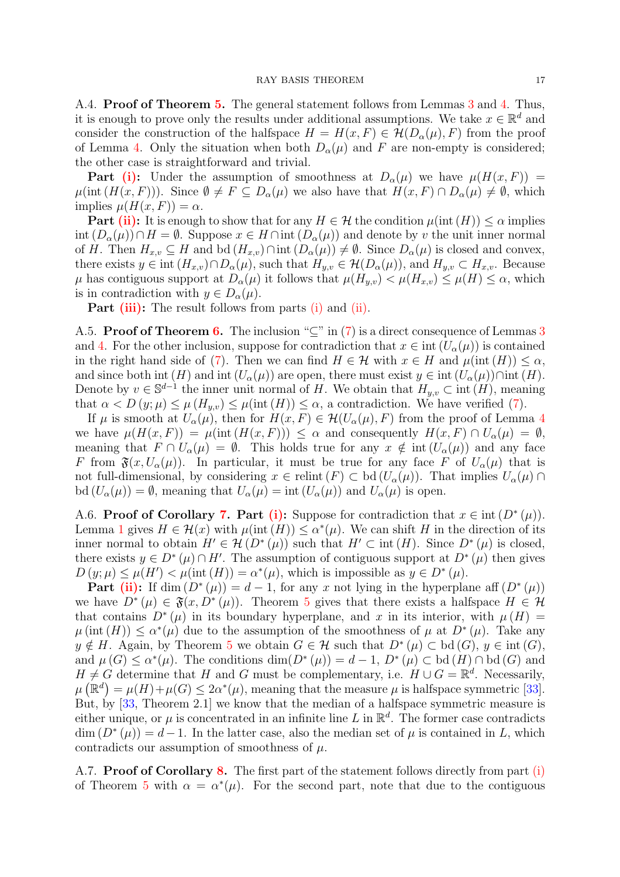A.4. **Proof of Theorem 5.** The general statement follows from Lemmas 3 and 4. Thus, it is enough to prove only the results under additional assumptions. We take $x \in \mathbb{R}^d$ and consider the construction of the halfspace $H = H(x, F) \in \mathcal{H}(D_\alpha(\mu), F)$ from the proof of Lemma 4. Only the situation when both $D_\alpha(\mu)$ and $F$ are non-empty is considered; the other case is straightforward and trivial.

**Part (i):** Under the assumption of smoothness at $D_\alpha(\mu)$ we have $\mu(H(x, F)) = \mu(\mathrm{int}\,(H(x, F)))$. Since $\emptyset \neq F \subseteq D_\alpha(\mu)$ we also have that $H(x, F) \cap D_\alpha(\mu) \neq \emptyset$, which implies $\mu(H(x, F)) = \alpha$.

**Part (ii):** It is enough to show that for any $H \in \mathcal{H}$ the condition $\mu(\mathrm{int}\,(H)) \leq \alpha$ implies $\mathrm{int}\,(D_\alpha(\mu)) \cap H = \emptyset$. Suppose $x \in H \cap \mathrm{int}\,(D_\alpha(\mu))$ and denote by $v$ the unit inner normal of $H$. Then $H_{x,v} \subseteq H$ and $\mathrm{bd}\,(H_{x,v}) \cap \mathrm{int}\,(D_\alpha(\mu)) \neq \emptyset$. Since $D_\alpha(\mu)$ is closed and convex, there exists $y \in \mathrm{int}\,(H_{x,v}) \cap D_\alpha(\mu)$, such that $H_{y,v} \in \mathcal{H}(D_\alpha(\mu))$, and $H_{y,v} \subset H_{x,v}$. Because $\mu$ has contiguous support at $D_\alpha(\mu)$ it follows that $\mu(H_{y,v}) < \mu(H_{x,v}) \leq \mu(H) \leq \alpha$, which is in contradiction with $y \in D_\alpha(\mu)$.

**Part (iii):** The result follows from parts (i) and (ii).

A.5. **Proof of Theorem 6.** The inclusion "$\subseteq$" in (7) is a direct consequence of Lemmas 3 and 4. For the other inclusion, suppose for contradiction that $x \in \mathrm{int}\,(U_\alpha(\mu))$ is contained in the right hand side of (7). Then we can find $H \in \mathcal{H}$ with $x \in H$ and $\mu(\mathrm{int}\,(H)) \leq \alpha$, and since both $\mathrm{int}\,(H)$ and $\mathrm{int}\,(U_\alpha(\mu))$ are open, there must exist $y \in \mathrm{int}\,(U_\alpha(\mu)) \cap \mathrm{int}\,(H)$. Denote by $v \in \mathbb{S}^{d-1}$ the inner unit normal of $H$. We obtain that $H_{y,v} \subset \mathrm{int}\,(H)$, meaning that $\alpha < D\,(y; \mu) \leq \mu\,(H_{y,v}) \leq \mu(\mathrm{int}\,(H)) \leq \alpha$, a contradiction. We have verified (7).

If $\mu$ is smooth at $U_\alpha(\mu)$, then for $H(x, F) \in \mathcal{H}(U_\alpha(\mu), F)$ from the proof of Lemma 4 we have $\mu(H(x, F)) = \mu(\mathrm{int}\,(H(x, F))) \leq \alpha$ and consequently $H(x, F) \cap U_\alpha(\mu) = \emptyset$, meaning that $F \cap U_\alpha(\mu) = \emptyset$. This holds true for any $x \notin \mathrm{int}\,(U_\alpha(\mu))$ and any face $F$ from $\mathfrak{F}(x, U_\alpha(\mu))$. In particular, it must be true for any face $F$ of $U_\alpha(\mu)$ that is not full-dimensional, by considering $x \in \mathrm{relint}\,(F) \subset \mathrm{bd}\,(U_\alpha(\mu))$. That implies $U_\alpha(\mu) \cap \mathrm{bd}\,(U_\alpha(\mu)) = \emptyset$, meaning that $U_\alpha(\mu) = \mathrm{int}\,(U_\alpha(\mu))$ and $U_\alpha(\mu)$ is open.

A.6. **Proof of Corollary 7. Part (i):** Suppose for contradiction that $x \in \mathrm{int}\,(D^*\,(\mu))$. Lemma 1 gives $H \in \mathcal{H}(x)$ with $\mu(\mathrm{int}\,(H)) \leq \alpha^*(\mu)$. We can shift $H$ in the direction of its inner normal to obtain $H' \in \mathcal{H}\,(D^*\,(\mu))$ such that $H' \subset \mathrm{int}\,(H)$. Since $D^*\,(\mu)$ is closed, there exists $y \in D^*\,(\mu) \cap H'$. The assumption of contiguous support at $D^*\,(\mu)$ then gives $D\,(y; \mu) \leq \mu(H') < \mu(\mathrm{int}\,(H)) = \alpha^*(\mu)$, which is impossible as $y \in D^*\,(\mu)$.

**Part (ii):** If $\dim\,(D^*\,(\mu)) = d-1$, for any $x$ not lying in the hyperplane $\mathrm{aff}\,(D^*\,(\mu))$ we have $D^*\,(\mu) \in \mathfrak{F}(x, D^*\,(\mu))$. Theorem 5 gives that there exists a halfspace $H \in \mathcal{H}$ that contains $D^*\,(\mu)$ in its boundary hyperplane, and $x$ in its interior, with $\mu\,(H) = \mu\,(\mathrm{int}\,(H)) \leq \alpha^*(\mu)$ due to the assumption of the smoothness of $\mu$ at $D^*\,(\mu)$. Take any $y \notin H$. Again, by Theorem 5 we obtain $G \in \mathcal{H}$ such that $D^*\,(\mu) \subset \mathrm{bd}\,(G)$, $y \in \mathrm{int}\,(G)$, and $\mu\,(G) \leq \alpha^*(\mu)$. The conditions $\dim(D^*\,(\mu)) = d-1$, $D^*\,(\mu) \subset \mathrm{bd}\,(H) \cap \mathrm{bd}\,(G)$ and $H \neq G$ determine that $H$ and $G$ must be complementary, i.e. $H \cup G = \mathbb{R}^d$. Necessarily, $\mu\left(\mathbb{R}^d\right) = \mu(H) + \mu(G) \leq 2\alpha^*(\mu)$, meaning that the measure $\mu$ is halfspace symmetric [33]. But, by [33, Theorem 2.1] we know that the median of a halfspace symmetric measure is either unique, or $\mu$ is concentrated in an infinite line $L$ in $\mathbb{R}^d$. The former case contradicts $\dim\,(D^*\,(\mu)) = d-1$. In the latter case, also the median set of $\mu$ is contained in $L$, which contradicts our assumption of smoothness of $\mu$.

A.7. **Proof of Corollary 8.** The first part of the statement follows directly from part (i) of Theorem 5 with $\alpha = \alpha^*(\mu)$. For the second part, note that due to the contiguous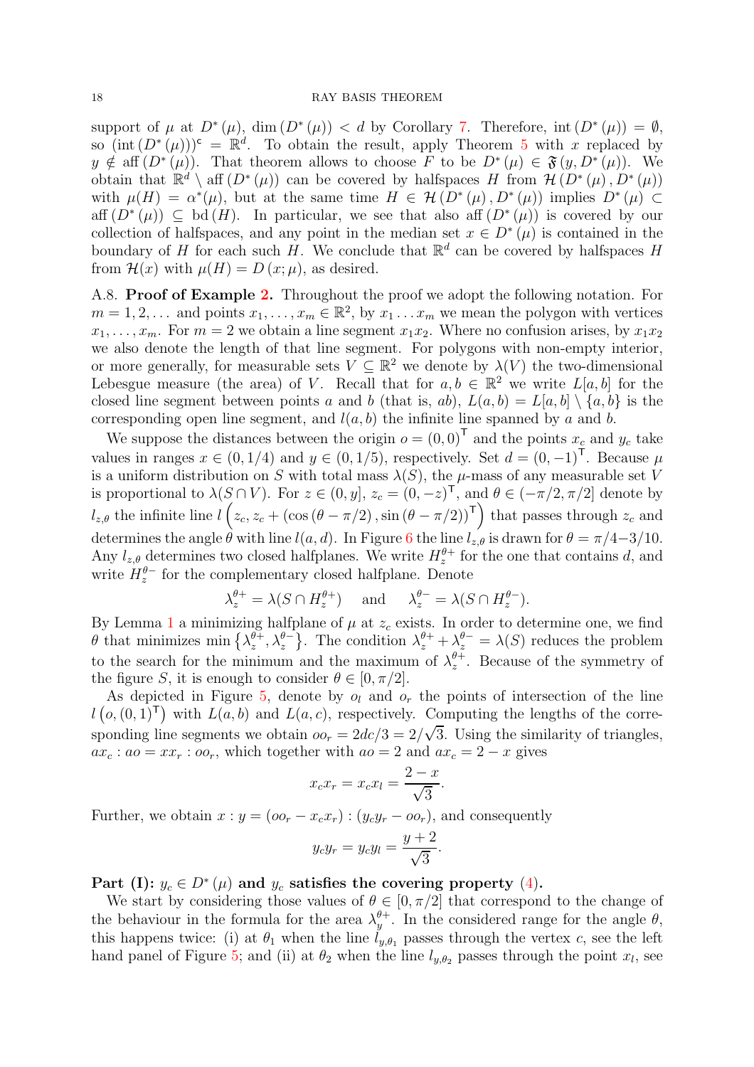support of $\mu$ at $D^*(\mu)$, $\dim(D^*(\mu)) < d$ by Corollary 7. Therefore, $\text{int}(D^*(\mu)) = \emptyset$, so $(\text{int}(D^*(\mu)))^{\mathsf{c}} = \mathbb{R}^d$. To obtain the result, apply Theorem 5 with $x$ replaced by $y \notin \text{aff}(D^*(\mu))$. That theorem allows to choose $F$ to be $D^*(\mu) \in \mathfrak{F}(y, D^*(\mu))$. We obtain that $\mathbb{R}^d \setminus \text{aff}(D^*(\mu))$ can be covered by halfspaces $H$ from $\mathcal{H}(D^*(\mu), D^*(\mu))$ with $\mu(H) = \alpha^*(\mu)$, but at the same time $H \in \mathcal{H}(D^*(\mu), D^*(\mu))$ implies $D^*(\mu) \subset \text{aff}(D^*(\mu)) \subseteq \text{bd}(H)$. In particular, we see that also $\text{aff}(D^*(\mu))$ is covered by our collection of halfspaces, and any point in the median set $x \in D^*(\mu)$ is contained in the boundary of $H$ for each such $H$. We conclude that $\mathbb{R}^d$ can be covered by halfspaces $H$ from $\mathcal{H}(x)$ with $\mu(H) = D(x;\mu)$, as desired.

A.8. **Proof of Example 2.** Throughout the proof we adopt the following notation. For $m = 1, 2, \dots$ and points $x_1, \dots, x_m \in \mathbb{R}^2$, by $x_1 \dots x_m$ we mean the polygon with vertices $x_1, \dots, x_m$. For $m = 2$ we obtain a line segment $x_1x_2$. Where no confusion arises, by $x_1x_2$ we also denote the length of that line segment. For polygons with non-empty interior, or more generally, for measurable sets $V \subseteq \mathbb{R}^2$ we denote by $\lambda(V)$ the two-dimensional Lebesgue measure (the area) of $V$. Recall that for $a, b \in \mathbb{R}^2$ we write $L[a,b]$ for the closed line segment between points $a$ and $b$ (that is, $ab$), $L(a,b) = L[a,b] \setminus \{a,b\}$ is the corresponding open line segment, and $l(a,b)$ the infinite line spanned by $a$ and $b$.

We suppose the distances between the origin $o = (0,0)^{\mathsf{T}}$ and the points $x_c$ and $y_c$ take values in ranges $x \in (0, 1/4)$ and $y \in (0, 1/5)$, respectively. Set $d = (0,-1)^{\mathsf{T}}$. Because $\mu$ is a uniform distribution on $S$ with total mass $\lambda(S)$, the $\mu$-mass of any measurable set $V$ is proportional to $\lambda(S \cap V)$. For $z \in (0, y]$, $z_c = (0, -z)^{\mathsf{T}}$, and $\theta \in (-\pi/2, \pi/2]$ denote by $l_{z,\theta}$ the infinite line $l\left(z_c, z_c + (\cos(\theta - \pi/2), \sin(\theta - \pi/2))^{\mathsf{T}}\right)$ that passes through $z_c$ and determines the angle $\theta$ with line $l(a,d)$. In Figure 6 the line $l_{z,\theta}$ is drawn for $\theta = \pi/4 - 3/10$. Any $l_{z,\theta}$ determines two closed halfplanes. We write $H_z^{\theta+}$ for the one that contains $d$, and write $H_z^{\theta-}$ for the complementary closed halfplane. Denote

$$\lambda_z^{\theta+} = \lambda(S \cap H_z^{\theta+}) \quad \text{and} \quad \lambda_z^{\theta-} = \lambda(S \cap H_z^{\theta-}).$$

By Lemma 1 a minimizing halfplane of $\mu$ at $z_c$ exists. In order to determine one, we find $\theta$ that minimizes $\min\{\lambda_z^{\theta+}, \lambda_z^{\theta-}\}$. The condition $\lambda_z^{\theta+} + \lambda_z^{\theta-} = \lambda(S)$ reduces the problem to the search for the minimum and the maximum of $\lambda_z^{\theta+}$. Because of the symmetry of the figure $S$, it is enough to consider $\theta \in [0, \pi/2]$.

As depicted in Figure 5, denote by $o_l$ and $o_r$ the points of intersection of the line $l(o, (0,1)^{\mathsf{T}})$ with $L(a,b)$ and $L(a,c)$, respectively. Computing the lengths of the corresponding line segments we obtain $oo_r = 2dc/3 = 2/\sqrt{3}$. Using the similarity of triangles, $ax_c : ao = xx_r : oo_r$, which together with $ao = 2$ and $ax_c = 2 - x$ gives

$$x_cx_r = x_cx_l = \frac{2-x}{\sqrt{3}}.$$

Further, we obtain $x : y = (oo_r - x_cx_r) : (y_cy_r - oo_r)$, and consequently

$$y_cy_r = y_cy_l = \frac{y+2}{\sqrt{3}}.$$

**Part (I): $y_c \in D^*(\mu)$ and $y_c$ satisfies the covering property (4).**

We start by considering those values of $\theta \in [0, \pi/2]$ that correspond to the change of the behaviour in the formula for the area $\lambda_y^{\theta+}$. In the considered range for the angle $\theta$, this happens twice: (i) at $\theta_1$ when the line $l_{y,\theta_1}$ passes through the vertex $c$, see the left hand panel of Figure 5; and (ii) at $\theta_2$ when the line $l_{y,\theta_2}$ passes through the point $x_l$, see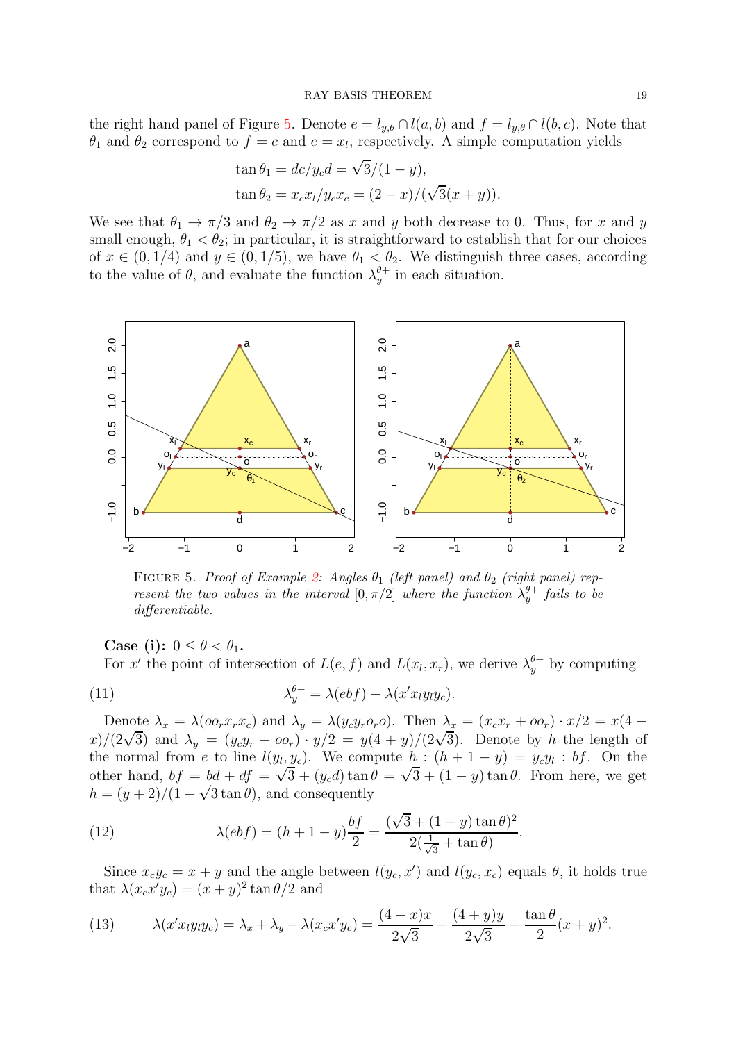the right hand panel of Figure 5. Denote $e = l_{y,\theta} \cap l(a,b)$ and $f = l_{y,\theta} \cap l(b,c)$. Note that $\theta_1$ and $\theta_2$ correspond to $f = c$ and $e = x_l$, respectively. A simple computation yields

$$\tan\theta_1 = dc/y_c d = \sqrt{3}/(1-y),$$
$$\tan\theta_2 = x_c x_l / y_c x_c = (2-x)/(\sqrt{3}(x+y)).$$

We see that $\theta_1 \to \pi/3$ and $\theta_2 \to \pi/2$ as $x$ and $y$ both decrease to 0. Thus, for $x$ and $y$ small enough, $\theta_1 < \theta_2$; in particular, it is straightforward to establish that for our choices of $x \in (0, 1/4)$ and $y \in (0, 1/5)$, we have $\theta_1 < \theta_2$. We distinguish three cases, according to the value of $\theta$, and evaluate the function $\lambda_y^{\theta+}$ in each situation.

FIGURE 5. *Proof of Example 2: Angles $\theta_1$ (left panel) and $\theta_2$ (right panel) represent the two values in the interval $[0, \pi/2]$ where the function $\lambda_y^{\theta+}$ fails to be differentiable.*

**Case (i):** $0 \le \theta < \theta_1$.

For $x'$ the point of intersection of $L(e,f)$ and $L(x_l, x_r)$, we derive $\lambda_y^{\theta+}$ by computing

$$\lambda_y^{\theta+} = \lambda(ebf) - \lambda(x' x_l y_l y_c). \tag{11}$$

Denote $\lambda_x = \lambda(oo_r x_r x_c)$ and $\lambda_y = \lambda(y_c y_r o_r o)$. Then $\lambda_x = (x_c x_r + oo_r) \cdot x/2 = x(4 - x)/(2\sqrt{3})$ and $\lambda_y = (y_c y_r + oo_r) \cdot y/2 = y(4+y)/(2\sqrt{3})$. Denote by $h$ the length of the normal from $e$ to line $l(y_l, y_c)$. We compute $h : (h + 1 - y) = y_c y_l : bf$. On the other hand, $bf = bd + df = \sqrt{3} + (y_c d)\tan\theta = \sqrt{3} + (1-y)\tan\theta$. From here, we get $h = (y+2)/(1 + \sqrt{3}\tan\theta)$, and consequently

$$\lambda(ebf) = (h + 1 - y)\frac{bf}{2} = \frac{(\sqrt{3} + (1-y)\tan\theta)^2}{2(\frac{1}{\sqrt{3}} + \tan\theta)}. \tag{12}$$

Since $x_c y_c = x + y$ and the angle between $l(y_c, x')$ and $l(y_c, x_c)$ equals $\theta$, it holds true that $\lambda(x_c x' y_c) = (x+y)^2 \tan\theta/2$ and

$$\lambda(x' x_l y_l y_c) = \lambda_x + \lambda_y - \lambda(x_c x' y_c) = \frac{(4-x)x}{2\sqrt{3}} + \frac{(4+y)y}{2\sqrt{3}} - \frac{\tan\theta}{2}(x+y)^2. \tag{13}$$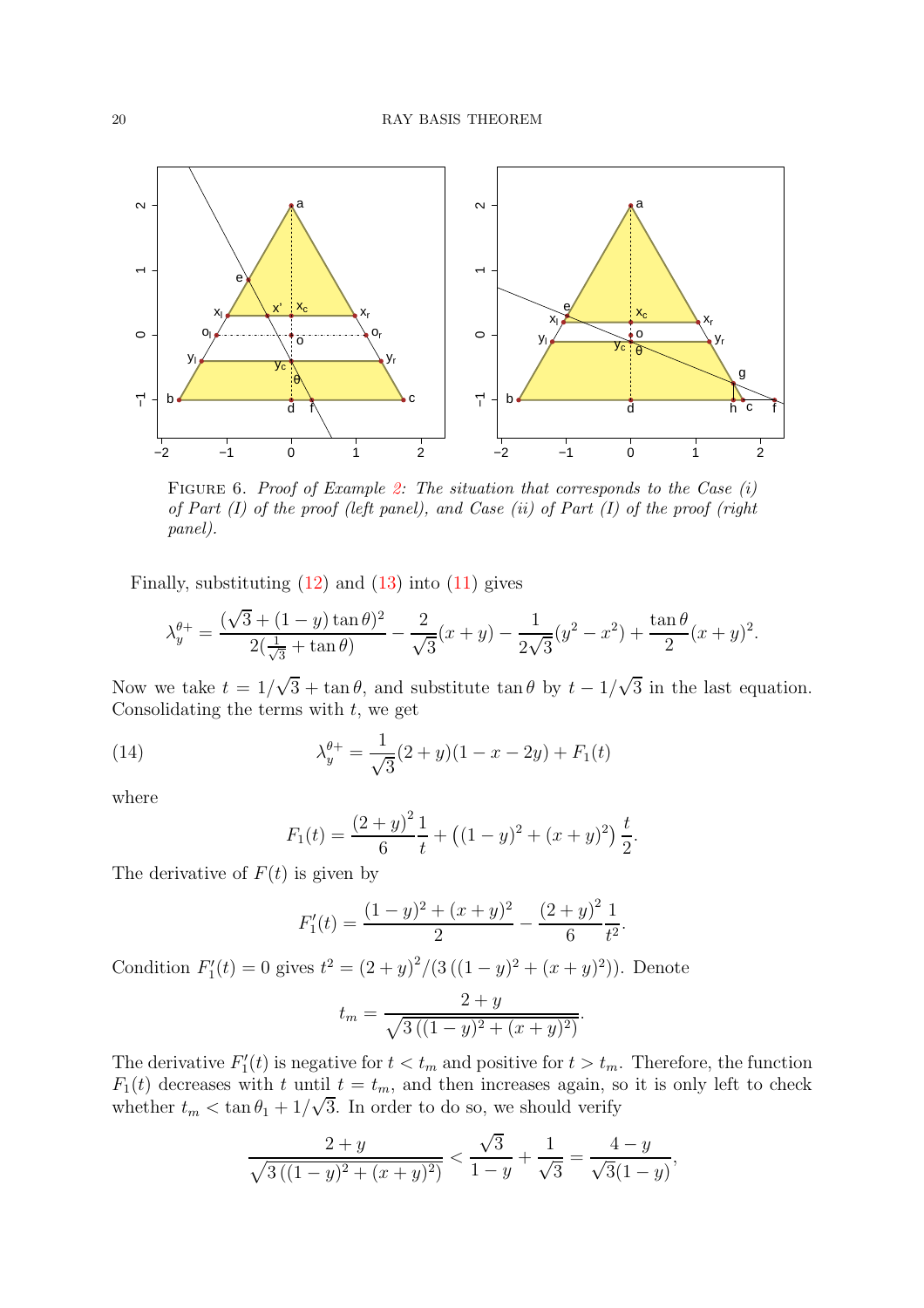FIGURE 6. *Proof of Example 2: The situation that corresponds to the Case (i) of Part (I) of the proof (left panel), and Case (ii) of Part (I) of the proof (right panel).*

Finally, substituting (12) and (13) into (11) gives

$$\lambda_y^{\theta+} = \frac{(\sqrt{3} + (1-y)\tan\theta)^2}{2(\frac{1}{\sqrt{3}} + \tan\theta)} - \frac{2}{\sqrt{3}}(x+y) - \frac{1}{2\sqrt{3}}(y^2 - x^2) + \frac{\tan\theta}{2}(x+y)^2.$$

Now we take $t = 1/\sqrt{3} + \tan\theta$, and substitute $\tan\theta$ by $t - 1/\sqrt{3}$ in the last equation. Consolidating the terms with $t$, we get

$$\lambda_y^{\theta+} = \frac{1}{\sqrt{3}}(2+y)(1-x-2y) + F_1(t) \tag{14}$$

where

$$F_1(t) = \frac{(2+y)^2}{6}\frac{1}{t} + \left((1-y)^2 + (x+y)^2\right)\frac{t}{2}.$$

The derivative of $F(t)$ is given by

$$F_1'(t) = \frac{(1-y)^2 + (x+y)^2}{2} - \frac{(2+y)^2}{6}\frac{1}{t^2}.$$

Condition $F_1'(t) = 0$ gives $t^2 = (2+y)^2/(3\left((1-y)^2 + (x+y)^2\right))$. Denote

$$t_m = \frac{2+y}{\sqrt{3\left((1-y)^2 + (x+y)^2\right)}}.$$

The derivative $F_1'(t)$ is negative for $t < t_m$ and positive for $t > t_m$. Therefore, the function $F_1(t)$ decreases with $t$ until $t = t_m$, and then increases again, so it is only left to check whether $t_m < \tan\theta_1 + 1/\sqrt{3}$. In order to do so, we should verify

$$\frac{2+y}{\sqrt{3\left((1-y)^2 + (x+y)^2\right)}} < \frac{\sqrt{3}}{1-y} + \frac{1}{\sqrt{3}} = \frac{4-y}{\sqrt{3}(1-y)},$$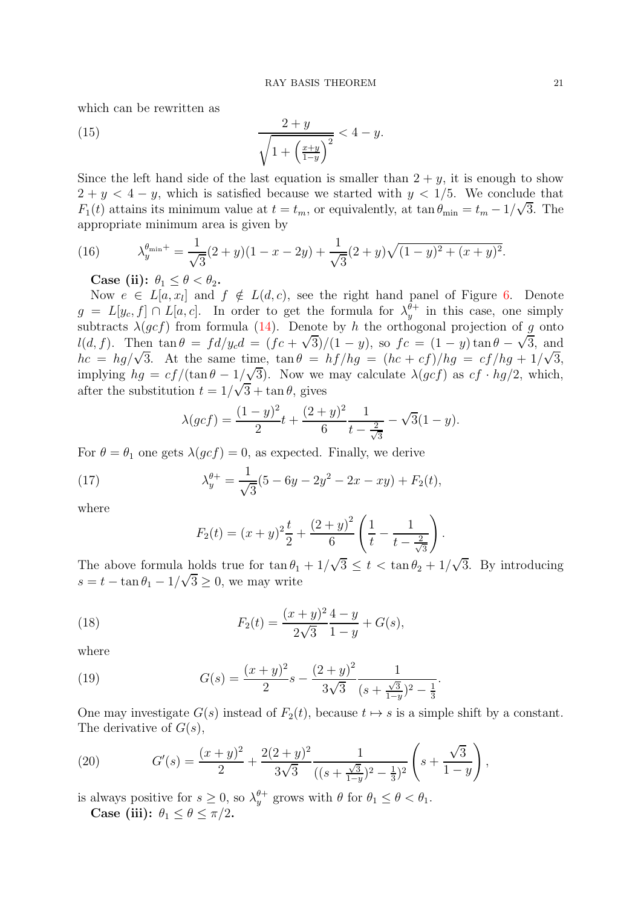which can be rewritten as

$$\frac{2+y}{\sqrt{1+\left(\frac{x+y}{1-y}\right)^2}} < 4-y. \tag{15}$$

Since the left hand side of the last equation is smaller than $2+y$, it is enough to show $2+y<4-y$, which is satisfied because we started with $y<1/5$. We conclude that $F_1(t)$ attains its minimum value at $t=t_m$, or equivalently, at $\tan\theta_{\min}=t_m-1/\sqrt{3}$. The appropriate minimum area is given by

$$\lambda_y^{\theta_{\min}+} = \frac{1}{\sqrt{3}}(2+y)(1-x-2y) + \frac{1}{\sqrt{3}}(2+y)\sqrt{(1-y)^2+(x+y)^2}. \tag{16}$$

**Case (ii):** $\theta_1 \leq \theta < \theta_2$**.**

Now $e \in L[a,x_l]$ and $f \notin L(d,c)$, see the right hand panel of Figure 6. Denote $g = L[y_c,f] \cap L[a,c]$. In order to get the formula for $\lambda_y^{\theta+}$ in this case, one simply subtracts $\lambda(gcf)$ from formula (14). Denote by $h$ the orthogonal projection of $g$ onto $l(d,f)$. Then $\tan\theta = fd/y_cd = (fc+\sqrt{3})/(1-y)$, so $fc = (1-y)\tan\theta - \sqrt{3}$, and $hc = hg/\sqrt{3}$. At the same time, $\tan\theta = hf/hg = (hc+cf)/hg = cf/hg + 1/\sqrt{3}$, implying $hg = cf/(\tan\theta - 1/\sqrt{3})$. Now we may calculate $\lambda(gcf)$ as $cf \cdot hg/2$, which, after the substitution $t = 1/\sqrt{3} + \tan\theta$, gives

$$\lambda(gcf) = \frac{(1-y)^2}{2}t + \frac{(2+y)^2}{6}\frac{1}{t-\frac{2}{\sqrt{3}}} - \sqrt{3}(1-y).$$

For $\theta = \theta_1$ one gets $\lambda(gcf)=0$, as expected. Finally, we derive

$$\lambda_y^{\theta+} = \frac{1}{\sqrt{3}}(5-6y-2y^2-2x-xy) + F_2(t), \tag{17}$$

where

$$F_2(t) = (x+y)^2\frac{t}{2} + \frac{(2+y)^2}{6}\left(\frac{1}{t} - \frac{1}{t-\frac{2}{\sqrt{3}}}\right).$$

The above formula holds true for $\tan\theta_1 + 1/\sqrt{3} \leq t < \tan\theta_2 + 1/\sqrt{3}$. By introducing $s = t - \tan\theta_1 - 1/\sqrt{3} \geq 0$, we may write

$$F_2(t) = \frac{(x+y)^2}{2\sqrt{3}}\frac{4-y}{1-y} + G(s), \tag{18}$$

where

$$G(s) = \frac{(x+y)^2}{2}s - \frac{(2+y)^2}{3\sqrt{3}}\frac{1}{(s+\frac{\sqrt{3}}{1-y})^2 - \frac{1}{3}}. \tag{19}$$

One may investigate $G(s)$ instead of $F_2(t)$, because $t \mapsto s$ is a simple shift by a constant. The derivative of $G(s)$,

$$G'(s) = \frac{(x+y)^2}{2} + \frac{2(2+y)^2}{3\sqrt{3}}\frac{1}{((s+\frac{\sqrt{3}}{1-y})^2-\frac{1}{3})^2}\left(s+\frac{\sqrt{3}}{1-y}\right), \tag{20}$$

is always positive for $s \geq 0$, so $\lambda_y^{\theta+}$ grows with $\theta$ for $\theta_1 \leq \theta < \theta_1$.

**Case (iii):** $\theta_1 \leq \theta \leq \pi/2$**.**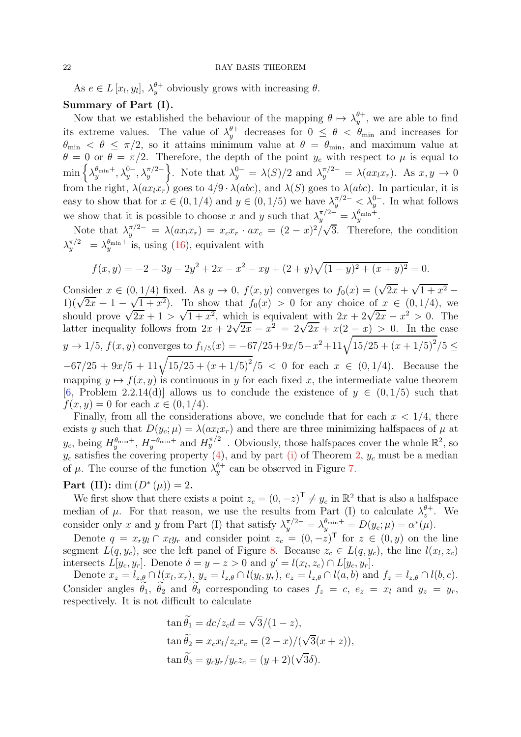As $e \in L[x_l, y_l]$, $\lambda_y^{\theta+}$ obviously grows with increasing $\theta$.

**Summary of Part (I).**

Now that we established the behaviour of the mapping $\theta \mapsto \lambda_y^{\theta+}$, we are able to find its extreme values. The value of $\lambda_y^{\theta+}$ decreases for $0 \le \theta < \theta_{\min}$ and increases for $\theta_{\min} < \theta \le \pi/2$, so it attains minimum value at $\theta = \theta_{\min}$, and maximum value at $\theta = 0$ or $\theta = \pi/2$. Therefore, the depth of the point $y_c$ with respect to $\mu$ is equal to $\min\left\{\lambda_y^{\theta_{\min}+}, \lambda_y^{0-}, \lambda_y^{\pi/2-}\right\}$. Note that $\lambda_y^{0-} = \lambda(S)/2$ and $\lambda_y^{\pi/2-} = \lambda(ax_lx_r)$. As $x, y \to 0$ from the right, $\lambda(ax_lx_r)$ goes to $4/9 \cdot \lambda(abc)$, and $\lambda(S)$ goes to $\lambda(abc)$. In particular, it is easy to show that for $x \in (0, 1/4)$ and $y \in (0, 1/5)$ we have $\lambda_y^{\pi/2-} < \lambda_y^{0-}$. In what follows we show that it is possible to choose $x$ and $y$ such that $\lambda_y^{\pi/2-} = \lambda_y^{\theta_{\min}+}$.

Note that $\lambda_y^{\pi/2-} = \lambda(ax_lx_r) = x_cx_r \cdot ax_c = (2-x)^2/\sqrt{3}$. Therefore, the condition $\lambda_y^{\pi/2-} = \lambda_y^{\theta_{\min}+}$ is, using (16), equivalent with

$$f(x, y) = -2 - 3y - 2y^2 + 2x - x^2 - xy + (2+y)\sqrt{(1-y)^2 + (x+y)^2} = 0.$$

Consider $x \in (0, 1/4)$ fixed. As $y \to 0$, $f(x, y)$ converges to $f_0(x) = (\sqrt{2x} + \sqrt{1+x^2} - 1)(\sqrt{2x} + 1 - \sqrt{1+x^2})$. To show that $f_0(x) > 0$ for any choice of $x \in (0, 1/4)$, we should prove $\sqrt{2x} + 1 > \sqrt{1+x^2}$, which is equivalent with $2x + 2\sqrt{2x} - x^2 > 0$. The latter inequality follows from $2x + 2\sqrt{2x} - x^2 = 2\sqrt{2x} + x(2-x) > 0$. In the case $y \to 1/5$, $f(x, y)$ converges to $f_{1/5}(x) = -67/25 + 9x/5 - x^2 + 11\sqrt{15/25 + (x+1/5)^2}/5 \le -67/25 + 9x/5 + 11\sqrt{15/25 + (x+1/5)^2}/5 < 0$ for each $x \in (0, 1/4)$. Because the mapping $y \mapsto f(x, y)$ is continuous in $y$ for each fixed $x$, the intermediate value theorem [6, Problem 2.2.14(d)] allows us to conclude the existence of $y \in (0, 1/5)$ such that $f(x, y) = 0$ for each $x \in (0, 1/4)$.

Finally, from all the considerations above, we conclude that for each $x < 1/4$, there exists $y$ such that $D(y_c; \mu) = \lambda(ax_lx_r)$ and there are three minimizing halfspaces of $\mu$ at $y_c$, being $H_y^{\theta_{\min}+}$, $H_y^{-\theta_{\min}+}$ and $H_y^{\pi/2-}$. Obviously, those halfspaces cover the whole $\mathbb{R}^2$, so $y_c$ satisfies the covering property (4), and by part (i) of Theorem 2, $y_c$ must be a median of $\mu$. The course of the function $\lambda_y^{\theta+}$ can be observed in Figure 7.

**Part (II):** $\dim(D^*(\mu)) = 2$.

We first show that there exists a point $z_c = (0, -z)^{\mathsf{T}} \neq y_c$ in $\mathbb{R}^2$ that is also a halfspace median of $\mu$. For that reason, we use the results from Part (I) to calculate $\lambda_z^{\theta+}$. We consider only $x$ and $y$ from Part (I) that satisfy $\lambda_y^{\pi/2-} = \lambda_y^{\theta_{\min}+} = D(y_c; \mu) = \alpha^*(\mu)$.

Denote $q = x_ry_l \cap x_ly_r$ and consider point $z_c = (0, -z)^{\mathsf{T}}$ for $z \in (0, y)$ on the line segment $L(q, y_c)$, see the left panel of Figure 8. Because $z_c \in L(q, y_c)$, the line $l(x_l, z_c)$ intersects $L[y_c, y_r]$. Denote $\delta = y - z > 0$ and $y' = l(x_l, z_c) \cap L[y_c, y_r]$.

Denote $x_z = l_{z,\theta} \cap l(x_l, x_r)$, $y_z = l_{z,\theta} \cap l(y_l, y_r)$, $e_z = l_{z,\theta} \cap l(a, b)$ and $f_z = l_{z,\theta} \cap l(b, c)$. Consider angles $\widetilde{\theta}_1$, $\widetilde{\theta}_2$ and $\widetilde{\theta}_3$ corresponding to cases $f_z = c$, $e_z = x_l$ and $y_z = y_r$, respectively. It is not difficult to calculate

$$\begin{aligned}
\tan\widetilde{\theta}_1 &= dc/z_cd = \sqrt{3}/(1-z), \\
\tan\widetilde{\theta}_2 &= x_cx_l/z_cx_c = (2-x)/(\sqrt{3}(x+z)), \\
\tan\widetilde{\theta}_3 &= y_cy_r/y_cz_c = (y+2)(\sqrt{3}\delta).
\end{aligned}$$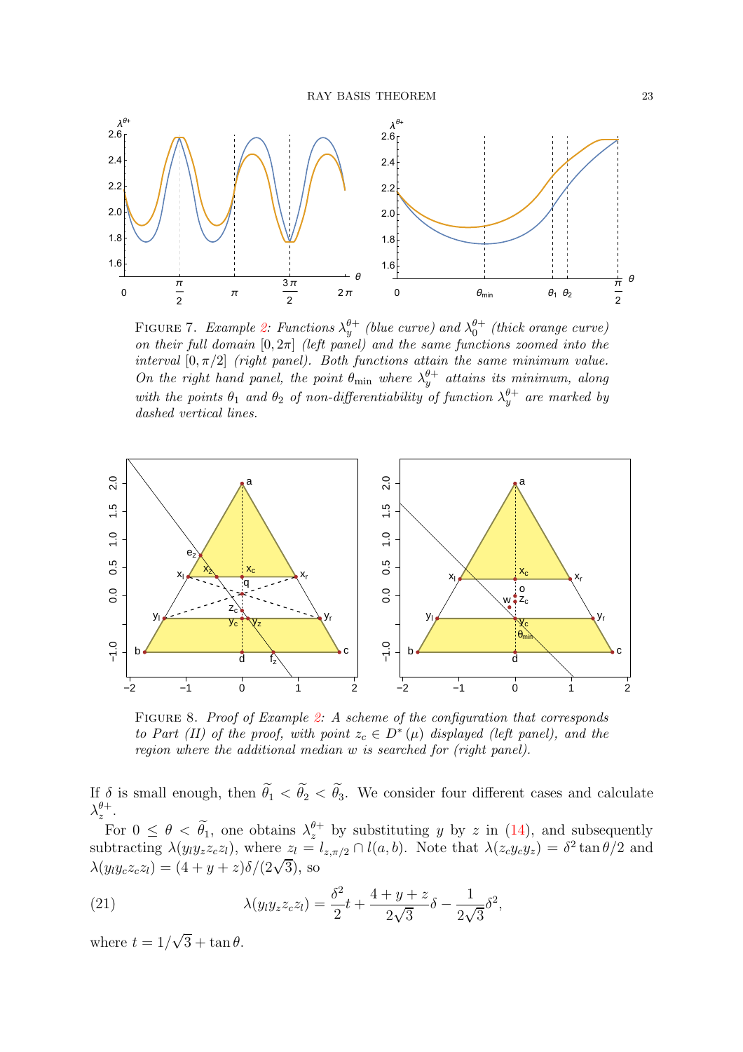FIGURE 7. *Example 2: Functions $\lambda_y^{\theta+}$ (blue curve) and $\lambda_0^{\theta+}$ (thick orange curve) on their full domain $[0, 2\pi]$ (left panel) and the same functions zoomed into the interval $[0, \pi/2]$ (right panel). Both functions attain the same minimum value. On the right hand panel, the point $\theta_{\min}$ where $\lambda_y^{\theta+}$ attains its minimum, along with the points $\theta_1$ and $\theta_2$ of non-differentiability of function $\lambda_y^{\theta+}$ are marked by dashed vertical lines.*

FIGURE 8. *Proof of Example 2: A scheme of the configuration that corresponds to Part (II) of the proof, with point $z_c \in D^*(\mu)$ displayed (left panel), and the region where the additional median $w$ is searched for (right panel).*

If $\delta$ is small enough, then $\widetilde{\theta}_1 < \widetilde{\theta}_2 < \widetilde{\theta}_3$. We consider four different cases and calculate $\lambda_z^{\theta+}$.

For $0 \leq \theta < \widetilde{\theta}_1$, one obtains $\lambda_z^{\theta+}$ by substituting $y$ by $z$ in (14), and subsequently subtracting $\lambda(y_l y_z z_c z_l)$, where $z_l = l_{z,\pi/2} \cap l(a,b)$. Note that $\lambda(z_c y_c y_z) = \delta^2 \tan\theta/2$ and $\lambda(y_l y_c z_c z_l) = (4 + y + z)\delta/(2\sqrt{3})$, so

$$\lambda(y_l y_z z_c z_l) = \frac{\delta^2}{2} t + \frac{4 + y + z}{2\sqrt{3}} \delta - \frac{1}{2\sqrt{3}} \delta^2, \tag{21}$$

where $t = 1/\sqrt{3} + \tan\theta$.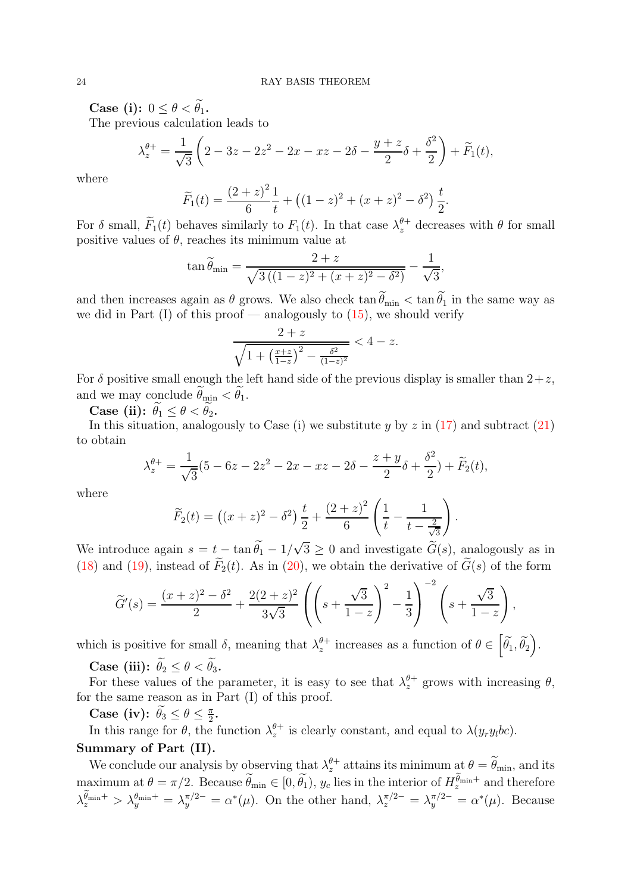**Case (i):** $0 \le \theta < \widetilde{\theta}_1$**.**

The previous calculation leads to

$$\lambda_z^{\theta+} = \frac{1}{\sqrt{3}}\left(2 - 3z - 2z^2 - 2x - xz - 2\delta - \frac{y+z}{2}\delta + \frac{\delta^2}{2}\right) + \widetilde{F}_1(t),$$

where

$$\widetilde{F}_1(t) = \frac{(2+z)^2}{6}\frac{1}{t} + \left((1-z)^2 + (x+z)^2 - \delta^2\right)\frac{t}{2}.$$

For $\delta$ small, $\widetilde{F}_1(t)$ behaves similarly to $F_1(t)$. In that case $\lambda_z^{\theta+}$ decreases with $\theta$ for small positive values of $\theta$, reaches its minimum value at

$$\tan \widetilde{\theta}_{\min} = \frac{2+z}{\sqrt{3\left((1-z)^2 + (x+z)^2 - \delta^2\right)}} - \frac{1}{\sqrt{3}},$$

and then increases again as $\theta$ grows. We also check $\tan \widetilde{\theta}_{\min} < \tan \widetilde{\theta}_1$ in the same way as we did in Part (I) of this proof — analogously to (15), we should verify

$$\frac{2+z}{\sqrt{1 + \left(\frac{x+z}{1-z}\right)^2 - \frac{\delta^2}{(1-z)^2}}} < 4 - z.$$

For $\delta$ positive small enough the left hand side of the previous display is smaller than $2+z$, and we may conclude $\widetilde{\theta}_{\min} < \widetilde{\theta}_1$.

**Case (ii):** $\widetilde{\theta}_1 \le \theta < \widetilde{\theta}_2$**.**

In this situation, analogously to Case (i) we substitute $y$ by $z$ in (17) and subtract (21) to obtain

$$\lambda_z^{\theta+} = \frac{1}{\sqrt{3}}(5 - 6z - 2z^2 - 2x - xz - 2\delta - \frac{z+y}{2}\delta + \frac{\delta^2}{2}) + \widetilde{F}_2(t),$$

where

$$\widetilde{F}_2(t) = \left((x+z)^2 - \delta^2\right)\frac{t}{2} + \frac{(2+z)^2}{6}\left(\frac{1}{t} - \frac{1}{t - \frac{2}{\sqrt{3}}}\right).$$

We introduce again $s = t - \tan \widetilde{\theta}_1 - 1/\sqrt{3} \ge 0$ and investigate $\widetilde{G}(s)$, analogously as in (18) and (19), instead of $\widetilde{F}_2(t)$. As in (20), we obtain the derivative of $\widetilde{G}(s)$ of the form

$$\widetilde{G}'(s) = \frac{(x+z)^2 - \delta^2}{2} + \frac{2(2+z)^2}{3\sqrt{3}}\left(\left(s + \frac{\sqrt{3}}{1-z}\right)^2 - \frac{1}{3}\right)^{-2}\left(s + \frac{\sqrt{3}}{1-z}\right),$$

which is positive for small $\delta$, meaning that $\lambda_z^{\theta+}$ increases as a function of $\theta \in \left[\widetilde{\theta}_1, \widetilde{\theta}_2\right)$.

**Case (iii):** $\widetilde{\theta}_2 \le \theta < \widetilde{\theta}_3$**.**

For these values of the parameter, it is easy to see that $\lambda_z^{\theta+}$ grows with increasing $\theta$, for the same reason as in Part (I) of this proof.

**Case (iv):** $\widetilde{\theta}_3 \le \theta \le \frac{\pi}{2}$**.**

In this range for $\theta$, the function $\lambda_z^{\theta+}$ is clearly constant, and equal to $\lambda(y_r y_l bc)$.

**Summary of Part (II).**

We conclude our analysis by observing that $\lambda_z^{\theta+}$ attains its minimum at $\theta = \widetilde{\theta}_{\min}$, and its maximum at $\theta = \pi/2$. Because $\widetilde{\theta}_{\min} \in [0, \widetilde{\theta}_1)$, $y_c$ lies in the interior of $H_z^{\widetilde{\theta}_{\min}+}$ and therefore $\lambda_z^{\widetilde{\theta}_{\min}+} > \lambda_y^{\theta_{\min}+} = \lambda_y^{\pi/2-} = \alpha^*(\mu)$. On the other hand, $\lambda_z^{\pi/2-} = \lambda_y^{\pi/2-} = \alpha^*(\mu)$. Because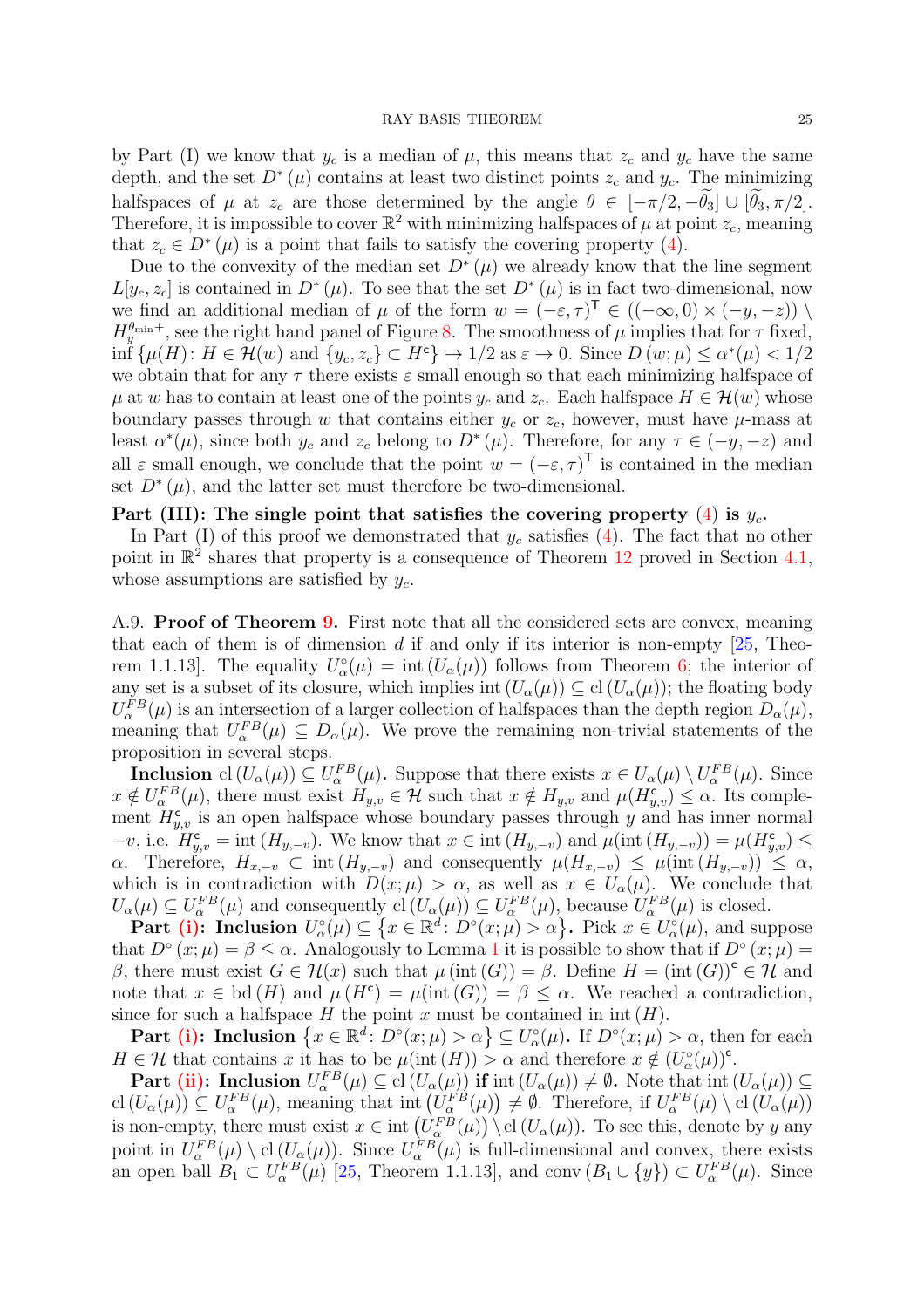by Part (I) we know that $y_c$ is a median of $\mu$, this means that $z_c$ and $y_c$ have the same depth, and the set $D^*(\mu)$ contains at least two distinct points $z_c$ and $y_c$. The minimizing halfspaces of $\mu$ at $z_c$ are those determined by the angle $\theta \in [-\pi/2, -\widetilde{\theta}_3] \cup [\widetilde{\theta}_3, \pi/2]$. Therefore, it is impossible to cover $\mathbb{R}^2$ with minimizing halfspaces of $\mu$ at point $z_c$, meaning that $z_c \in D^*(\mu)$ is a point that fails to satisfy the covering property (4).

Due to the convexity of the median set $D^*(\mu)$ we already know that the line segment $L[y_c, z_c]$ is contained in $D^*(\mu)$. To see that the set $D^*(\mu)$ is in fact two-dimensional, now we find an additional median of $\mu$ of the form $w = (-\varepsilon, \tau)^{\mathsf{T}} \in ((-\infty, 0) \times (-y, -z)) \setminus H_y^{\theta_{\min}+}$, see the right hand panel of Figure 8. The smoothness of $\mu$ implies that for $\tau$ fixed, $\inf\{\mu(H) \colon H \in \mathcal{H}(w) \text{ and } \{y_c, z_c\} \subset H^{\mathsf{c}}\} \to 1/2$ as $\varepsilon \to 0$. Since $D(w; \mu) \leq \alpha^*(\mu) < 1/2$ we obtain that for any $\tau$ there exists $\varepsilon$ small enough so that each minimizing halfspace of $\mu$ at $w$ has to contain at least one of the points $y_c$ and $z_c$. Each halfspace $H \in \mathcal{H}(w)$ whose boundary passes through $w$ that contains either $y_c$ or $z_c$, however, must have $\mu$-mass at least $\alpha^*(\mu)$, since both $y_c$ and $z_c$ belong to $D^*(\mu)$. Therefore, for any $\tau \in (-y, -z)$ and all $\varepsilon$ small enough, we conclude that the point $w = (-\varepsilon, \tau)^{\mathsf{T}}$ is contained in the median set $D^*(\mu)$, and the latter set must therefore be two-dimensional.

**Part (III): The single point that satisfies the covering property (4) is $y_c$.**

In Part (I) of this proof we demonstrated that $y_c$ satisfies (4). The fact that no other point in $\mathbb{R}^2$ shares that property is a consequence of Theorem 12 proved in Section 4.1, whose assumptions are satisfied by $y_c$.

A.9. **Proof of Theorem 9.** First note that all the considered sets are convex, meaning that each of them is of dimension $d$ if and only if its interior is non-empty [25, Theorem 1.1.13]. The equality $U_\alpha^\circ(\mu) = \operatorname{int}(U_\alpha(\mu))$ follows from Theorem 6; the interior of any set is a subset of its closure, which implies $\operatorname{int}(U_\alpha(\mu)) \subseteq \operatorname{cl}(U_\alpha(\mu))$; the floating body $U_\alpha^{FB}(\mu)$ is an intersection of a larger collection of halfspaces than the depth region $D_\alpha(\mu)$, meaning that $U_\alpha^{FB}(\mu) \subseteq D_\alpha(\mu)$. We prove the remaining non-trivial statements of the proposition in several steps.

**Inclusion $\operatorname{cl}(U_\alpha(\mu)) \subseteq U_\alpha^{FB}(\mu)$.** Suppose that there exists $x \in U_\alpha(\mu) \setminus U_\alpha^{FB}(\mu)$. Since $x \notin U_\alpha^{FB}(\mu)$, there must exist $H_{y,v} \in \mathcal{H}$ such that $x \notin H_{y,v}$ and $\mu(H_{y,v}^{\mathsf{c}}) \leq \alpha$. Its complement $H_{y,v}^{\mathsf{c}}$ is an open halfspace whose boundary passes through $y$ and has inner normal $-v$, i.e. $H_{y,v}^{\mathsf{c}} = \operatorname{int}(H_{y,-v})$. We know that $x \in \operatorname{int}(H_{y,-v})$ and $\mu(\operatorname{int}(H_{y,-v})) = \mu(H_{y,v}^{\mathsf{c}}) \leq \alpha$. Therefore, $H_{x,-v} \subset \operatorname{int}(H_{y,-v})$ and consequently $\mu(H_{x,-v}) \leq \mu(\operatorname{int}(H_{y,-v})) \leq \alpha$, which is in contradiction with $D(x;\mu) > \alpha$, as well as $x \in U_\alpha(\mu)$. We conclude that $U_\alpha(\mu) \subseteq U_\alpha^{FB}(\mu)$ and consequently $\operatorname{cl}(U_\alpha(\mu)) \subseteq U_\alpha^{FB}(\mu)$, because $U_\alpha^{FB}(\mu)$ is closed.

**Part (i): Inclusion $U_\alpha^\circ(\mu) \subseteq \{x \in \mathbb{R}^d \colon D^\circ(x;\mu) > \alpha\}$.** Pick $x \in U_\alpha^\circ(\mu)$, and suppose that $D^\circ(x;\mu) = \beta \leq \alpha$. Analogously to Lemma 1 it is possible to show that if $D^\circ(x;\mu) = \beta$, there must exist $G \in \mathcal{H}(x)$ such that $\mu(\operatorname{int}(G)) = \beta$. Define $H = (\operatorname{int}(G))^{\mathsf{c}} \in \mathcal{H}$ and note that $x \in \operatorname{bd}(H)$ and $\mu(H^{\mathsf{c}}) = \mu(\operatorname{int}(G)) = \beta \leq \alpha$. We reached a contradiction, since for such a halfspace $H$ the point $x$ must be contained in $\operatorname{int}(H)$.

**Part (i): Inclusion $\{x \in \mathbb{R}^d \colon D^\circ(x;\mu) > \alpha\} \subseteq U_\alpha^\circ(\mu)$.** If $D^\circ(x;\mu) > \alpha$, then for each $H \in \mathcal{H}$ that contains $x$ it has to be $\mu(\operatorname{int}(H)) > \alpha$ and therefore $x \notin (U_\alpha^\circ(\mu))^{\mathsf{c}}$.

**Part (ii): Inclusion $U_\alpha^{FB}(\mu) \subseteq \operatorname{cl}(U_\alpha(\mu))$ if $\operatorname{int}(U_\alpha(\mu)) \neq \emptyset$.** Note that $\operatorname{int}(U_\alpha(\mu)) \subseteq \operatorname{cl}(U_\alpha(\mu)) \subseteq U_\alpha^{FB}(\mu)$, meaning that $\operatorname{int}(U_\alpha^{FB}(\mu)) \neq \emptyset$. Therefore, if $U_\alpha^{FB}(\mu) \setminus \operatorname{cl}(U_\alpha(\mu))$ is non-empty, there must exist $x \in \operatorname{int}(U_\alpha^{FB}(\mu)) \setminus \operatorname{cl}(U_\alpha(\mu))$. To see this, denote by $y$ any point in $U_\alpha^{FB}(\mu) \setminus \operatorname{cl}(U_\alpha(\mu))$. Since $U_\alpha^{FB}(\mu)$ is full-dimensional and convex, there exists an open ball $B_1 \subset U_\alpha^{FB}(\mu)$ [25, Theorem 1.1.13], and $\operatorname{conv}(B_1 \cup \{y\}) \subset U_\alpha^{FB}(\mu)$. Since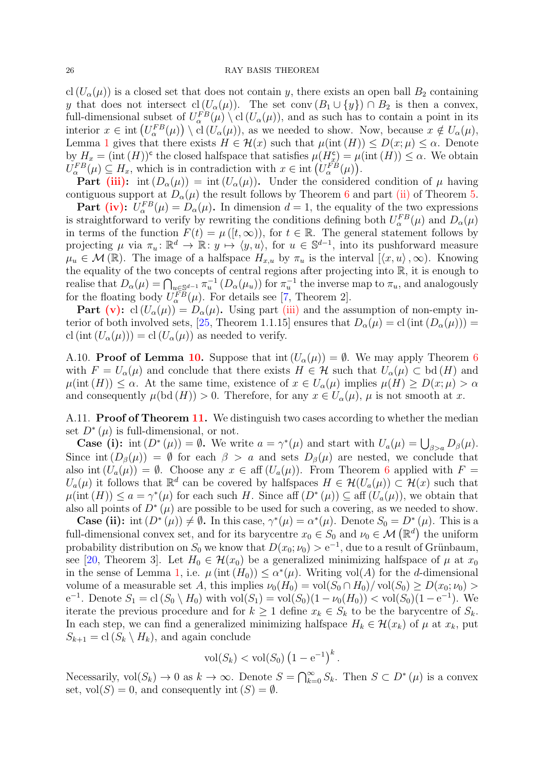$\text{cl}(U_\alpha(\mu))$ is a closed set that does not contain $y$, there exists an open ball $B_2$ containing $y$ that does not intersect $\text{cl}(U_\alpha(\mu))$. The set $\text{conv}(B_1 \cup \{y\}) \cap B_2$ is then a convex, full-dimensional subset of $U_\alpha^{FB}(\mu) \setminus \text{cl}(U_\alpha(\mu))$, and as such has to contain a point in its interior $x \in \text{int}\left(U_\alpha^{FB}(\mu)\right) \setminus \text{cl}(U_\alpha(\mu))$, as we needed to show. Now, because $x \notin U_\alpha(\mu)$, Lemma 1 gives that there exists $H \in \mathcal{H}(x)$ such that $\mu(\text{int}(H)) \leq D(x;\mu) \leq \alpha$. Denote by $H_x = (\text{int}(H))^{\mathsf{c}}$ the closed halfspace that satisfies $\mu(H_x^{\mathsf{c}}) = \mu(\text{int}(H)) \leq \alpha$. We obtain $U_\alpha^{FB}(\mu) \subseteq H_x$, which is in contradiction with $x \in \text{int}\left(U_\alpha^{FB}(\mu)\right)$.

**Part (iii): $\text{int}(D_\alpha(\mu)) = \text{int}(U_\alpha(\mu))$.** Under the considered condition of $\mu$ having contiguous support at $D_\alpha(\mu)$ the result follows by Theorem 6 and part (ii) of Theorem 5.

**Part (iv): $U_\alpha^{FB}(\mu) = D_\alpha(\mu)$.** In dimension $d = 1$, the equality of the two expressions is straightforward to verify by rewriting the conditions defining both $U_\alpha^{FB}(\mu)$ and $D_\alpha(\mu)$ in terms of the function $F(t) = \mu([t,\infty))$, for $t \in \mathbb{R}$. The general statement follows by projecting $\mu$ via $\pi_u \colon \mathbb{R}^d \to \mathbb{R} \colon y \mapsto \langle y, u\rangle$, for $u \in \mathbb{S}^{d-1}$, into its pushforward measure $\mu_u \in \mathcal{M}(\mathbb{R})$. The image of a halfspace $H_{x,u}$ by $\pi_u$ is the interval $[\langle x, u\rangle, \infty)$. Knowing the equality of the two concepts of central regions after projecting into $\mathbb{R}$, it is enough to realise that $D_\alpha(\mu) = \bigcap_{u \in \mathbb{S}^{d-1}} \pi_u^{-1}(D_\alpha(\mu_u))$ for $\pi_u^{-1}$ the inverse map to $\pi_u$, and analogously for the floating body $U_\alpha^{FB}(\mu)$. For details see [7, Theorem 2].

**Part (v): $\text{cl}(U_\alpha(\mu)) = D_\alpha(\mu)$.** Using part (iii) and the assumption of non-empty interior of both involved sets, [25, Theorem 1.1.15] ensures that $D_\alpha(\mu) = \text{cl}(\text{int}(D_\alpha(\mu))) = \text{cl}(\text{int}(U_\alpha(\mu))) = \text{cl}(U_\alpha(\mu))$ as needed to verify.

A.10. **Proof of Lemma 10.** Suppose that $\text{int}(U_\alpha(\mu)) = \emptyset$. We may apply Theorem 6 with $F = U_\alpha(\mu)$ and conclude that there exists $H \in \mathcal{H}$ such that $U_\alpha(\mu) \subset \text{bd}(H)$ and $\mu(\text{int}(H)) \leq \alpha$. At the same time, existence of $x \in U_\alpha(\mu)$ implies $\mu(H) \geq D(x;\mu) > \alpha$ and consequently $\mu(\text{bd}(H)) > 0$. Therefore, for any $x \in U_\alpha(\mu)$, $\mu$ is not smooth at $x$.

A.11. **Proof of Theorem 11.** We distinguish two cases according to whether the median set $D^*(\mu)$ is full-dimensional, or not.

**Case (i): $\text{int}(D^*(\mu)) = \emptyset$.** We write $a = \gamma^*(\mu)$ and start with $U_a(\mu) = \bigcup_{\beta > a} D_\beta(\mu)$. Since $\text{int}(D_\beta(\mu)) = \emptyset$ for each $\beta > a$ and sets $D_\beta(\mu)$ are nested, we conclude that also $\text{int}(U_a(\mu)) = \emptyset$. Choose any $x \in \text{aff}(U_a(\mu))$. From Theorem 6 applied with $F = U_a(\mu)$ it follows that $\mathbb{R}^d$ can be covered by halfspaces $H \in \mathcal{H}(U_a(\mu)) \subset \mathcal{H}(x)$ such that $\mu(\text{int}(H)) \leq a = \gamma^*(\mu)$ for each such $H$. Since $\text{aff}(D^*(\mu)) \subseteq \text{aff}(U_a(\mu))$, we obtain that also all points of $D^*(\mu)$ are possible to be used for such a covering, as we needed to show.

**Case (ii): $\text{int}(D^*(\mu)) \neq \emptyset$.** In this case, $\gamma^*(\mu) = \alpha^*(\mu)$. Denote $S_0 = D^*(\mu)$. This is a full-dimensional convex set, and for its barycentre $x_0 \in S_0$ and $\nu_0 \in \mathcal{M}\left(\mathbb{R}^d\right)$ the uniform probability distribution on $S_0$ we know that $D(x_0;\nu_0) > \mathrm{e}^{-1}$, due to a result of Grünbaum, see [20, Theorem 3]. Let $H_0 \in \mathcal{H}(x_0)$ be a generalized minimizing halfspace of $\mu$ at $x_0$ in the sense of Lemma 1, i.e. $\mu(\text{int}(H_0)) \leq \alpha^*(\mu)$. Writing $\text{vol}(A)$ for the $d$-dimensional volume of a measurable set $A$, this implies $\nu_0(H_0) = \text{vol}(S_0 \cap H_0)/\text{vol}(S_0) \geq D(x_0;\nu_0) > \mathrm{e}^{-1}$. Denote $S_1 = \text{cl}(S_0 \setminus H_0)$ with $\text{vol}(S_1) = \text{vol}(S_0)(1 - \nu_0(H_0)) < \text{vol}(S_0)(1 - \mathrm{e}^{-1})$. We iterate the previous procedure and for $k \geq 1$ define $x_k \in S_k$ to be the barycentre of $S_k$. In each step, we can find a generalized minimizing halfspace $H_k \in \mathcal{H}(x_k)$ of $\mu$ at $x_k$, put $S_{k+1} = \text{cl}(S_k \setminus H_k)$, and again conclude

$$\text{vol}(S_k) < \text{vol}(S_0)\left(1 - \mathrm{e}^{-1}\right)^k.$$

Necessarily, $\text{vol}(S_k) \to 0$ as $k \to \infty$. Denote $S = \bigcap_{k=0}^\infty S_k$. Then $S \subset D^*(\mu)$ is a convex set, $\text{vol}(S) = 0$, and consequently $\text{int}(S) = \emptyset$.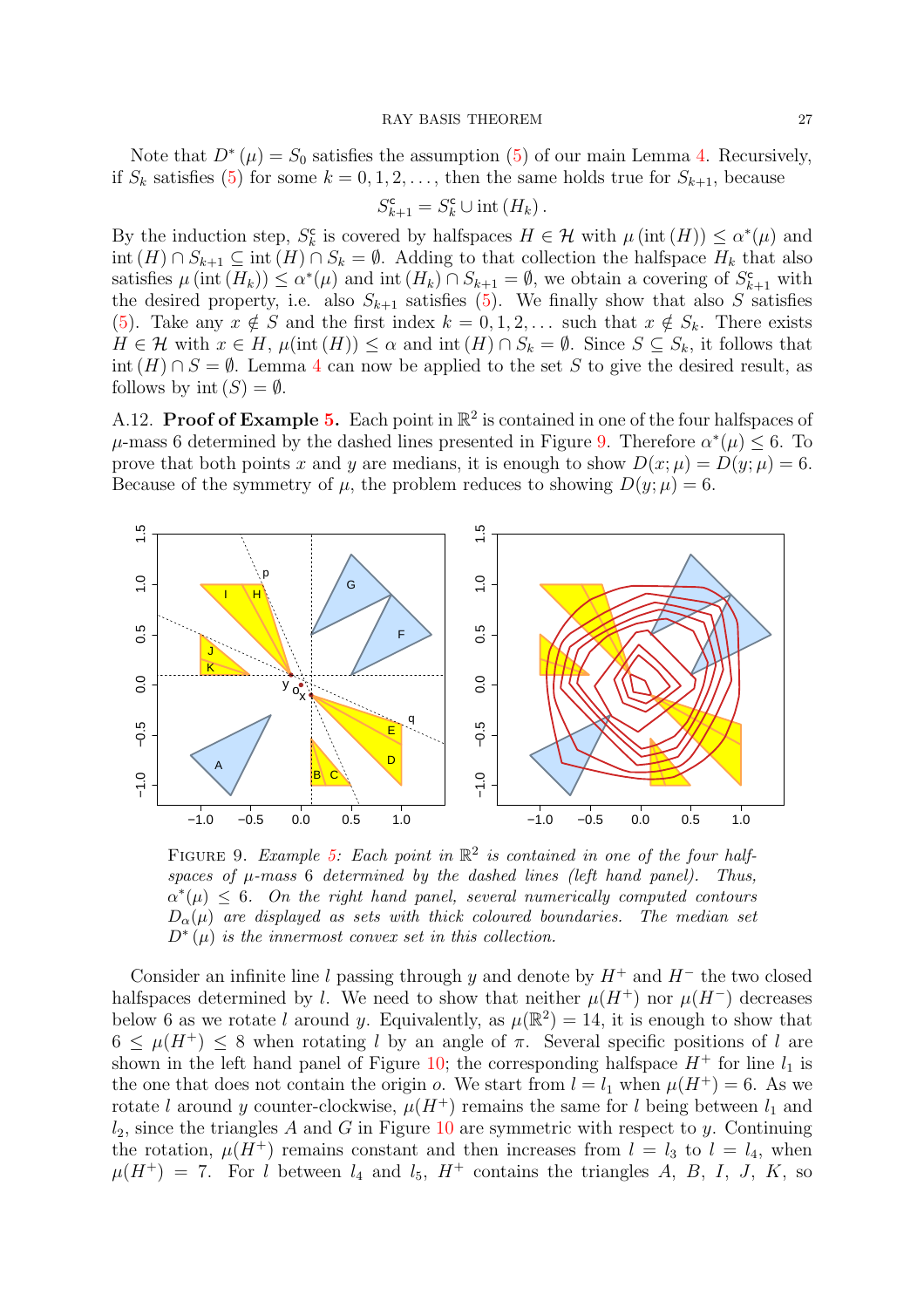Note that $D^*(\mu) = S_0$ satisfies the assumption (5) of our main Lemma 4. Recursively, if $S_k$ satisfies (5) for some $k = 0, 1, 2, \ldots$, then the same holds true for $S_{k+1}$, because

$$S_{k+1}^{\mathsf{c}} = S_k^{\mathsf{c}} \cup \operatorname{int}(H_k).$$

By the induction step, $S_k^{\mathsf{c}}$ is covered by halfspaces $H \in \mathcal{H}$ with $\mu(\operatorname{int}(H)) \leq \alpha^*(\mu)$ and $\operatorname{int}(H) \cap S_{k+1} \subseteq \operatorname{int}(H) \cap S_k = \emptyset$. Adding to that collection the halfspace $H_k$ that also satisfies $\mu(\operatorname{int}(H_k)) \leq \alpha^*(\mu)$ and $\operatorname{int}(H_k) \cap S_{k+1} = \emptyset$, we obtain a covering of $S_{k+1}^{\mathsf{c}}$ with the desired property, i.e. also $S_{k+1}$ satisfies (5). We finally show that also $S$ satisfies (5). Take any $x \notin S$ and the first index $k = 0, 1, 2, \ldots$ such that $x \notin S_k$. There exists $H \in \mathcal{H}$ with $x \in H$, $\mu(\operatorname{int}(H)) \leq \alpha$ and $\operatorname{int}(H) \cap S_k = \emptyset$. Since $S \subseteq S_k$, it follows that $\operatorname{int}(H) \cap S = \emptyset$. Lemma 4 can now be applied to the set $S$ to give the desired result, as follows by $\operatorname{int}(S) = \emptyset$.

A.12. **Proof of Example 5.** Each point in $\mathbb{R}^2$ is contained in one of the four halfspaces of $\mu$-mass 6 determined by the dashed lines presented in Figure 9. Therefore $\alpha^*(\mu) \leq 6$. To prove that both points $x$ and $y$ are medians, it is enough to show $D(x;\mu) = D(y;\mu) = 6$. Because of the symmetry of $\mu$, the problem reduces to showing $D(y;\mu) = 6$.

FIGURE 9. *Example 5: Each point in $\mathbb{R}^2$ is contained in one of the four halfspaces of $\mu$-mass 6 determined by the dashed lines (left hand panel). Thus, $\alpha^*(\mu) \leq 6$. On the right hand panel, several numerically computed contours $D_\alpha(\mu)$ are displayed as sets with thick coloured boundaries. The median set $D^*(\mu)$ is the innermost convex set in this collection.*

Consider an infinite line $l$ passing through $y$ and denote by $H^+$ and $H^-$ the two closed halfspaces determined by $l$. We need to show that neither $\mu(H^+)$ nor $\mu(H^-)$ decreases below 6 as we rotate $l$ around $y$. Equivalently, as $\mu(\mathbb{R}^2) = 14$, it is enough to show that $6 \leq \mu(H^+) \leq 8$ when rotating $l$ by an angle of $\pi$. Several specific positions of $l$ are shown in the left hand panel of Figure 10; the corresponding halfspace $H^+$ for line $l_1$ is the one that does not contain the origin $o$. We start from $l = l_1$ when $\mu(H^+) = 6$. As we rotate $l$ around $y$ counter-clockwise, $\mu(H^+)$ remains the same for $l$ being between $l_1$ and $l_2$, since the triangles $A$ and $G$ in Figure 10 are symmetric with respect to $y$. Continuing the rotation, $\mu(H^+)$ remains constant and then increases from $l = l_3$ to $l = l_4$, when $\mu(H^+) = 7$. For $l$ between $l_4$ and $l_5$, $H^+$ contains the triangles $A$, $B$, $I$, $J$, $K$, so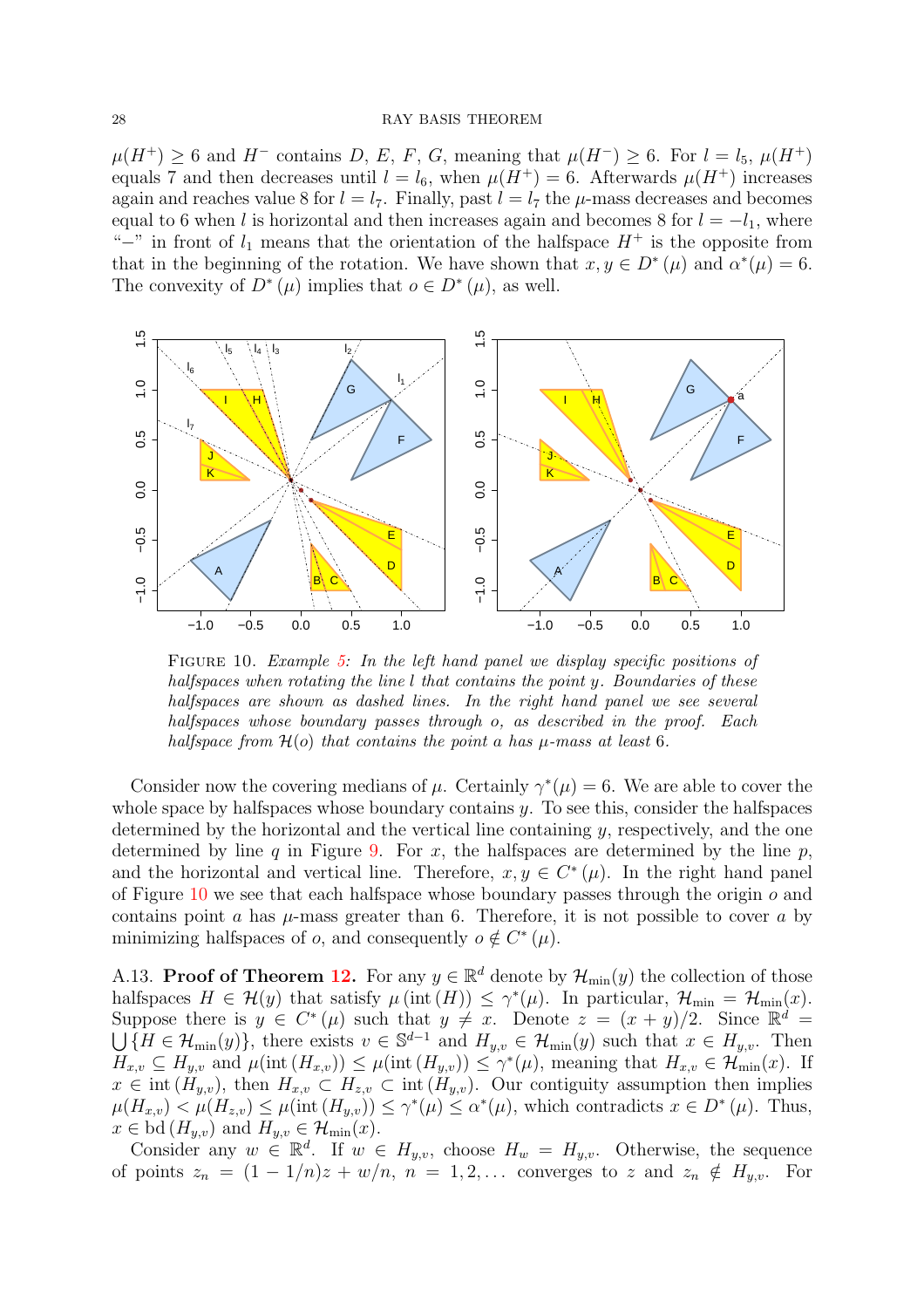$\mu(H^+) \geq 6$ and $H^-$ contains $D$, $E$, $F$, $G$, meaning that $\mu(H^-) \geq 6$. For $l = l_5$, $\mu(H^+)$ equals 7 and then decreases until $l = l_6$, when $\mu(H^+) = 6$. Afterwards $\mu(H^+)$ increases again and reaches value 8 for $l = l_7$. Finally, past $l = l_7$ the $\mu$-mass decreases and becomes equal to 6 when $l$ is horizontal and then increases again and becomes 8 for $l = -l_1$, where "$-$" in front of $l_1$ means that the orientation of the halfspace $H^+$ is the opposite from that in the beginning of the rotation. We have shown that $x, y \in D^*(\mu)$ and $\alpha^*(\mu) = 6$. The convexity of $D^*(\mu)$ implies that $o \in D^*(\mu)$, as well.

FIGURE 10. *Example 5: In the left hand panel we display specific positions of halfspaces when rotating the line $l$ that contains the point $y$. Boundaries of these halfspaces are shown as dashed lines. In the right hand panel we see several halfspaces whose boundary passes through $o$, as described in the proof. Each halfspace from $\mathcal{H}(o)$ that contains the point $a$ has $\mu$-mass at least 6.*

Consider now the covering medians of $\mu$. Certainly $\gamma^*(\mu) = 6$. We are able to cover the whole space by halfspaces whose boundary contains $y$. To see this, consider the halfspaces determined by the horizontal and the vertical line containing $y$, respectively, and the one determined by line $q$ in Figure 9. For $x$, the halfspaces are determined by the line $p$, and the horizontal and vertical line. Therefore, $x, y \in C^*(\mu)$. In the right hand panel of Figure 10 we see that each halfspace whose boundary passes through the origin $o$ and contains point $a$ has $\mu$-mass greater than 6. Therefore, it is not possible to cover $a$ by minimizing halfspaces of $o$, and consequently $o \notin C^*(\mu)$.

A.13. **Proof of Theorem 12.** For any $y \in \mathbb{R}^d$ denote by $\mathcal{H}_{\min}(y)$ the collection of those halfspaces $H \in \mathcal{H}(y)$ that satisfy $\mu(\operatorname{int}(H)) \leq \gamma^*(\mu)$. In particular, $\mathcal{H}_{\min} = \mathcal{H}_{\min}(x)$. Suppose there is $y \in C^*(\mu)$ such that $y \neq x$. Denote $z = (x+y)/2$. Since $\mathbb{R}^d = \bigcup\{H \in \mathcal{H}_{\min}(y)\}$, there exists $v \in \mathbb{S}^{d-1}$ and $H_{y,v} \in \mathcal{H}_{\min}(y)$ such that $x \in H_{y,v}$. Then $H_{x,v} \subseteq H_{y,v}$ and $\mu(\operatorname{int}(H_{x,v})) \leq \mu(\operatorname{int}(H_{y,v})) \leq \gamma^*(\mu)$, meaning that $H_{x,v} \in \mathcal{H}_{\min}(x)$. If $x \in \operatorname{int}(H_{y,v})$, then $H_{x,v} \subset H_{z,v} \subset \operatorname{int}(H_{y,v})$. Our contiguity assumption then implies $\mu(H_{x,v}) < \mu(H_{z,v}) \leq \mu(\operatorname{int}(H_{y,v})) \leq \gamma^*(\mu) \leq \alpha^*(\mu)$, which contradicts $x \in D^*(\mu)$. Thus, $x \in \operatorname{bd}(H_{y,v})$ and $H_{y,v} \in \mathcal{H}_{\min}(x)$.

Consider any $w \in \mathbb{R}^d$. If $w \in H_{y,v}$, choose $H_w = H_{y,v}$. Otherwise, the sequence of points $z_n = (1 - 1/n)z + w/n$, $n = 1, 2, \ldots$ converges to $z$ and $z_n \notin H_{y,v}$. For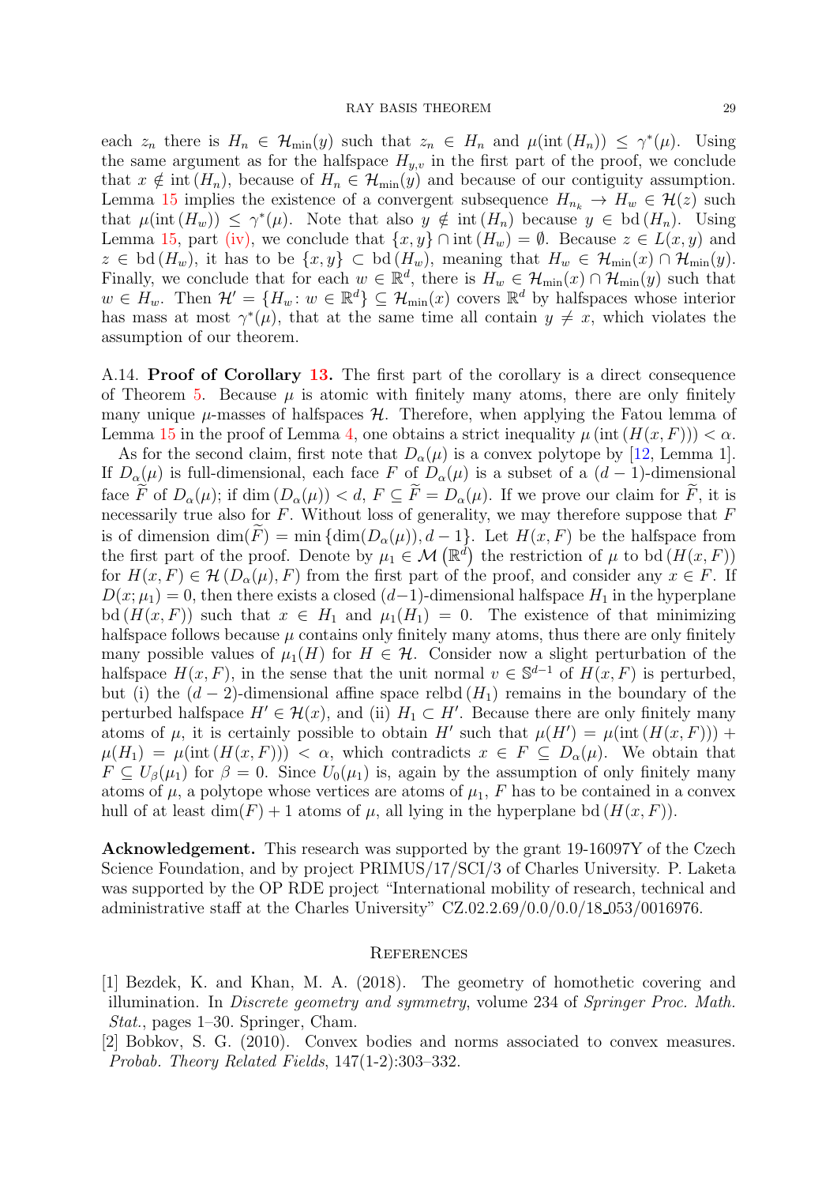each $z_n$ there is $H_n \in \mathcal{H}_{\min}(y)$ such that $z_n \in H_n$ and $\mu(\operatorname{int}(H_n)) \leq \gamma^*(\mu)$. Using the same argument as for the halfspace $H_{y,v}$ in the first part of the proof, we conclude that $x \notin \operatorname{int}(H_n)$, because of $H_n \in \mathcal{H}_{\min}(y)$ and because of our contiguity assumption. Lemma 15 implies the existence of a convergent subsequence $H_{n_k} \to H_w \in \mathcal{H}(z)$ such that $\mu(\operatorname{int}(H_w)) \leq \gamma^*(\mu)$. Note that also $y \notin \operatorname{int}(H_n)$ because $y \in \operatorname{bd}(H_n)$. Using Lemma 15, part (iv), we conclude that $\{x, y\} \cap \operatorname{int}(H_w) = \emptyset$. Because $z \in L(x, y)$ and $z \in \operatorname{bd}(H_w)$, it has to be $\{x, y\} \subset \operatorname{bd}(H_w)$, meaning that $H_w \in \mathcal{H}_{\min}(x) \cap \mathcal{H}_{\min}(y)$. Finally, we conclude that for each $w \in \mathbb{R}^d$, there is $H_w \in \mathcal{H}_{\min}(x) \cap \mathcal{H}_{\min}(y)$ such that $w \in H_w$. Then $\mathcal{H}' = \{H_w : w \in \mathbb{R}^d\} \subseteq \mathcal{H}_{\min}(x)$ covers $\mathbb{R}^d$ by halfspaces whose interior has mass at most $\gamma^*(\mu)$, that at the same time all contain $y \neq x$, which violates the assumption of our theorem.

A.14. **Proof of Corollary 13.** The first part of the corollary is a direct consequence of Theorem 5. Because $\mu$ is atomic with finitely many atoms, there are only finitely many unique $\mu$-masses of halfspaces $\mathcal{H}$. Therefore, when applying the Fatou lemma of Lemma 15 in the proof of Lemma 4, one obtains a strict inequality $\mu(\operatorname{int}(H(x, F))) < \alpha$.

As for the second claim, first note that $D_\alpha(\mu)$ is a convex polytope by [12, Lemma 1]. If $D_\alpha(\mu)$ is full-dimensional, each face $F$ of $D_\alpha(\mu)$ is a subset of a $(d-1)$-dimensional face $\widetilde{F}$ of $D_\alpha(\mu)$; if $\dim(D_\alpha(\mu)) < d$, $F \subseteq \widetilde{F} = D_\alpha(\mu)$. If we prove our claim for $\widetilde{F}$, it is necessarily true also for $F$. Without loss of generality, we may therefore suppose that $F$ is of dimension $\dim(\widetilde{F}) = \min\{\dim(D_\alpha(\mu)), d-1\}$. Let $H(x, F)$ be the halfspace from the first part of the proof. Denote by $\mu_1 \in \mathcal{M}(\mathbb{R}^d)$ the restriction of $\mu$ to $\operatorname{bd}(H(x, F))$ for $H(x, F) \in \mathcal{H}(D_\alpha(\mu), F)$ from the first part of the proof, and consider any $x \in F$. If $D(x; \mu_1) = 0$, then there exists a closed $(d-1)$-dimensional halfspace $H_1$ in the hyperplane $\operatorname{bd}(H(x, F))$ such that $x \in H_1$ and $\mu_1(H_1) = 0$. The existence of that minimizing halfspace follows because $\mu$ contains only finitely many atoms, thus there are only finitely many possible values of $\mu_1(H)$ for $H \in \mathcal{H}$. Consider now a slight perturbation of the halfspace $H(x, F)$, in the sense that the unit normal $v \in \mathbb{S}^{d-1}$ of $H(x, F)$ is perturbed, but (i) the $(d-2)$-dimensional affine space $\operatorname{relbd}(H_1)$ remains in the boundary of the perturbed halfspace $H' \in \mathcal{H}(x)$, and (ii) $H_1 \subset H'$. Because there are only finitely many atoms of $\mu$, it is certainly possible to obtain $H'$ such that $\mu(H') = \mu(\operatorname{int}(H(x, F))) + \mu(H_1) = \mu(\operatorname{int}(H(x, F))) < \alpha$, which contradicts $x \in F \subseteq D_\alpha(\mu)$. We obtain that $F \subseteq U_\beta(\mu_1)$ for $\beta = 0$. Since $U_0(\mu_1)$ is, again by the assumption of only finitely many atoms of $\mu$, a polytope whose vertices are atoms of $\mu_1$, $F$ has to be contained in a convex hull of at least $\dim(F) + 1$ atoms of $\mu$, all lying in the hyperplane $\operatorname{bd}(H(x, F))$.

**Acknowledgement.** This research was supported by the grant 19-16097Y of the Czech Science Foundation, and by project PRIMUS/17/SCI/3 of Charles University. P. Laketa was supported by the OP RDE project "International mobility of research, technical and administrative staff at the Charles University" CZ.02.2.69/0.0/0.0/18_053/0016976.

## References

[1] Bezdek, K. and Khan, M. A. (2018). The geometry of homothetic covering and illumination. In *Discrete geometry and symmetry*, volume 234 of *Springer Proc. Math. Stat.*, pages 1–30. Springer, Cham.

[2] Bobkov, S. G. (2010). Convex bodies and norms associated to convex measures. *Probab. Theory Related Fields*, 147(1-2):303–332.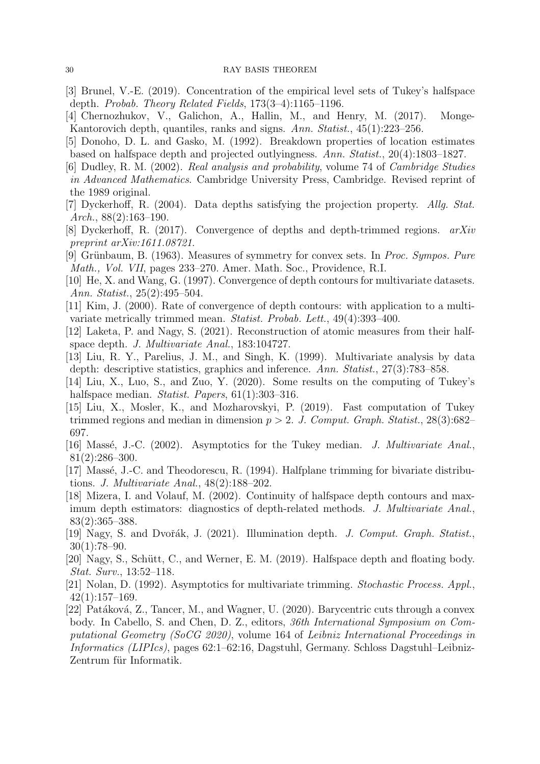[3] Brunel, V.-E. (2019). Concentration of the empirical level sets of Tukey's halfspace depth. *Probab. Theory Related Fields*, 173(3–4):1165–1196.

[4] Chernozhukov, V., Galichon, A., Hallin, M., and Henry, M. (2017). Monge-Kantorovich depth, quantiles, ranks and signs. *Ann. Statist.*, 45(1):223–256.

[5] Donoho, D. L. and Gasko, M. (1992). Breakdown properties of location estimates based on halfspace depth and projected outlyingness. *Ann. Statist.*, 20(4):1803–1827.

[6] Dudley, R. M. (2002). *Real analysis and probability*, volume 74 of *Cambridge Studies in Advanced Mathematics*. Cambridge University Press, Cambridge. Revised reprint of the 1989 original.

[7] Dyckerhoff, R. (2004). Data depths satisfying the projection property. *Allg. Stat. Arch.*, 88(2):163–190.

[8] Dyckerhoff, R. (2017). Convergence of depths and depth-trimmed regions. *arXiv preprint arXiv:1611.08721*.

[9] Grünbaum, B. (1963). Measures of symmetry for convex sets. In *Proc. Sympos. Pure Math., Vol. VII*, pages 233–270. Amer. Math. Soc., Providence, R.I.

[10] He, X. and Wang, G. (1997). Convergence of depth contours for multivariate datasets. *Ann. Statist.*, 25(2):495–504.

[11] Kim, J. (2000). Rate of convergence of depth contours: with application to a multivariate metrically trimmed mean. *Statist. Probab. Lett.*, 49(4):393–400.

[12] Laketa, P. and Nagy, S. (2021). Reconstruction of atomic measures from their halfspace depth. *J. Multivariate Anal.*, 183:104727.

[13] Liu, R. Y., Parelius, J. M., and Singh, K. (1999). Multivariate analysis by data depth: descriptive statistics, graphics and inference. *Ann. Statist.*, 27(3):783–858.

[14] Liu, X., Luo, S., and Zuo, Y. (2020). Some results on the computing of Tukey's halfspace median. *Statist. Papers*, 61(1):303–316.

[15] Liu, X., Mosler, K., and Mozharovskyi, P. (2019). Fast computation of Tukey trimmed regions and median in dimension $p > 2$. *J. Comput. Graph. Statist.*, 28(3):682–697.

[16] Massé, J.-C. (2002). Asymptotics for the Tukey median. *J. Multivariate Anal.*, 81(2):286–300.

[17] Massé, J.-C. and Theodorescu, R. (1994). Halfplane trimming for bivariate distributions. *J. Multivariate Anal.*, 48(2):188–202.

[18] Mizera, I. and Volauf, M. (2002). Continuity of halfspace depth contours and maximum depth estimators: diagnostics of depth-related methods. *J. Multivariate Anal.*, 83(2):365–388.

[19] Nagy, S. and Dvořák, J. (2021). Illumination depth. *J. Comput. Graph. Statist.*, 30(1):78–90.

[20] Nagy, S., Schütt, C., and Werner, E. M. (2019). Halfspace depth and floating body. *Stat. Surv.*, 13:52–118.

[21] Nolan, D. (1992). Asymptotics for multivariate trimming. *Stochastic Process. Appl.*, 42(1):157–169.

[22] Patáková, Z., Tancer, M., and Wagner, U. (2020). Barycentric cuts through a convex body. In Cabello, S. and Chen, D. Z., editors, *36th International Symposium on Computational Geometry (SoCG 2020)*, volume 164 of *Leibniz International Proceedings in Informatics (LIPIcs)*, pages 62:1–62:16, Dagstuhl, Germany. Schloss Dagstuhl–Leibniz-Zentrum für Informatik.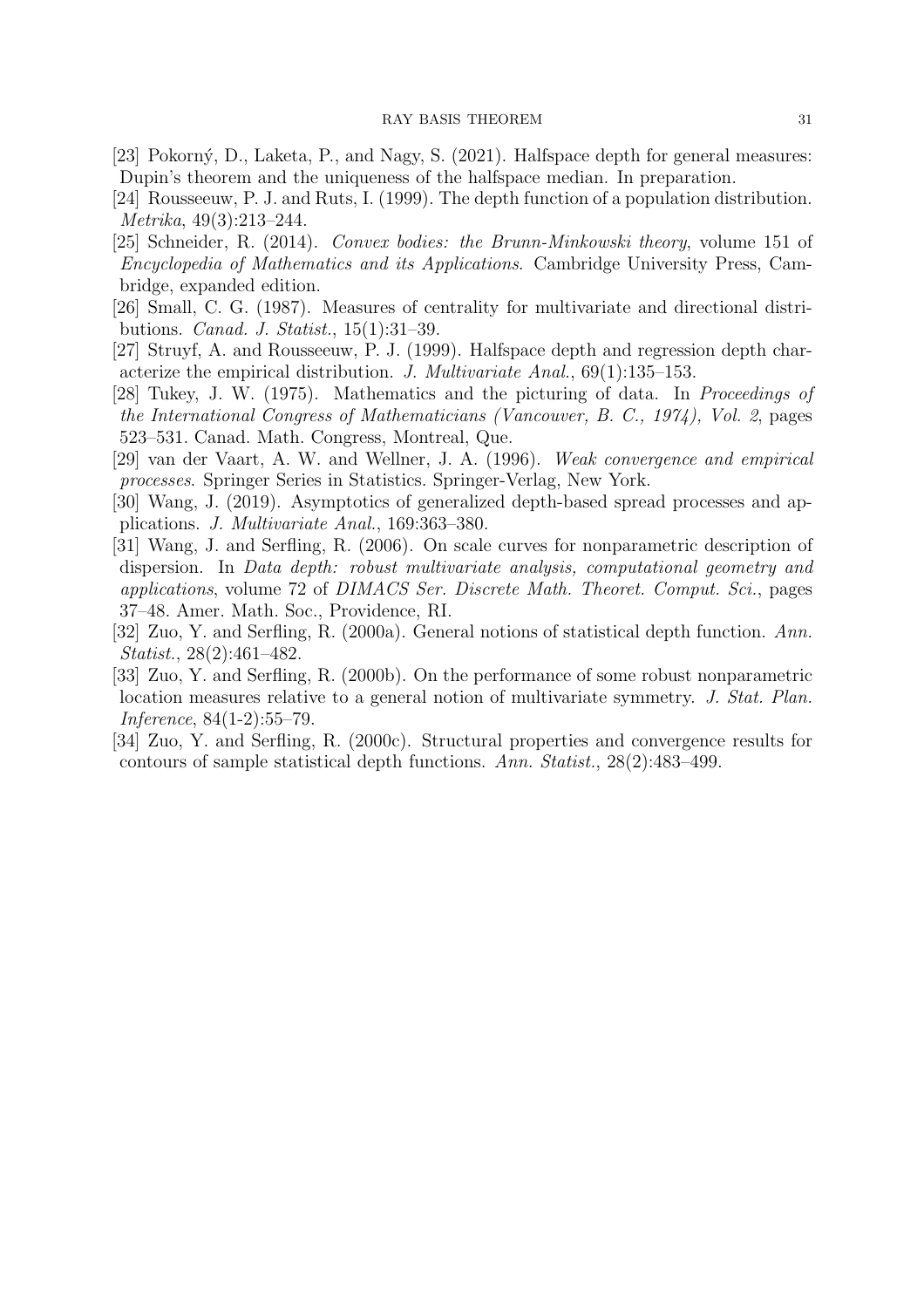[23] Pokorný, D., Laketa, P., and Nagy, S. (2021). Halfspace depth for general measures: Dupin's theorem and the uniqueness of the halfspace median. In preparation.

[24] Rousseeuw, P. J. and Ruts, I. (1999). The depth function of a population distribution. *Metrika*, 49(3):213–244.

[25] Schneider, R. (2014). *Convex bodies: the Brunn-Minkowski theory*, volume 151 of *Encyclopedia of Mathematics and its Applications*. Cambridge University Press, Cambridge, expanded edition.

[26] Small, C. G. (1987). Measures of centrality for multivariate and directional distributions. *Canad. J. Statist.*, 15(1):31–39.

[27] Struyf, A. and Rousseeuw, P. J. (1999). Halfspace depth and regression depth characterize the empirical distribution. *J. Multivariate Anal.*, 69(1):135–153.

[28] Tukey, J. W. (1975). Mathematics and the picturing of data. In *Proceedings of the International Congress of Mathematicians (Vancouver, B. C., 1974), Vol. 2*, pages 523–531. Canad. Math. Congress, Montreal, Que.

[29] van der Vaart, A. W. and Wellner, J. A. (1996). *Weak convergence and empirical processes*. Springer Series in Statistics. Springer-Verlag, New York.

[30] Wang, J. (2019). Asymptotics of generalized depth-based spread processes and applications. *J. Multivariate Anal.*, 169:363–380.

[31] Wang, J. and Serfling, R. (2006). On scale curves for nonparametric description of dispersion. In *Data depth: robust multivariate analysis, computational geometry and applications*, volume 72 of *DIMACS Ser. Discrete Math. Theoret. Comput. Sci.*, pages 37–48. Amer. Math. Soc., Providence, RI.

[32] Zuo, Y. and Serfling, R. (2000a). General notions of statistical depth function. *Ann. Statist.*, 28(2):461–482.

[33] Zuo, Y. and Serfling, R. (2000b). On the performance of some robust nonparametric location measures relative to a general notion of multivariate symmetry. *J. Stat. Plan. Inference*, 84(1-2):55–79.

[34] Zuo, Y. and Serfling, R. (2000c). Structural properties and convergence results for contours of sample statistical depth functions. *Ann. Statist.*, 28(2):483–499.